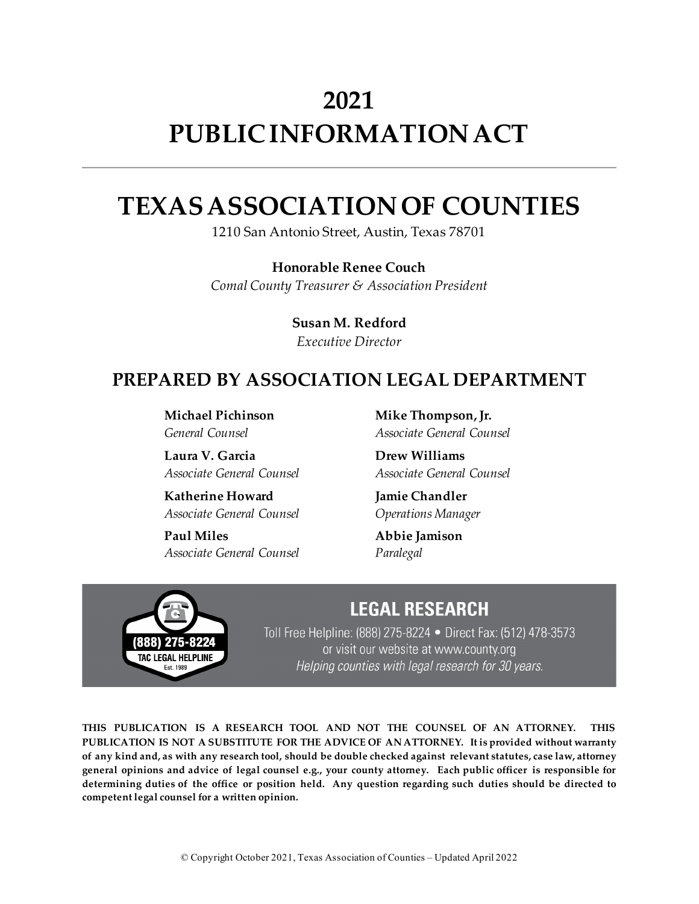# 2021
# PUBLIC INFORMATION ACT

---

# TEXAS ASSOCIATION OF COUNTIES

1210 San Antonio Street, Austin, Texas 78701

**Honorable Renee Couch**
*Comal County Treasurer & Association President*

**Susan M. Redford**
*Executive Director*

## PREPARED BY ASSOCIATION LEGAL DEPARTMENT

**Michael Pichinson**
*General Counsel*

**Laura V. Garcia**
*Associate General Counsel*

**Katherine Howard**
*Associate General Counsel*

**Paul Miles**
*Associate General Counsel*

**Mike Thompson, Jr.**
*Associate General Counsel*

**Drew Williams**
*Associate General Counsel*

**Jamie Chandler**
*Operations Manager*

**Abbie Jamison**
*Paralegal*

(888) 275-8224
TAC LEGAL HELPLINE
Est. 1989

## LEGAL RESEARCH

Toll Free Helpline: (888) 275-8224 • Direct Fax: (512) 478-3573
or visit our website at www.county.org
*Helping counties with legal research for 30 years.*

**THIS PUBLICATION IS A RESEARCH TOOL AND NOT THE COUNSEL OF AN ATTORNEY. THIS PUBLICATION IS NOT A SUBSTITUTE FOR THE ADVICE OF AN ATTORNEY. It is provided without warranty of any kind and, as with any research tool, should be double checked against relevant statutes, case law, attorney general opinions and advice of legal counsel e.g., your county attorney. Each public officer is responsible for determining duties of the office or position held. Any question regarding such duties should be directed to competent legal counsel for a written opinion.**

© Copyright October 2021, Texas Association of Counties – Updated April 2022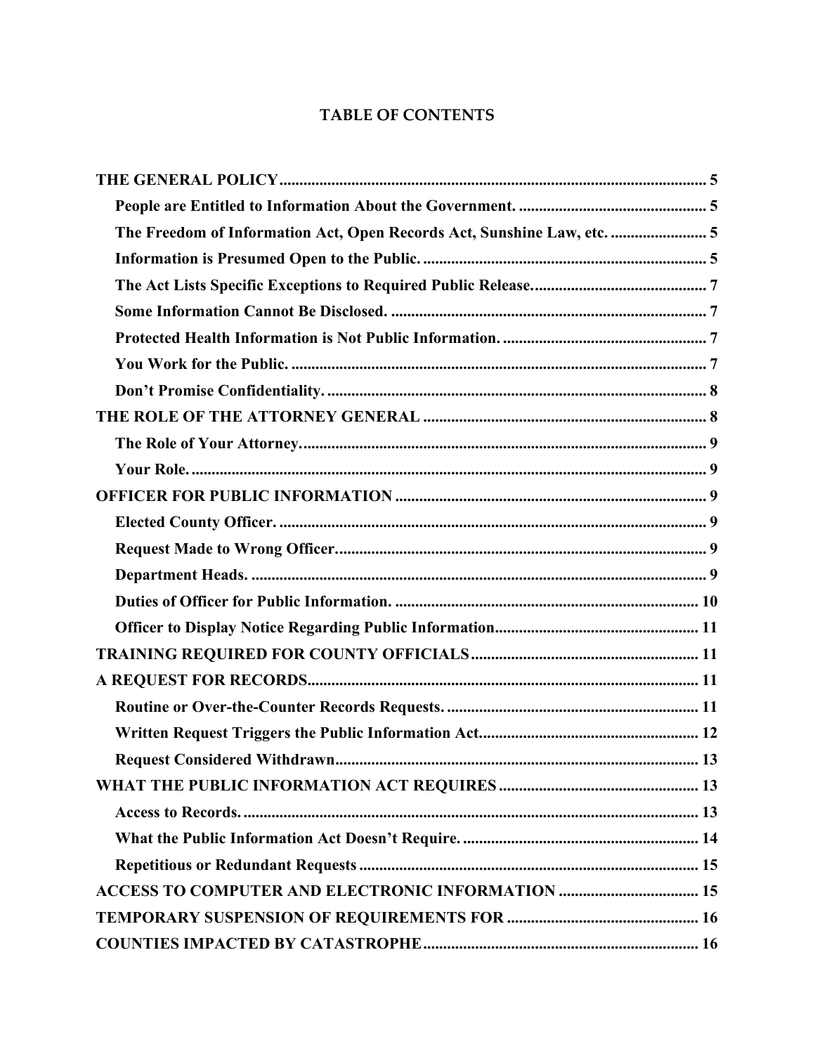## TABLE OF CONTENTS

**THE GENERAL POLICY** ........ 5

- **People are Entitled to Information About the Government.** ........ 5
- **The Freedom of Information Act, Open Records Act, Sunshine Law, etc.** ........ 5
- **Information is Presumed Open to the Public.** ........ 5
- **The Act Lists Specific Exceptions to Required Public Release.** ........ 7
- **Some Information Cannot Be Disclosed.** ........ 7
- **Protected Health Information is Not Public Information.** ........ 7
- **You Work for the Public.** ........ 7
- **Don't Promise Confidentiality.** ........ 8

**THE ROLE OF THE ATTORNEY GENERAL** ........ 8

- **The Role of Your Attorney.** ........ 9
- **Your Role.** ........ 9

**OFFICER FOR PUBLIC INFORMATION** ........ 9

- **Elected County Officer.** ........ 9
- **Request Made to Wrong Officer.** ........ 9
- **Department Heads.** ........ 9
- **Duties of Officer for Public Information.** ........ 10
- **Officer to Display Notice Regarding Public Information** ........ 11

**TRAINING REQUIRED FOR COUNTY OFFICIALS** ........ 11

**A REQUEST FOR RECORDS** ........ 11

- **Routine or Over-the-Counter Records Requests.** ........ 11
- **Written Request Triggers the Public Information Act** ........ 12
- **Request Considered Withdrawn** ........ 13

**WHAT THE PUBLIC INFORMATION ACT REQUIRES** ........ 13

- **Access to Records.** ........ 13
- **What the Public Information Act Doesn't Require.** ........ 14
- **Repetitious or Redundant Requests** ........ 15

**ACCESS TO COMPUTER AND ELECTRONIC INFORMATION** ........ 15

**TEMPORARY SUSPENSION OF REQUIREMENTS FOR** ........ 16

**COUNTIES IMPACTED BY CATASTROPHE** ........ 16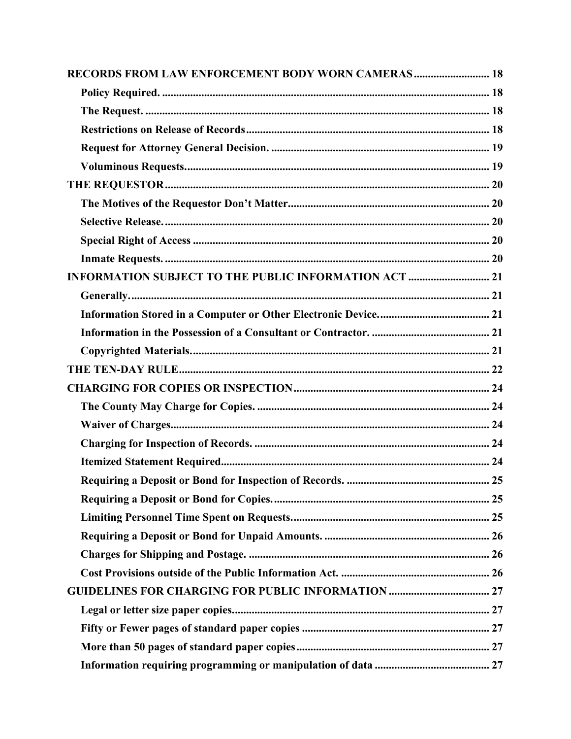**RECORDS FROM LAW ENFORCEMENT BODY WORN CAMERAS** .......... 18

- **Policy Required.** .......... 18
- **The Request.** .......... 18
- **Restrictions on Release of Records** .......... 18
- **Request for Attorney General Decision.** .......... 19
- **Voluminous Requests.** .......... 19

**THE REQUESTOR** .......... 20

- **The Motives of the Requestor Don't Matter** .......... 20
- **Selective Release.** .......... 20
- **Special Right of Access** .......... 20
- **Inmate Requests.** .......... 20

**INFORMATION SUBJECT TO THE PUBLIC INFORMATION ACT** .......... 21

- **Generally.** .......... 21
- **Information Stored in a Computer or Other Electronic Device.** .......... 21
- **Information in the Possession of a Consultant or Contractor.** .......... 21
- **Copyrighted Materials.** .......... 21

**THE TEN-DAY RULE** .......... 22

**CHARGING FOR COPIES OR INSPECTION** .......... 24

- **The County May Charge for Copies.** .......... 24
- **Waiver of Charges** .......... 24
- **Charging for Inspection of Records.** .......... 24
- **Itemized Statement Required** .......... 24
- **Requiring a Deposit or Bond for Inspection of Records.** .......... 25
- **Requiring a Deposit or Bond for Copies.** .......... 25
- **Limiting Personnel Time Spent on Requests.** .......... 25
- **Requiring a Deposit or Bond for Unpaid Amounts.** .......... 26
- **Charges for Shipping and Postage.** .......... 26
- **Cost Provisions outside of the Public Information Act.** .......... 26

**GUIDELINES FOR CHARGING FOR PUBLIC INFORMATION** .......... 27

- **Legal or letter size paper copies** .......... 27
- **Fifty or Fewer pages of standard paper copies** .......... 27
- **More than 50 pages of standard paper copies** .......... 27
- **Information requiring programming or manipulation of data** .......... 27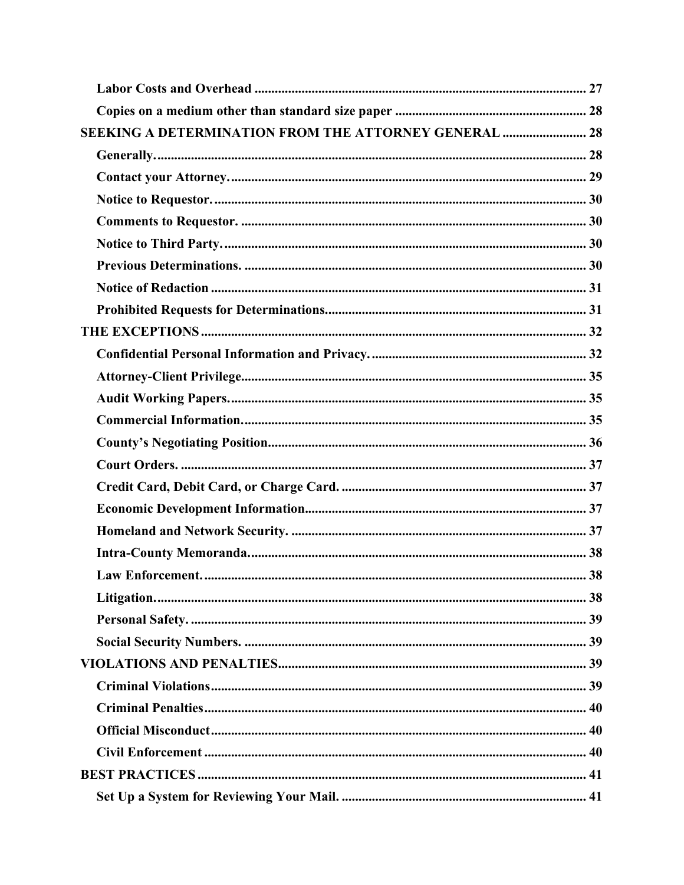**Labor Costs and Overhead** ..................................................................................................... 27

**Copies on a medium other than standard size paper** ........................................................ 28

**SEEKING A DETERMINATION FROM THE ATTORNEY GENERAL** ......................... 28

**Generally.** ............................................................................................................................... 28

**Contact your Attorney.** .......................................................................................................... 29

**Notice to Requestor.** ............................................................................................................... 30

**Comments to Requestor.** ....................................................................................................... 30

**Notice to Third Party.** ............................................................................................................ 30

**Previous Determinations.** ...................................................................................................... 30

**Notice of Redaction** ................................................................................................................ 31

**Prohibited Requests for Determinations.** ............................................................................. 31

**THE EXCEPTIONS** .................................................................................................................. 32

**Confidential Personal Information and Privacy.** ............................................................... 32

**Attorney-Client Privilege.** ...................................................................................................... 35

**Audit Working Papers.** .......................................................................................................... 35

**Commercial Information.** ...................................................................................................... 35

**County's Negotiating Position.** .............................................................................................. 36

**Court Orders.** ......................................................................................................................... 37

**Credit Card, Debit Card, or Charge Card.** ........................................................................ 37

**Economic Development Information.** ................................................................................... 37

**Homeland and Network Security.** ....................................................................................... 37

**Intra-County Memoranda.** .................................................................................................... 38

**Law Enforcement.** .................................................................................................................. 38

**Litigation.** ................................................................................................................................ 38

**Personal Safety.** ...................................................................................................................... 39

**Social Security Numbers.** ...................................................................................................... 39

**VIOLATIONS AND PENALTIES** ............................................................................................ 39

**Criminal Violations** ................................................................................................................ 39

**Criminal Penalties** .................................................................................................................. 40

**Official Misconduct** ................................................................................................................ 40

**Civil Enforcement** .................................................................................................................. 40

**BEST PRACTICES** .................................................................................................................... 41

**Set Up a System for Reviewing Your Mail.** ......................................................................... 41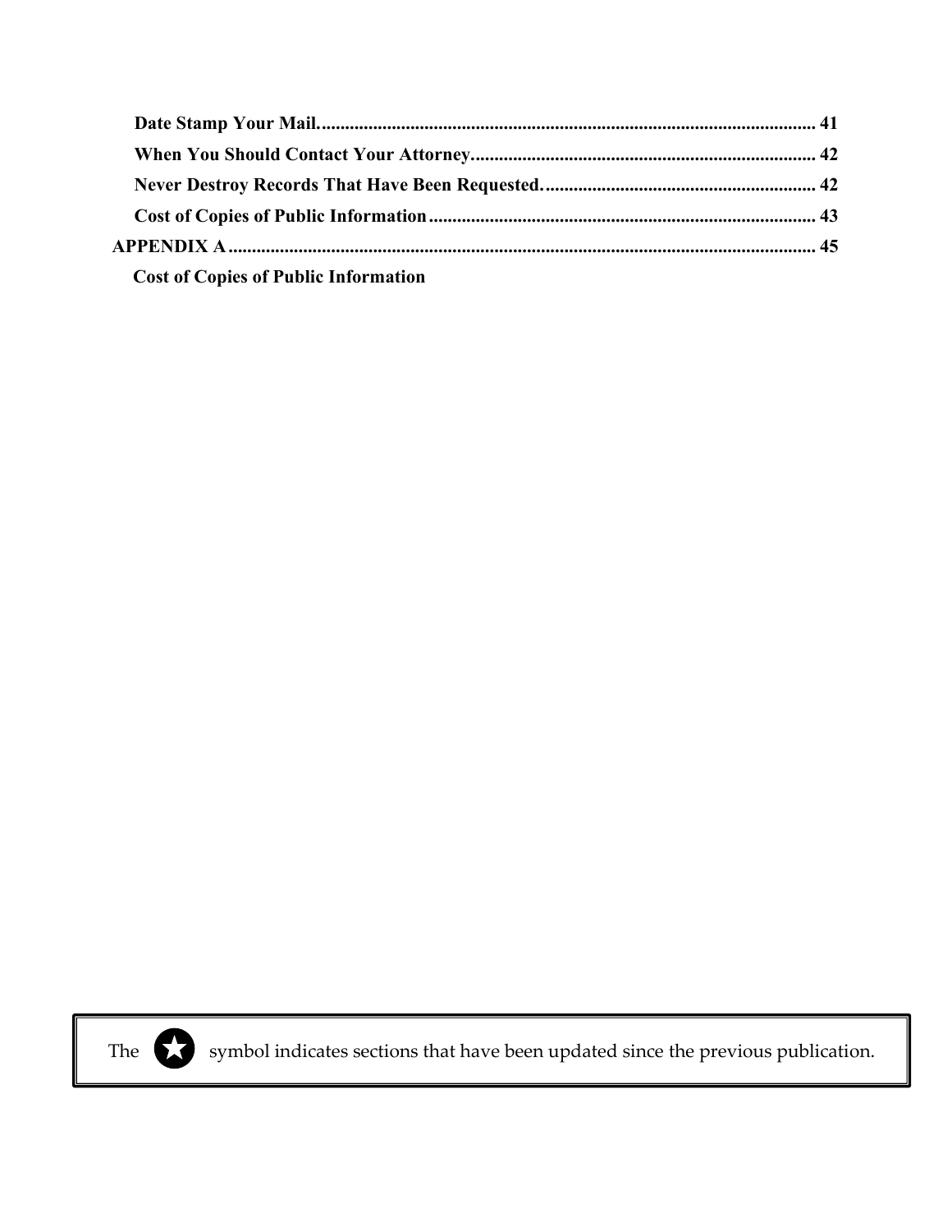**Date Stamp Your Mail** ........................................................................................................ 41

**When You Should Contact Your Attorney** ........................................................................ 42

**Never Destroy Records That Have Been Requested.** ........................................................ 42

**Cost of Copies of Public Information** ................................................................................ 43

**APPENDIX A** ............................................................................................................................ 45

**Cost of Copies of Public Information**

The ★ symbol indicates sections that have been updated since the previous publication.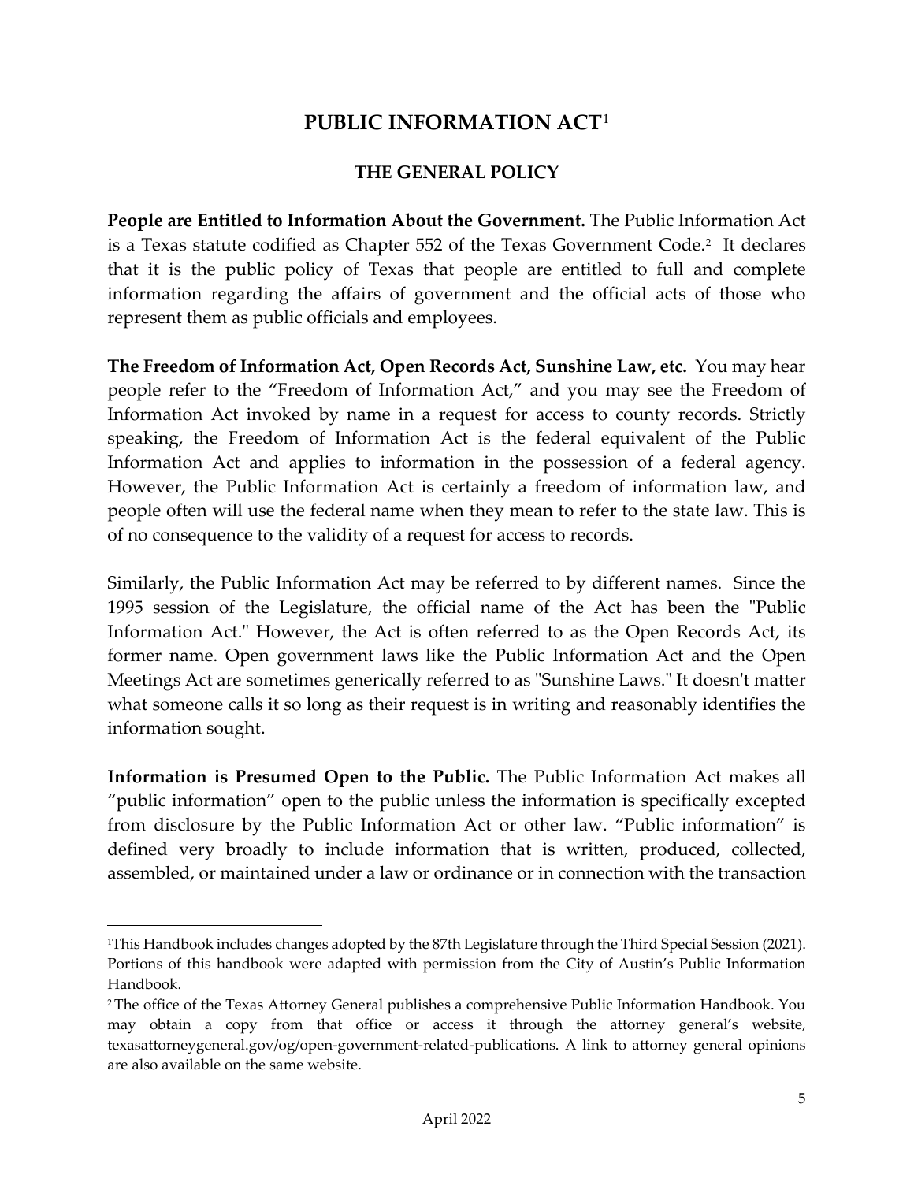# PUBLIC INFORMATION ACT[1]

## THE GENERAL POLICY

**People are Entitled to Information About the Government.** The Public Information Act is a Texas statute codified as Chapter 552 of the Texas Government Code.[2] It declares that it is the public policy of Texas that people are entitled to full and complete information regarding the affairs of government and the official acts of those who represent them as public officials and employees.

**The Freedom of Information Act, Open Records Act, Sunshine Law, etc.** You may hear people refer to the "Freedom of Information Act," and you may see the Freedom of Information Act invoked by name in a request for access to county records. Strictly speaking, the Freedom of Information Act is the federal equivalent of the Public Information Act and applies to information in the possession of a federal agency. However, the Public Information Act is certainly a freedom of information law, and people often will use the federal name when they mean to refer to the state law. This is of no consequence to the validity of a request for access to records.

Similarly, the Public Information Act may be referred to by different names. Since the 1995 session of the Legislature, the official name of the Act has been the "Public Information Act." However, the Act is often referred to as the Open Records Act, its former name. Open government laws like the Public Information Act and the Open Meetings Act are sometimes generically referred to as "Sunshine Laws." It doesn't matter what someone calls it so long as their request is in writing and reasonably identifies the information sought.

**Information is Presumed Open to the Public.** The Public Information Act makes all "public information" open to the public unless the information is specifically excepted from disclosure by the Public Information Act or other law. "Public information" is defined very broadly to include information that is written, produced, collected, assembled, or maintained under a law or ordinance or in connection with the transaction

---

[1] This Handbook includes changes adopted by the 87th Legislature through the Third Special Session (2021). Portions of this handbook were adapted with permission from the City of Austin's Public Information Handbook.

[2] The office of the Texas Attorney General publishes a comprehensive Public Information Handbook. You may obtain a copy from that office or access it through the attorney general's website, texasattorneygeneral.gov/og/open-government-related-publications. A link to attorney general opinions are also available on the same website.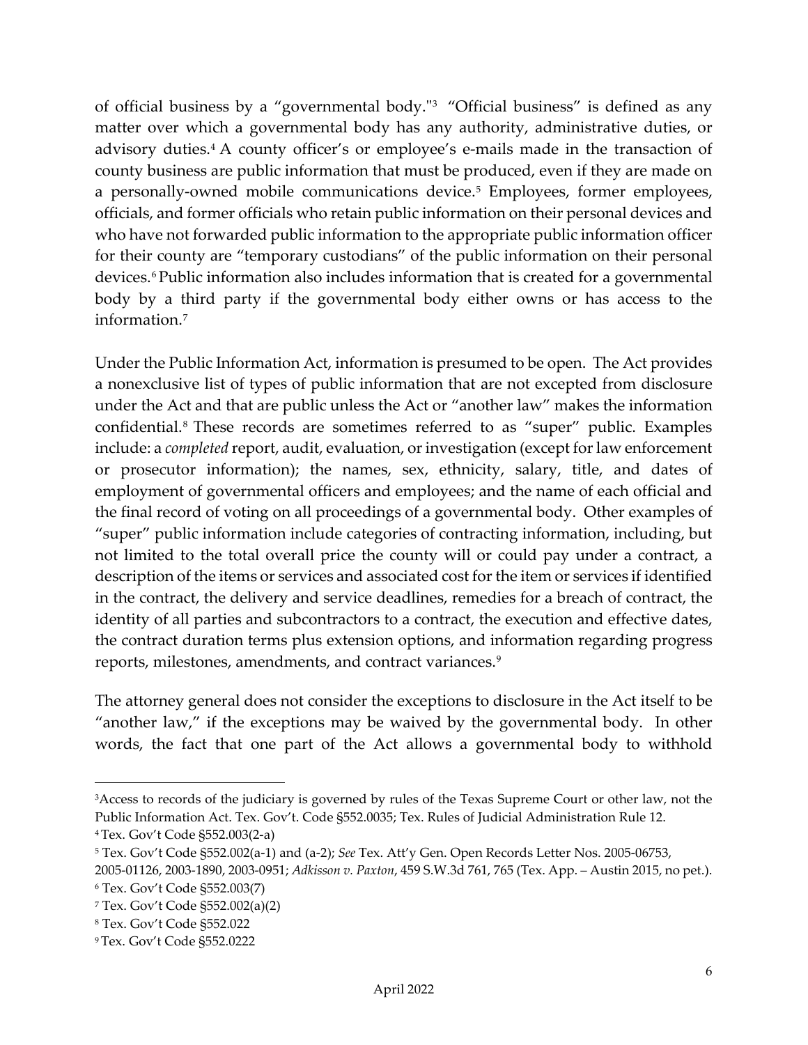of official business by a "governmental body."[3] "Official business" is defined as any matter over which a governmental body has any authority, administrative duties, or advisory duties.[4] A county officer's or employee's e-mails made in the transaction of county business are public information that must be produced, even if they are made on a personally-owned mobile communications device.[5] Employees, former employees, officials, and former officials who retain public information on their personal devices and who have not forwarded public information to the appropriate public information officer for their county are "temporary custodians" of the public information on their personal devices.[6] Public information also includes information that is created for a governmental body by a third party if the governmental body either owns or has access to the information.[7]

Under the Public Information Act, information is presumed to be open. The Act provides a nonexclusive list of types of public information that are not excepted from disclosure under the Act and that are public unless the Act or "another law" makes the information confidential.[8] These records are sometimes referred to as "super" public. Examples include: a *completed* report, audit, evaluation, or investigation (except for law enforcement or prosecutor information); the names, sex, ethnicity, salary, title, and dates of employment of governmental officers and employees; and the name of each official and the final record of voting on all proceedings of a governmental body. Other examples of "super" public information include categories of contracting information, including, but not limited to the total overall price the county will or could pay under a contract, a description of the items or services and associated cost for the item or services if identified in the contract, the delivery and service deadlines, remedies for a breach of contract, the identity of all parties and subcontractors to a contract, the execution and effective dates, the contract duration terms plus extension options, and information regarding progress reports, milestones, amendments, and contract variances.[9]

The attorney general does not consider the exceptions to disclosure in the Act itself to be "another law," if the exceptions may be waived by the governmental body. In other words, the fact that one part of the Act allows a governmental body to withhold

---

[3] Access to records of the judiciary is governed by rules of the Texas Supreme Court or other law, not the Public Information Act. Tex. Gov't. Code §552.0035; Tex. Rules of Judicial Administration Rule 12.

[4] Tex. Gov't Code §552.003(2-a)

[5] Tex. Gov't Code §552.002(a-1) and (a-2); *See* Tex. Att'y Gen. Open Records Letter Nos. 2005-06753, 2005-01126, 2003-1890, 2003-0951; *Adkisson v. Paxton*, 459 S.W.3d 761, 765 (Tex. App. – Austin 2015, no pet.).

[6] Tex. Gov't Code §552.003(7)

[7] Tex. Gov't Code §552.002(a)(2)

[8] Tex. Gov't Code §552.022

[9] Tex. Gov't Code §552.0222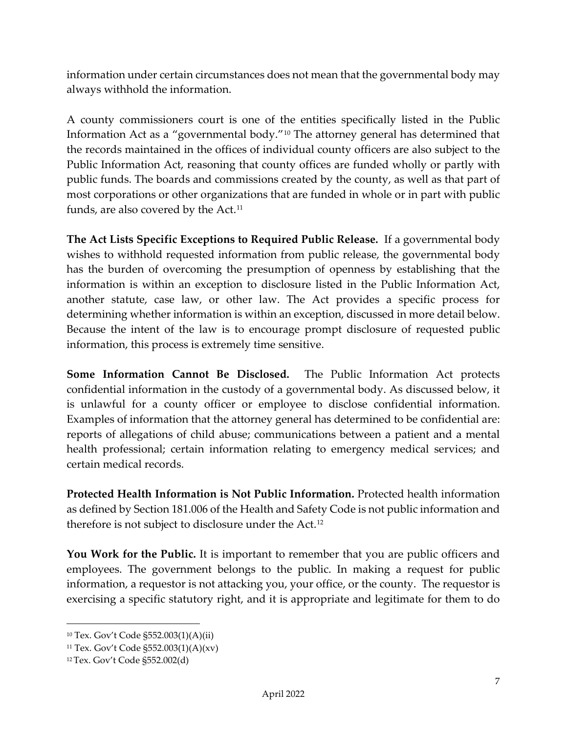information under certain circumstances does not mean that the governmental body may always withhold the information.

A county commissioners court is one of the entities specifically listed in the Public Information Act as a "governmental body."[10] The attorney general has determined that the records maintained in the offices of individual county officers are also subject to the Public Information Act, reasoning that county offices are funded wholly or partly with public funds. The boards and commissions created by the county, as well as that part of most corporations or other organizations that are funded in whole or in part with public funds, are also covered by the Act.[11]

**The Act Lists Specific Exceptions to Required Public Release.** If a governmental body wishes to withhold requested information from public release, the governmental body has the burden of overcoming the presumption of openness by establishing that the information is within an exception to disclosure listed in the Public Information Act, another statute, case law, or other law. The Act provides a specific process for determining whether information is within an exception, discussed in more detail below. Because the intent of the law is to encourage prompt disclosure of requested public information, this process is extremely time sensitive.

**Some Information Cannot Be Disclosed.** The Public Information Act protects confidential information in the custody of a governmental body. As discussed below, it is unlawful for a county officer or employee to disclose confidential information. Examples of information that the attorney general has determined to be confidential are: reports of allegations of child abuse; communications between a patient and a mental health professional; certain information relating to emergency medical services; and certain medical records.

**Protected Health Information is Not Public Information.** Protected health information as defined by Section 181.006 of the Health and Safety Code is not public information and therefore is not subject to disclosure under the Act.[12]

**You Work for the Public.** It is important to remember that you are public officers and employees. The government belongs to the public. In making a request for public information, a requestor is not attacking you, your office, or the county. The requestor is exercising a specific statutory right, and it is appropriate and legitimate for them to do

---

[10] Tex. Gov't Code §552.003(1)(A)(ii)

[11] Tex. Gov't Code §552.003(1)(A)(xv)

[12] Tex. Gov't Code §552.002(d)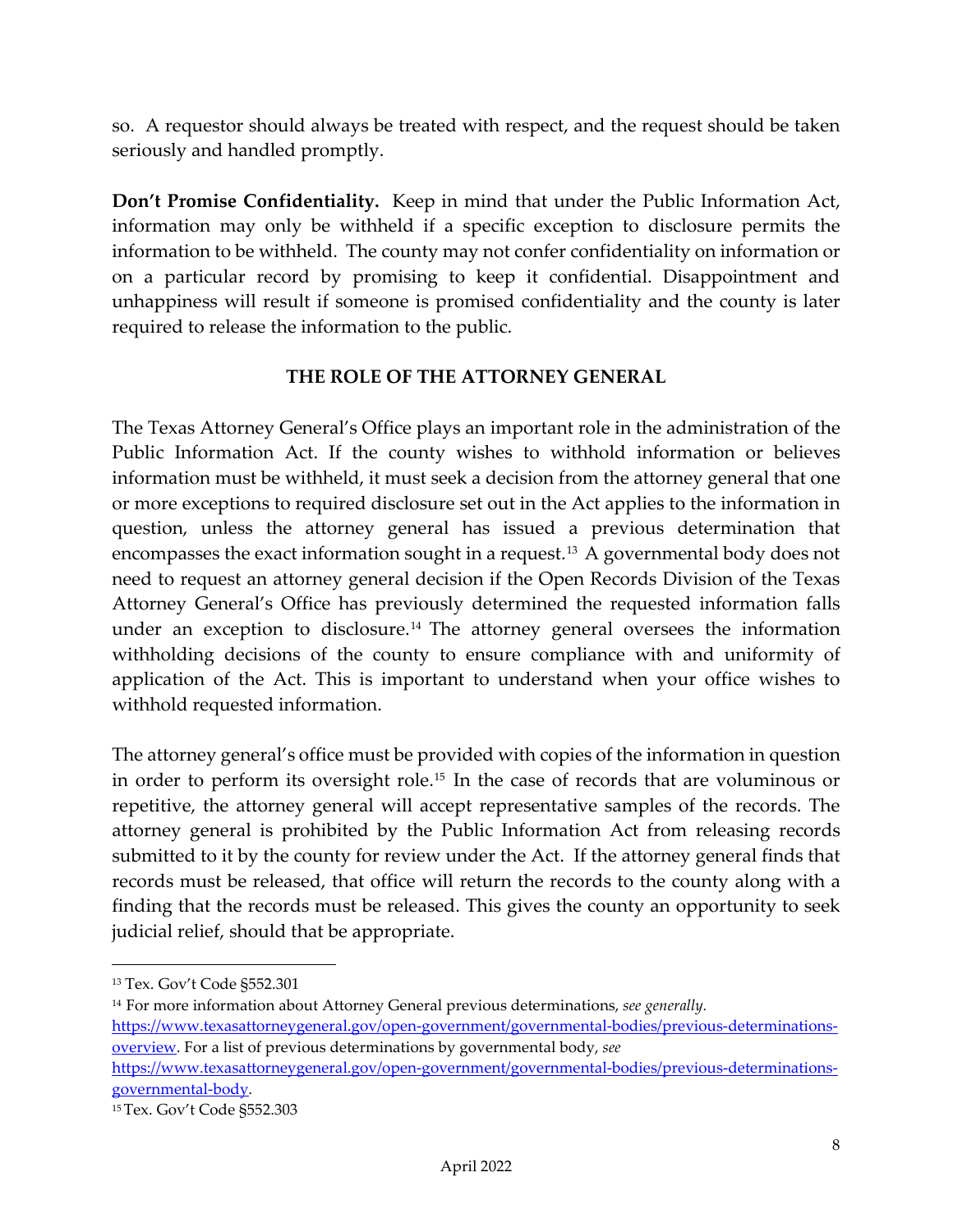so. A requestor should always be treated with respect, and the request should be taken seriously and handled promptly.

**Don't Promise Confidentiality.** Keep in mind that under the Public Information Act, information may only be withheld if a specific exception to disclosure permits the information to be withheld. The county may not confer confidentiality on information or on a particular record by promising to keep it confidential. Disappointment and unhappiness will result if someone is promised confidentiality and the county is later required to release the information to the public.

## THE ROLE OF THE ATTORNEY GENERAL

The Texas Attorney General's Office plays an important role in the administration of the Public Information Act. If the county wishes to withhold information or believes information must be withheld, it must seek a decision from the attorney general that one or more exceptions to required disclosure set out in the Act applies to the information in question, unless the attorney general has issued a previous determination that encompasses the exact information sought in a request.[13] A governmental body does not need to request an attorney general decision if the Open Records Division of the Texas Attorney General's Office has previously determined the requested information falls under an exception to disclosure.[14] The attorney general oversees the information withholding decisions of the county to ensure compliance with and uniformity of application of the Act. This is important to understand when your office wishes to withhold requested information.

The attorney general's office must be provided with copies of the information in question in order to perform its oversight role.[15] In the case of records that are voluminous or repetitive, the attorney general will accept representative samples of the records. The attorney general is prohibited by the Public Information Act from releasing records submitted to it by the county for review under the Act. If the attorney general finds that records must be released, that office will return the records to the county along with a finding that the records must be released. This gives the county an opportunity to seek judicial relief, should that be appropriate.

---

[13] Tex. Gov't Code §552.301

[14] For more information about Attorney General previous determinations, *see generally*. https://www.texasattorneygeneral.gov/open-government/governmental-bodies/previous-determinations-overview. For a list of previous determinations by governmental body, *see* https://www.texasattorneygeneral.gov/open-government/governmental-bodies/previous-determinations-governmental-body.

[15] Tex. Gov't Code §552.303

April 2022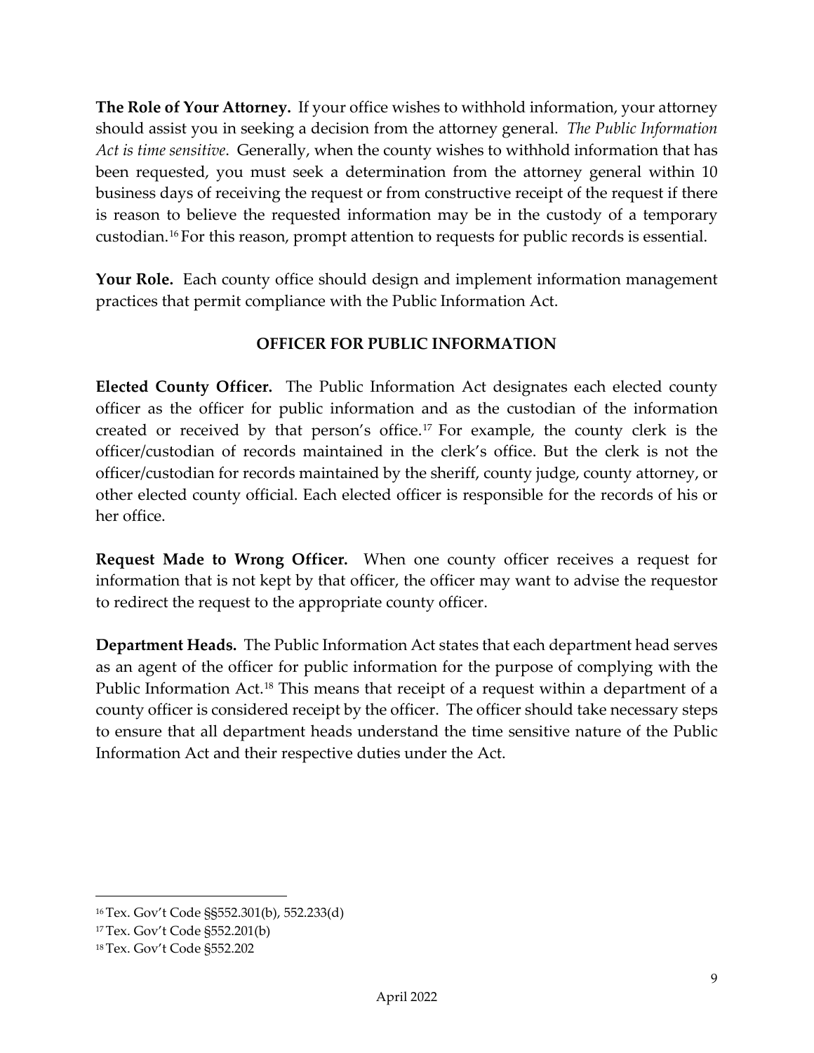**The Role of Your Attorney.** If your office wishes to withhold information, your attorney should assist you in seeking a decision from the attorney general. *The Public Information Act is time sensitive*. Generally, when the county wishes to withhold information that has been requested, you must seek a determination from the attorney general within 10 business days of receiving the request or from constructive receipt of the request if there is reason to believe the requested information may be in the custody of a temporary custodian.[16] For this reason, prompt attention to requests for public records is essential.

**Your Role.** Each county office should design and implement information management practices that permit compliance with the Public Information Act.

## OFFICER FOR PUBLIC INFORMATION

**Elected County Officer.** The Public Information Act designates each elected county officer as the officer for public information and as the custodian of the information created or received by that person's office.[17] For example, the county clerk is the officer/custodian of records maintained in the clerk's office. But the clerk is not the officer/custodian for records maintained by the sheriff, county judge, county attorney, or other elected county official. Each elected officer is responsible for the records of his or her office.

**Request Made to Wrong Officer.** When one county officer receives a request for information that is not kept by that officer, the officer may want to advise the requestor to redirect the request to the appropriate county officer.

**Department Heads.** The Public Information Act states that each department head serves as an agent of the officer for public information for the purpose of complying with the Public Information Act.[18] This means that receipt of a request within a department of a county officer is considered receipt by the officer. The officer should take necessary steps to ensure that all department heads understand the time sensitive nature of the Public Information Act and their respective duties under the Act.

---

[16] Tex. Gov't Code §§552.301(b), 552.233(d)

[17] Tex. Gov't Code §552.201(b)

[18] Tex. Gov't Code §552.202

April 2022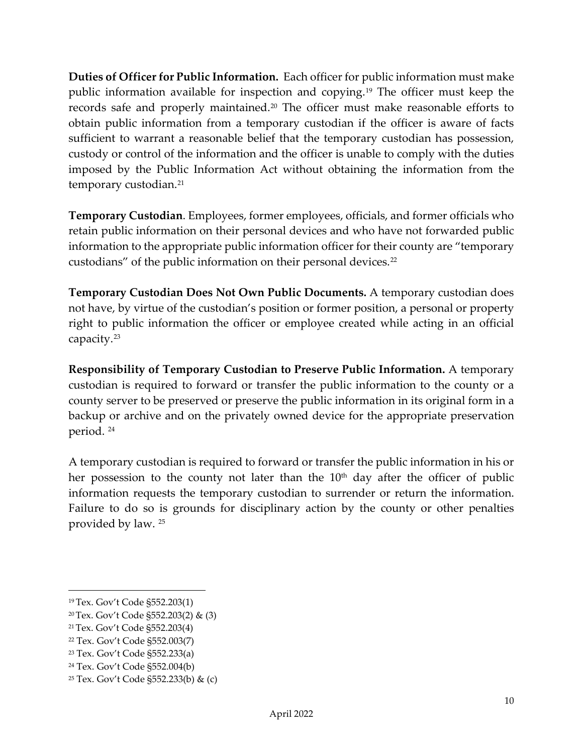**Duties of Officer for Public Information.** Each officer for public information must make public information available for inspection and copying.[19] The officer must keep the records safe and properly maintained.[20] The officer must make reasonable efforts to obtain public information from a temporary custodian if the officer is aware of facts sufficient to warrant a reasonable belief that the temporary custodian has possession, custody or control of the information and the officer is unable to comply with the duties imposed by the Public Information Act without obtaining the information from the temporary custodian.[21]

**Temporary Custodian**. Employees, former employees, officials, and former officials who retain public information on their personal devices and who have not forwarded public information to the appropriate public information officer for their county are "temporary custodians" of the public information on their personal devices.[22]

**Temporary Custodian Does Not Own Public Documents.** A temporary custodian does not have, by virtue of the custodian's position or former position, a personal or property right to public information the officer or employee created while acting in an official capacity.[23]

**Responsibility of Temporary Custodian to Preserve Public Information.** A temporary custodian is required to forward or transfer the public information to the county or a county server to be preserved or preserve the public information in its original form in a backup or archive and on the privately owned device for the appropriate preservation period. [24]

A temporary custodian is required to forward or transfer the public information in his or her possession to the county not later than the 10th day after the officer of public information requests the temporary custodian to surrender or return the information. Failure to do so is grounds for disciplinary action by the county or other penalties provided by law. [25]

---

[19] Tex. Gov't Code §552.203(1)

[20] Tex. Gov't Code §552.203(2) & (3)

[21] Tex. Gov't Code §552.203(4)

[22] Tex. Gov't Code §552.003(7)

[23] Tex. Gov't Code §552.233(a)

[24] Tex. Gov't Code §552.004(b)

[25] Tex. Gov't Code §552.233(b) & (c)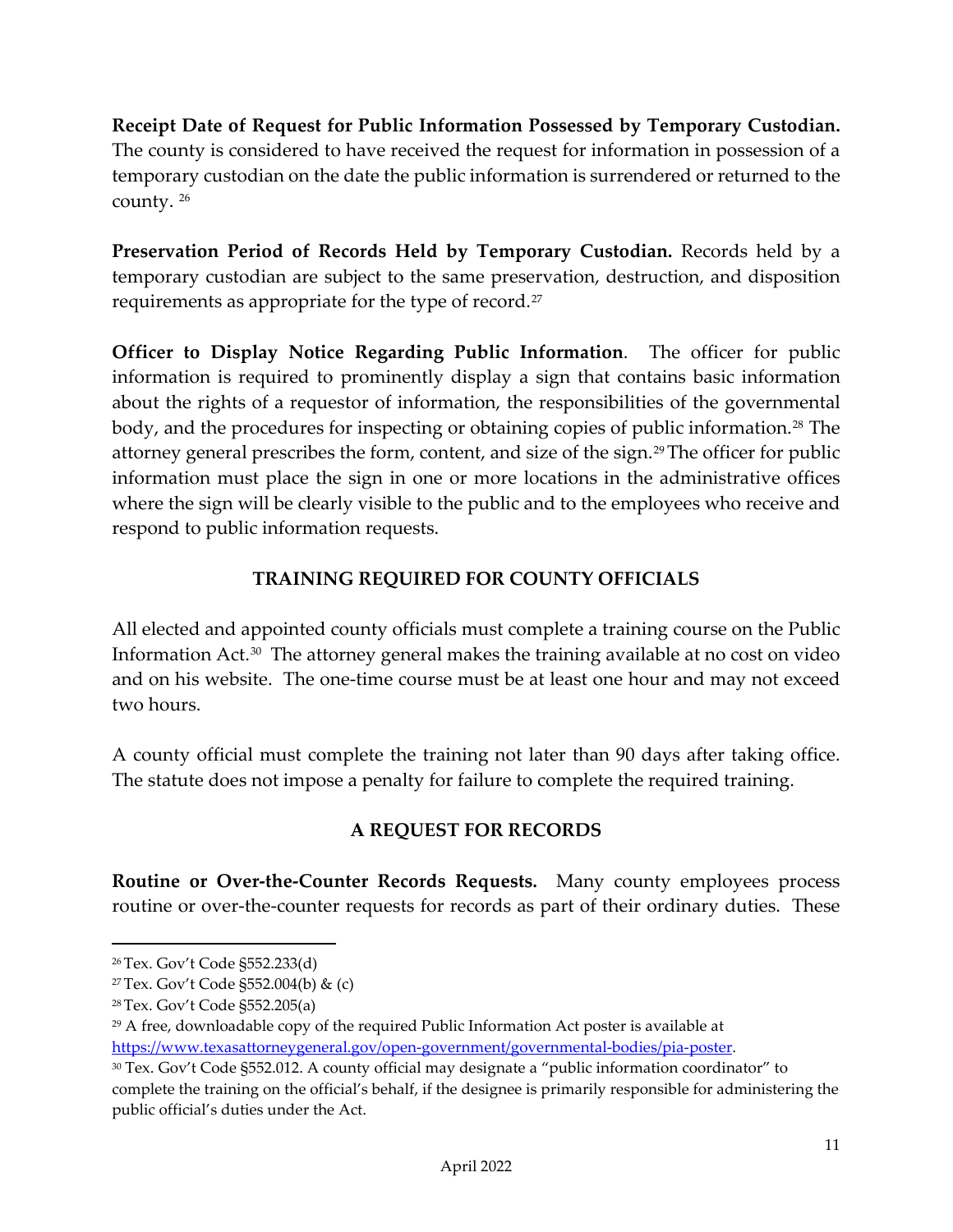**Receipt Date of Request for Public Information Possessed by Temporary Custodian.** The county is considered to have received the request for information in possession of a temporary custodian on the date the public information is surrendered or returned to the county. [26]

**Preservation Period of Records Held by Temporary Custodian.** Records held by a temporary custodian are subject to the same preservation, destruction, and disposition requirements as appropriate for the type of record.[27]

**Officer to Display Notice Regarding Public Information**. The officer for public information is required to prominently display a sign that contains basic information about the rights of a requestor of information, the responsibilities of the governmental body, and the procedures for inspecting or obtaining copies of public information.[28] The attorney general prescribes the form, content, and size of the sign.[29] The officer for public information must place the sign in one or more locations in the administrative offices where the sign will be clearly visible to the public and to the employees who receive and respond to public information requests.

## TRAINING REQUIRED FOR COUNTY OFFICIALS

All elected and appointed county officials must complete a training course on the Public Information Act.[30] The attorney general makes the training available at no cost on video and on his website. The one-time course must be at least one hour and may not exceed two hours.

A county official must complete the training not later than 90 days after taking office. The statute does not impose a penalty for failure to complete the required training.

## A REQUEST FOR RECORDS

**Routine or Over-the-Counter Records Requests.** Many county employees process routine or over-the-counter requests for records as part of their ordinary duties. These

---

[26] Tex. Gov't Code §552.233(d)

[27] Tex. Gov't Code §552.004(b) & (c)

[28] Tex. Gov't Code §552.205(a)

[29] A free, downloadable copy of the required Public Information Act poster is available at https://www.texasattorneygeneral.gov/open-government/governmental-bodies/pia-poster.

[30] Tex. Gov't Code §552.012. A county official may designate a "public information coordinator" to complete the training on the official's behalf, if the designee is primarily responsible for administering the public official's duties under the Act.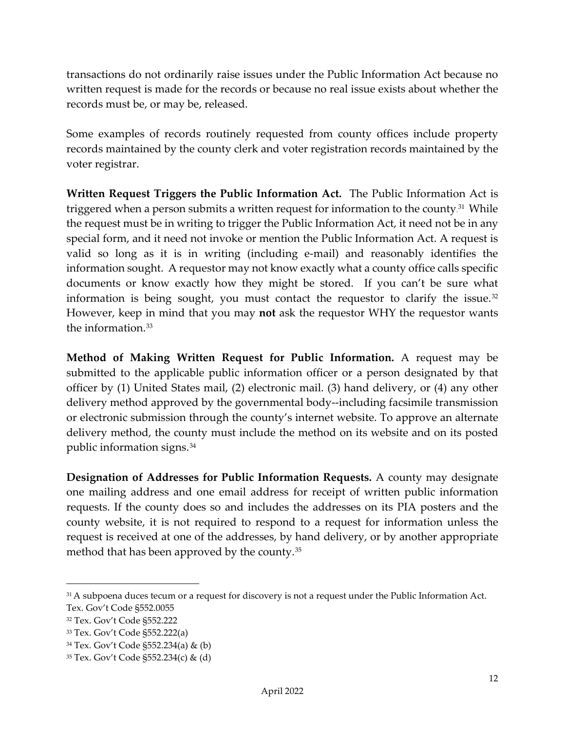transactions do not ordinarily raise issues under the Public Information Act because no written request is made for the records or because no real issue exists about whether the records must be, or may be, released.

Some examples of records routinely requested from county offices include property records maintained by the county clerk and voter registration records maintained by the voter registrar.

**Written Request Triggers the Public Information Act.** The Public Information Act is triggered when a person submits a written request for information to the county.[31] While the request must be in writing to trigger the Public Information Act, it need not be in any special form, and it need not invoke or mention the Public Information Act. A request is valid so long as it is in writing (including e-mail) and reasonably identifies the information sought. A requestor may not know exactly what a county office calls specific documents or know exactly how they might be stored. If you can't be sure what information is being sought, you must contact the requestor to clarify the issue.[32] However, keep in mind that you may **not** ask the requestor WHY the requestor wants the information.[33]

**Method of Making Written Request for Public Information.** A request may be submitted to the applicable public information officer or a person designated by that officer by (1) United States mail, (2) electronic mail. (3) hand delivery, or (4) any other delivery method approved by the governmental body--including facsimile transmission or electronic submission through the county's internet website. To approve an alternate delivery method, the county must include the method on its website and on its posted public information signs.[34]

**Designation of Addresses for Public Information Requests.** A county may designate one mailing address and one email address for receipt of written public information requests. If the county does so and includes the addresses on its PIA posters and the county website, it is not required to respond to a request for information unless the request is received at one of the addresses, by hand delivery, or by another appropriate method that has been approved by the county.[35]

---

[31] A subpoena duces tecum or a request for discovery is not a request under the Public Information Act. Tex. Gov't Code §552.0055

[32] Tex. Gov't Code §552.222

[33] Tex. Gov't Code §552.222(a)

[34] Tex. Gov't Code §552.234(a) & (b)

[35] Tex. Gov't Code §552.234(c) & (d)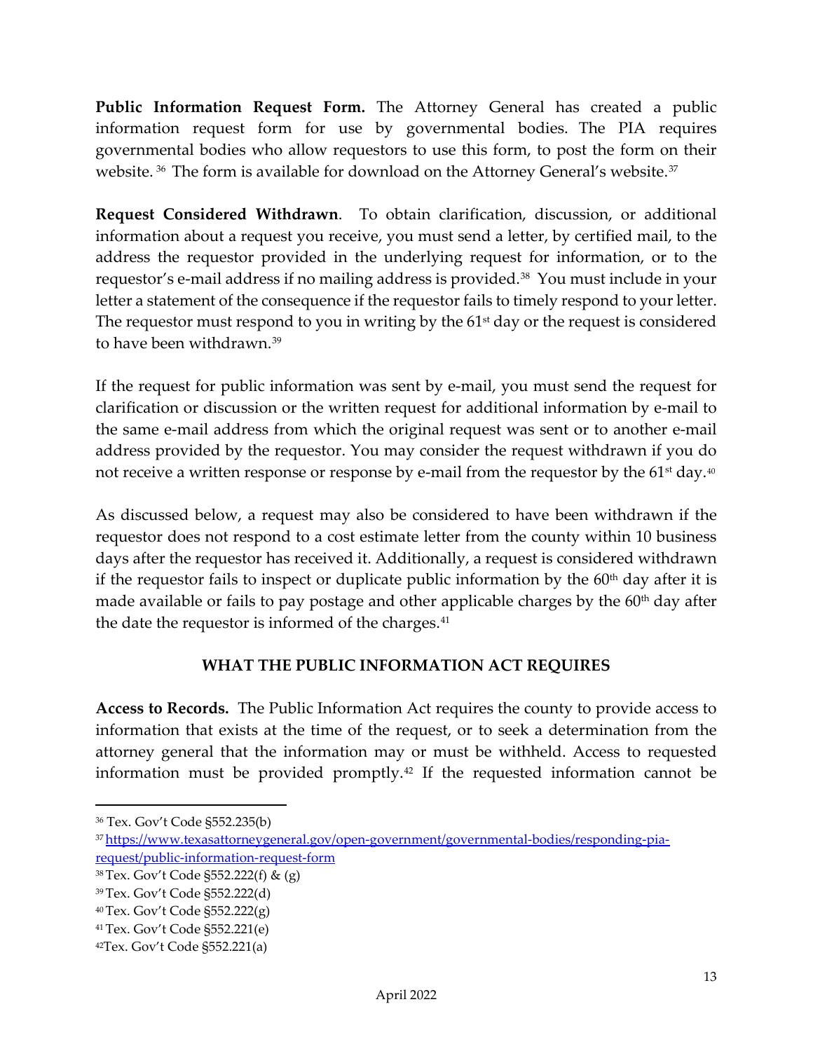**Public Information Request Form.** The Attorney General has created a public information request form for use by governmental bodies. The PIA requires governmental bodies who allow requestors to use this form, to post the form on their website. [36] The form is available for download on the Attorney General's website.[37]

**Request Considered Withdrawn**. To obtain clarification, discussion, or additional information about a request you receive, you must send a letter, by certified mail, to the address the requestor provided in the underlying request for information, or to the requestor's e-mail address if no mailing address is provided.[38] You must include in your letter a statement of the consequence if the requestor fails to timely respond to your letter. The requestor must respond to you in writing by the 61st day or the request is considered to have been withdrawn.[39]

If the request for public information was sent by e-mail, you must send the request for clarification or discussion or the written request for additional information by e-mail to the same e-mail address from which the original request was sent or to another e-mail address provided by the requestor. You may consider the request withdrawn if you do not receive a written response or response by e-mail from the requestor by the 61st day.[40]

As discussed below, a request may also be considered to have been withdrawn if the requestor does not respond to a cost estimate letter from the county within 10 business days after the requestor has received it. Additionally, a request is considered withdrawn if the requestor fails to inspect or duplicate public information by the 60th day after it is made available or fails to pay postage and other applicable charges by the 60th day after the date the requestor is informed of the charges.[41]

## WHAT THE PUBLIC INFORMATION ACT REQUIRES

**Access to Records.** The Public Information Act requires the county to provide access to information that exists at the time of the request, or to seek a determination from the attorney general that the information may or must be withheld. Access to requested information must be provided promptly.[42] If the requested information cannot be

---

[36] Tex. Gov't Code §552.235(b)

[37] https://www.texasattorneygeneral.gov/open-government/governmental-bodies/responding-pia-request/public-information-request-form

[38] Tex. Gov't Code §552.222(f) & (g)

[39] Tex. Gov't Code §552.222(d)

[40] Tex. Gov't Code §552.222(g)

[41] Tex. Gov't Code §552.221(e)

[42] Tex. Gov't Code §552.221(a)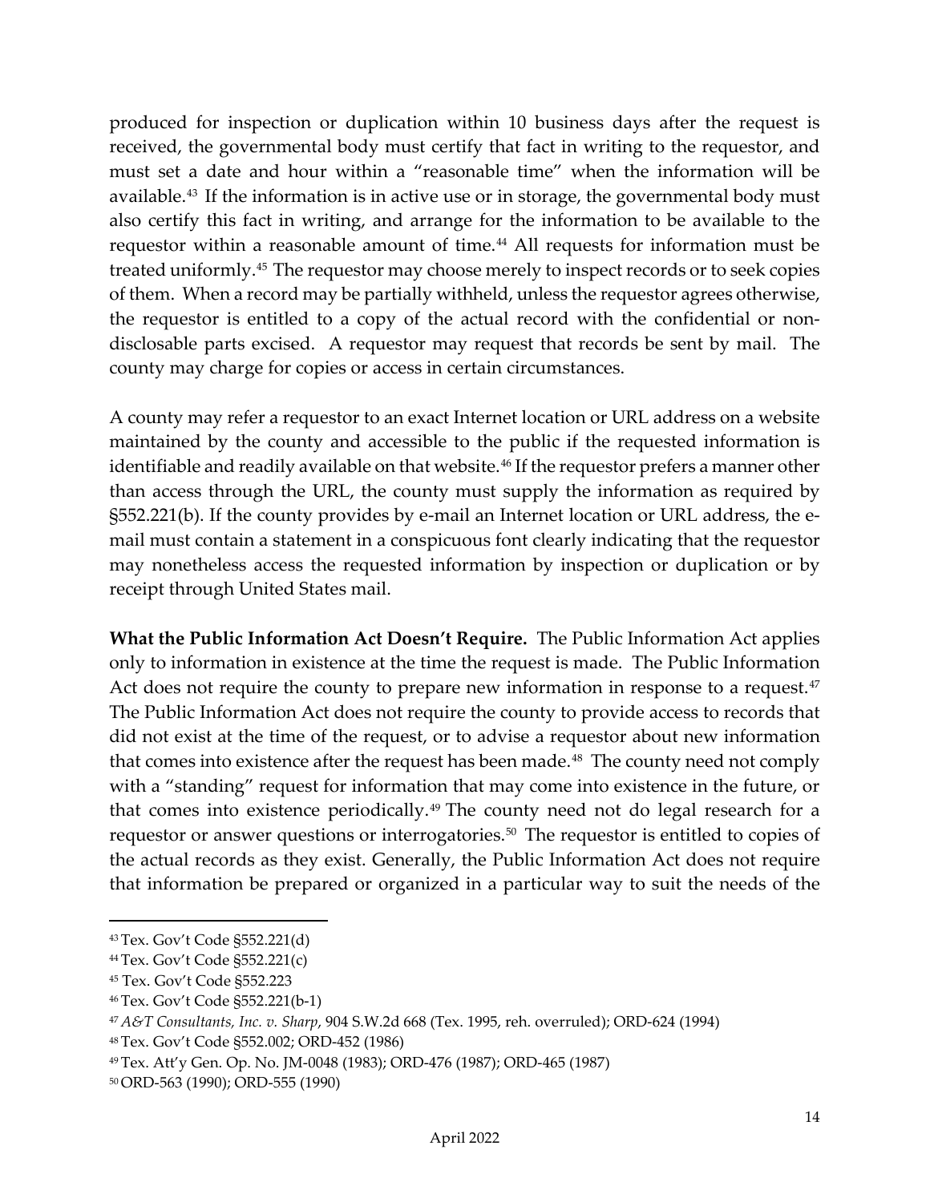produced for inspection or duplication within 10 business days after the request is received, the governmental body must certify that fact in writing to the requestor, and must set a date and hour within a "reasonable time" when the information will be available.[43] If the information is in active use or in storage, the governmental body must also certify this fact in writing, and arrange for the information to be available to the requestor within a reasonable amount of time.[44] All requests for information must be treated uniformly.[45] The requestor may choose merely to inspect records or to seek copies of them. When a record may be partially withheld, unless the requestor agrees otherwise, the requestor is entitled to a copy of the actual record with the confidential or non-disclosable parts excised. A requestor may request that records be sent by mail. The county may charge for copies or access in certain circumstances.

A county may refer a requestor to an exact Internet location or URL address on a website maintained by the county and accessible to the public if the requested information is identifiable and readily available on that website.[46] If the requestor prefers a manner other than access through the URL, the county must supply the information as required by §552.221(b). If the county provides by e-mail an Internet location or URL address, the e-mail must contain a statement in a conspicuous font clearly indicating that the requestor may nonetheless access the requested information by inspection or duplication or by receipt through United States mail.

**What the Public Information Act Doesn't Require.** The Public Information Act applies only to information in existence at the time the request is made. The Public Information Act does not require the county to prepare new information in response to a request.[47] The Public Information Act does not require the county to provide access to records that did not exist at the time of the request, or to advise a requestor about new information that comes into existence after the request has been made.[48] The county need not comply with a "standing" request for information that may come into existence in the future, or that comes into existence periodically.[49] The county need not do legal research for a requestor or answer questions or interrogatories.[50] The requestor is entitled to copies of the actual records as they exist. Generally, the Public Information Act does not require that information be prepared or organized in a particular way to suit the needs of the

---

[43] Tex. Gov't Code §552.221(d)

[44] Tex. Gov't Code §552.221(c)

[45] Tex. Gov't Code §552.223

[46] Tex. Gov't Code §552.221(b-1)

[47] *A&T Consultants, Inc. v. Sharp*, 904 S.W.2d 668 (Tex. 1995, reh. overruled); ORD-624 (1994)

[48] Tex. Gov't Code §552.002; ORD-452 (1986)

[49] Tex. Att'y Gen. Op. No. JM-0048 (1983); ORD-476 (1987); ORD-465 (1987)

[50] ORD-563 (1990); ORD-555 (1990)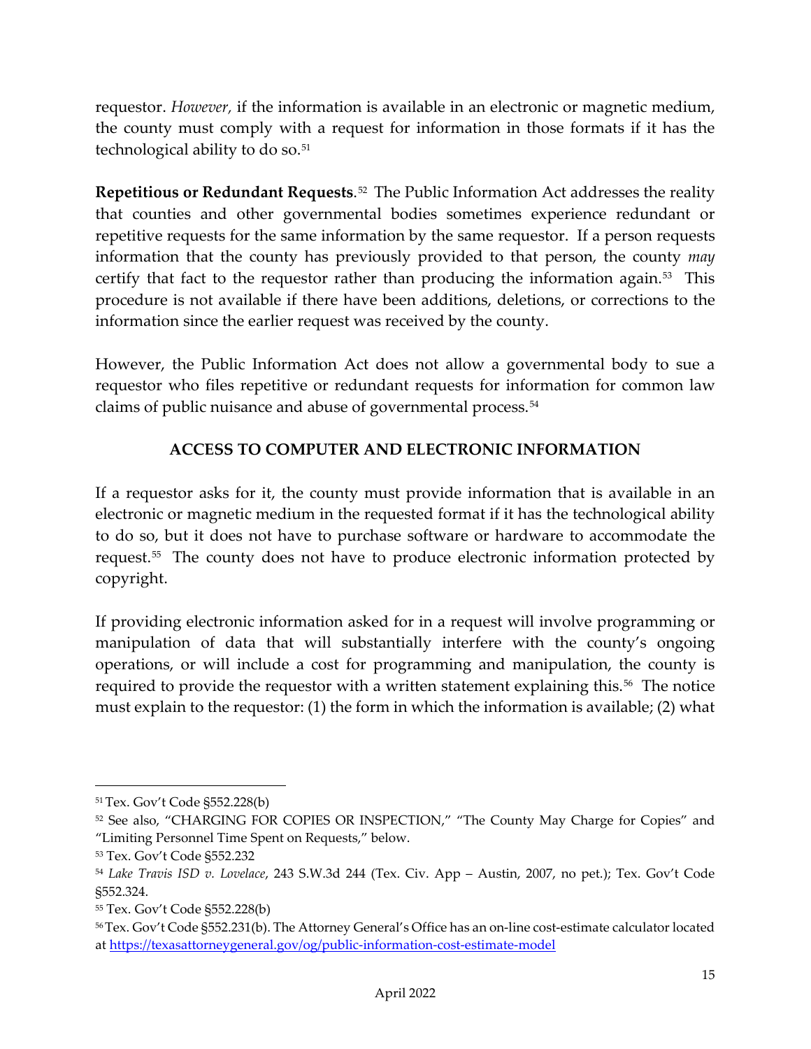requestor. *However,* if the information is available in an electronic or magnetic medium, the county must comply with a request for information in those formats if it has the technological ability to do so.[51]

**Repetitious or Redundant Requests**.[52] The Public Information Act addresses the reality that counties and other governmental bodies sometimes experience redundant or repetitive requests for the same information by the same requestor. If a person requests information that the county has previously provided to that person, the county *may* certify that fact to the requestor rather than producing the information again.[53] This procedure is not available if there have been additions, deletions, or corrections to the information since the earlier request was received by the county.

However, the Public Information Act does not allow a governmental body to sue a requestor who files repetitive or redundant requests for information for common law claims of public nuisance and abuse of governmental process.[54]

## ACCESS TO COMPUTER AND ELECTRONIC INFORMATION

If a requestor asks for it, the county must provide information that is available in an electronic or magnetic medium in the requested format if it has the technological ability to do so, but it does not have to purchase software or hardware to accommodate the request.[55] The county does not have to produce electronic information protected by copyright.

If providing electronic information asked for in a request will involve programming or manipulation of data that will substantially interfere with the county's ongoing operations, or will include a cost for programming and manipulation, the county is required to provide the requestor with a written statement explaining this.[56] The notice must explain to the requestor: (1) the form in which the information is available; (2) what

---

[51] Tex. Gov't Code §552.228(b)

[52] See also, "CHARGING FOR COPIES OR INSPECTION," "The County May Charge for Copies" and "Limiting Personnel Time Spent on Requests," below.

[53] Tex. Gov't Code §552.232

[54] *Lake Travis ISD v. Lovelace*, 243 S.W.3d 244 (Tex. Civ. App – Austin, 2007, no pet.); Tex. Gov't Code §552.324.

[55] Tex. Gov't Code §552.228(b)

[56] Tex. Gov't Code §552.231(b). The Attorney General's Office has an on-line cost-estimate calculator located at https://texasattorneygeneral.gov/og/public-information-cost-estimate-model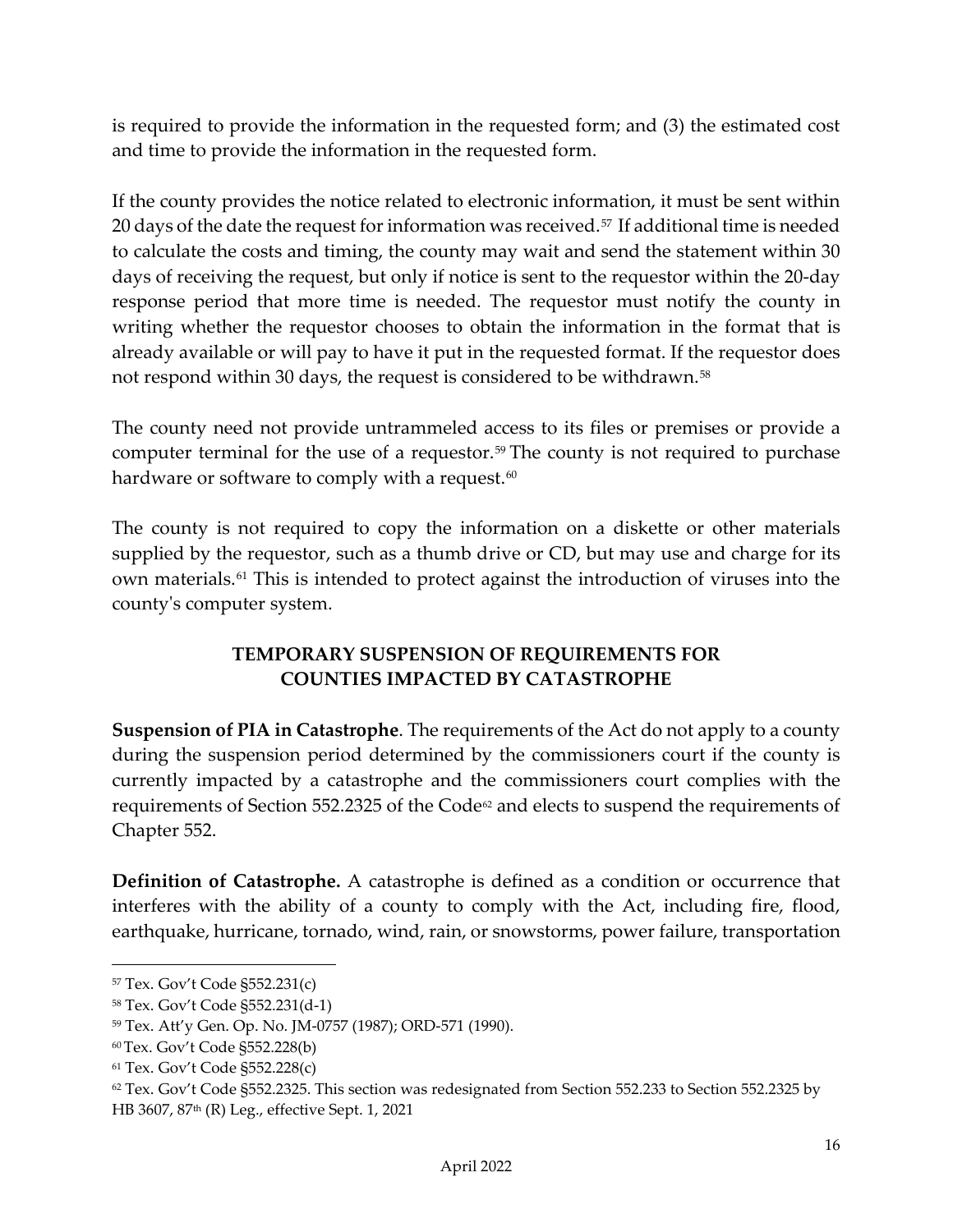is required to provide the information in the requested form; and (3) the estimated cost and time to provide the information in the requested form.

If the county provides the notice related to electronic information, it must be sent within 20 days of the date the request for information was received.[57] If additional time is needed to calculate the costs and timing, the county may wait and send the statement within 30 days of receiving the request, but only if notice is sent to the requestor within the 20-day response period that more time is needed. The requestor must notify the county in writing whether the requestor chooses to obtain the information in the format that is already available or will pay to have it put in the requested format. If the requestor does not respond within 30 days, the request is considered to be withdrawn.[58]

The county need not provide untrammeled access to its files or premises or provide a computer terminal for the use of a requestor.[59] The county is not required to purchase hardware or software to comply with a request.[60]

The county is not required to copy the information on a diskette or other materials supplied by the requestor, such as a thumb drive or CD, but may use and charge for its own materials.[61] This is intended to protect against the introduction of viruses into the county's computer system.

## TEMPORARY SUSPENSION OF REQUIREMENTS FOR COUNTIES IMPACTED BY CATASTROPHE

**Suspension of PIA in Catastrophe**. The requirements of the Act do not apply to a county during the suspension period determined by the commissioners court if the county is currently impacted by a catastrophe and the commissioners court complies with the requirements of Section 552.2325 of the Code[62] and elects to suspend the requirements of Chapter 552.

**Definition of Catastrophe.** A catastrophe is defined as a condition or occurrence that interferes with the ability of a county to comply with the Act, including fire, flood, earthquake, hurricane, tornado, wind, rain, or snowstorms, power failure, transportation

---

[57] Tex. Gov't Code §552.231(c)

[58] Tex. Gov't Code §552.231(d-1)

[59] Tex. Att'y Gen. Op. No. JM-0757 (1987); ORD-571 (1990).

[60] Tex. Gov't Code §552.228(b)

[61] Tex. Gov't Code §552.228(c)

[62] Tex. Gov't Code §552.2325. This section was redesignated from Section 552.233 to Section 552.2325 by HB 3607, 87th (R) Leg., effective Sept. 1, 2021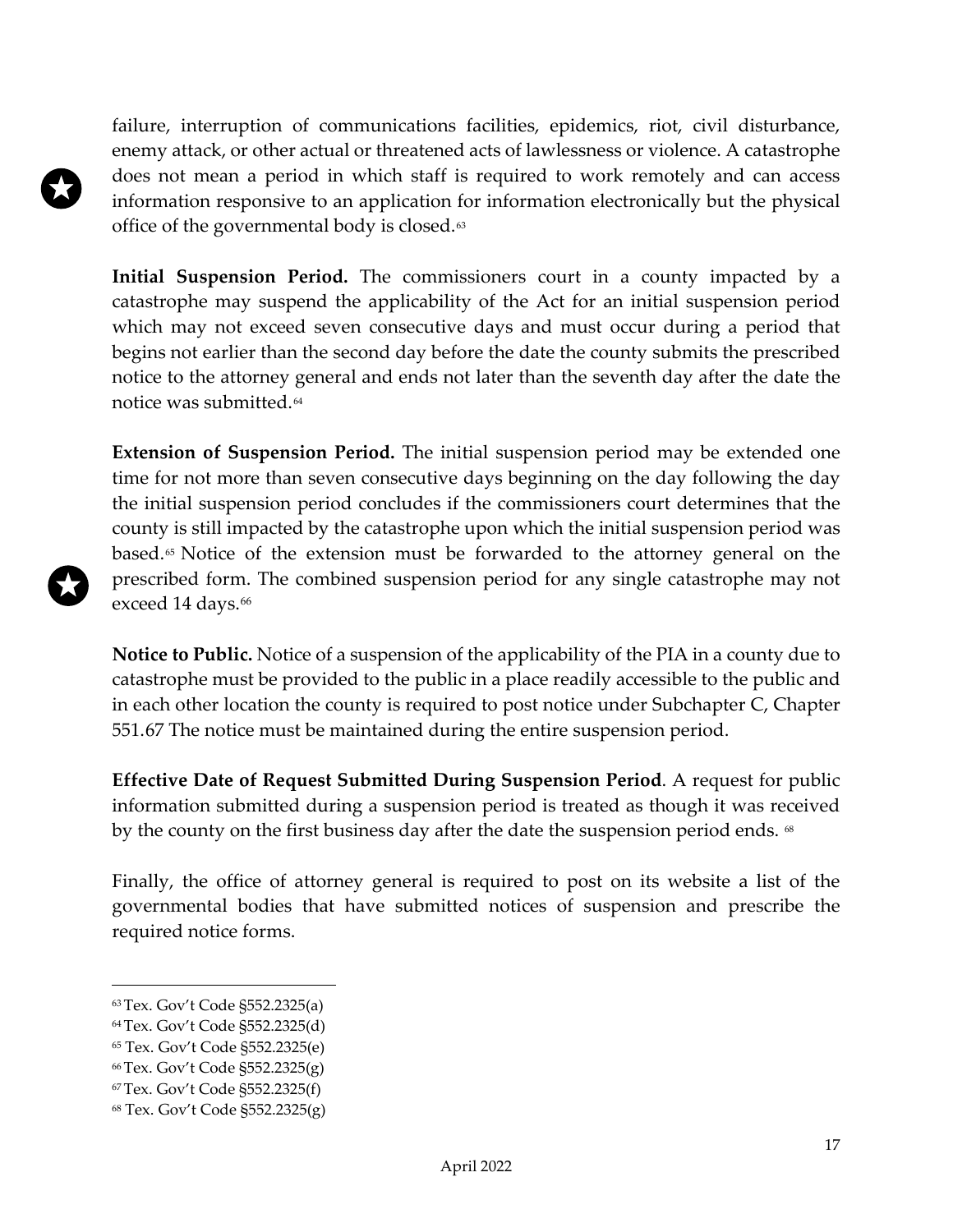failure, interruption of communications facilities, epidemics, riot, civil disturbance, enemy attack, or other actual or threatened acts of lawlessness or violence. A catastrophe does not mean a period in which staff is required to work remotely and can access information responsive to an application for information electronically but the physical office of the governmental body is closed.[63]

**Initial Suspension Period.** The commissioners court in a county impacted by a catastrophe may suspend the applicability of the Act for an initial suspension period which may not exceed seven consecutive days and must occur during a period that begins not earlier than the second day before the date the county submits the prescribed notice to the attorney general and ends not later than the seventh day after the date the notice was submitted.[64]

**Extension of Suspension Period.** The initial suspension period may be extended one time for not more than seven consecutive days beginning on the day following the day the initial suspension period concludes if the commissioners court determines that the county is still impacted by the catastrophe upon which the initial suspension period was based.[65] Notice of the extension must be forwarded to the attorney general on the prescribed form. The combined suspension period for any single catastrophe may not exceed 14 days.[66]

**Notice to Public.** Notice of a suspension of the applicability of the PIA in a county due to catastrophe must be provided to the public in a place readily accessible to the public and in each other location the county is required to post notice under Subchapter C, Chapter 551.67 The notice must be maintained during the entire suspension period.

**Effective Date of Request Submitted During Suspension Period**. A request for public information submitted during a suspension period is treated as though it was received by the county on the first business day after the date the suspension period ends. [68]

Finally, the office of attorney general is required to post on its website a list of the governmental bodies that have submitted notices of suspension and prescribe the required notice forms.

---

[63] Tex. Gov't Code §552.2325(a)
[64] Tex. Gov't Code §552.2325(d)
[65] Tex. Gov't Code §552.2325(e)
[66] Tex. Gov't Code §552.2325(g)
[67] Tex. Gov't Code §552.2325(f)
[68] Tex. Gov't Code §552.2325(g)

April 2022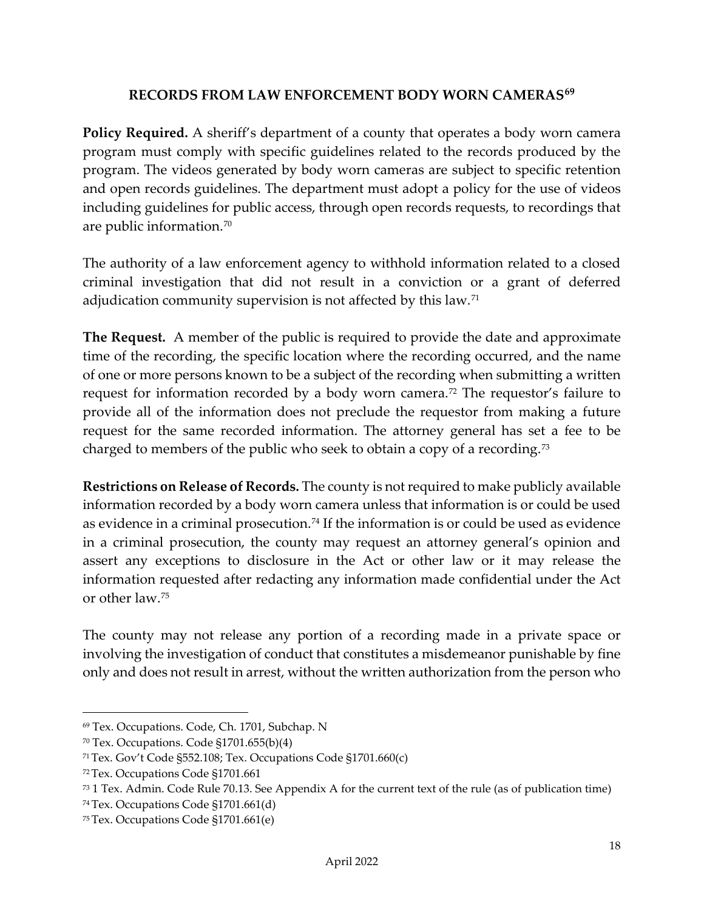## RECORDS FROM LAW ENFORCEMENT BODY WORN CAMERAS[69]

**Policy Required.** A sheriff's department of a county that operates a body worn camera program must comply with specific guidelines related to the records produced by the program. The videos generated by body worn cameras are subject to specific retention and open records guidelines. The department must adopt a policy for the use of videos including guidelines for public access, through open records requests, to recordings that are public information.[70]

The authority of a law enforcement agency to withhold information related to a closed criminal investigation that did not result in a conviction or a grant of deferred adjudication community supervision is not affected by this law.[71]

**The Request.** A member of the public is required to provide the date and approximate time of the recording, the specific location where the recording occurred, and the name of one or more persons known to be a subject of the recording when submitting a written request for information recorded by a body worn camera.[72] The requestor's failure to provide all of the information does not preclude the requestor from making a future request for the same recorded information. The attorney general has set a fee to be charged to members of the public who seek to obtain a copy of a recording.[73]

**Restrictions on Release of Records.** The county is not required to make publicly available information recorded by a body worn camera unless that information is or could be used as evidence in a criminal prosecution.[74] If the information is or could be used as evidence in a criminal prosecution, the county may request an attorney general's opinion and assert any exceptions to disclosure in the Act or other law or it may release the information requested after redacting any information made confidential under the Act or other law.[75]

The county may not release any portion of a recording made in a private space or involving the investigation of conduct that constitutes a misdemeanor punishable by fine only and does not result in arrest, without the written authorization from the person who

---

[69] Tex. Occupations. Code, Ch. 1701, Subchap. N

[70] Tex. Occupations. Code §1701.655(b)(4)

[71] Tex. Gov't Code §552.108; Tex. Occupations Code §1701.660(c)

[72] Tex. Occupations Code §1701.661

[73] 1 Tex. Admin. Code Rule 70.13. See Appendix A for the current text of the rule (as of publication time)

[74] Tex. Occupations Code §1701.661(d)

[75] Tex. Occupations Code §1701.661(e)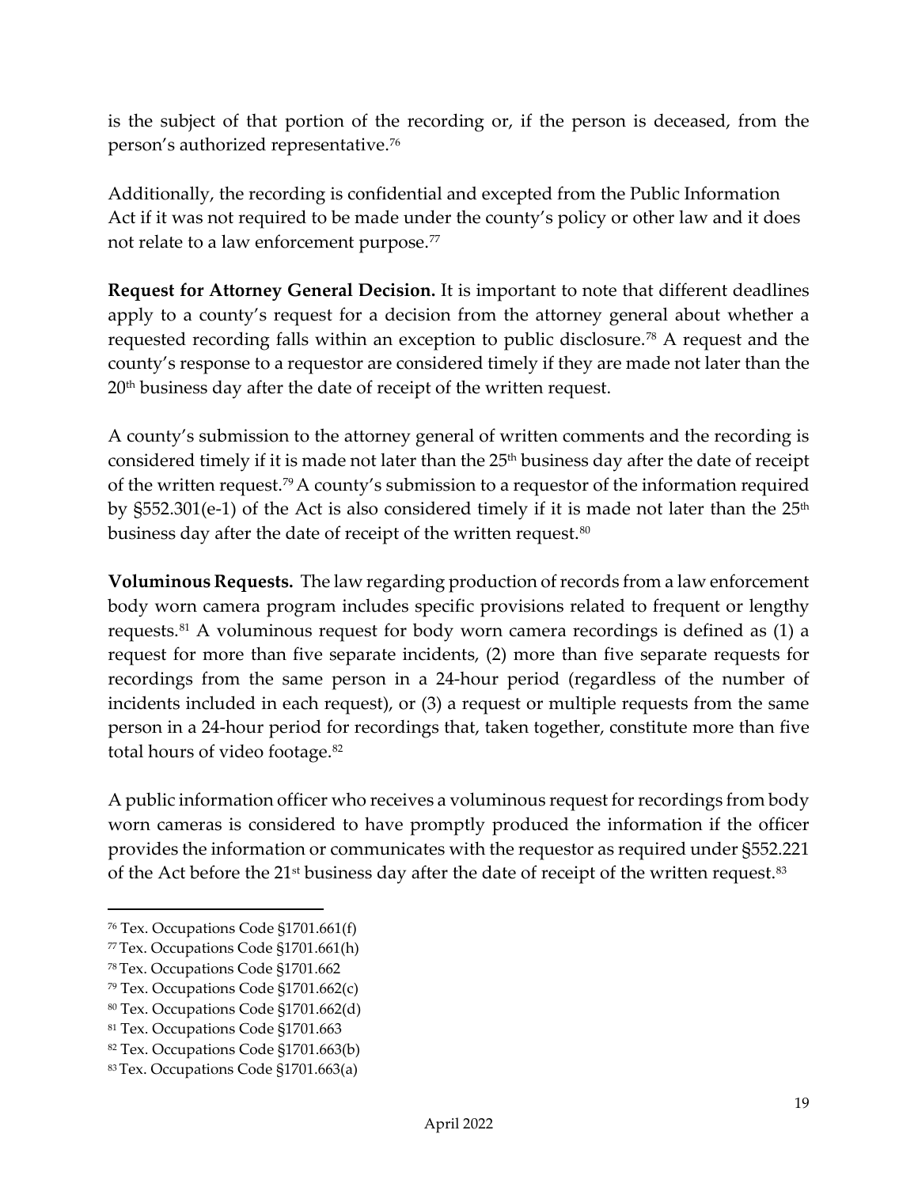is the subject of that portion of the recording or, if the person is deceased, from the person's authorized representative.[76]

Additionally, the recording is confidential and excepted from the Public Information Act if it was not required to be made under the county's policy or other law and it does not relate to a law enforcement purpose.[77]

**Request for Attorney General Decision.** It is important to note that different deadlines apply to a county's request for a decision from the attorney general about whether a requested recording falls within an exception to public disclosure.[78] A request and the county's response to a requestor are considered timely if they are made not later than the 20th business day after the date of receipt of the written request.

A county's submission to the attorney general of written comments and the recording is considered timely if it is made not later than the 25th business day after the date of receipt of the written request.[79] A county's submission to a requestor of the information required by §552.301(e-1) of the Act is also considered timely if it is made not later than the 25th business day after the date of receipt of the written request.[80]

**Voluminous Requests.** The law regarding production of records from a law enforcement body worn camera program includes specific provisions related to frequent or lengthy requests.[81] A voluminous request for body worn camera recordings is defined as (1) a request for more than five separate incidents, (2) more than five separate requests for recordings from the same person in a 24-hour period (regardless of the number of incidents included in each request), or (3) a request or multiple requests from the same person in a 24-hour period for recordings that, taken together, constitute more than five total hours of video footage.[82]

A public information officer who receives a voluminous request for recordings from body worn cameras is considered to have promptly produced the information if the officer provides the information or communicates with the requestor as required under §552.221 of the Act before the 21st business day after the date of receipt of the written request.[83]

---

[76] Tex. Occupations Code §1701.661(f)

[77] Tex. Occupations Code §1701.661(h)

[78] Tex. Occupations Code §1701.662

[79] Tex. Occupations Code §1701.662(c)

[80] Tex. Occupations Code §1701.662(d)

[81] Tex. Occupations Code §1701.663

[82] Tex. Occupations Code §1701.663(b)

[83] Tex. Occupations Code §1701.663(a)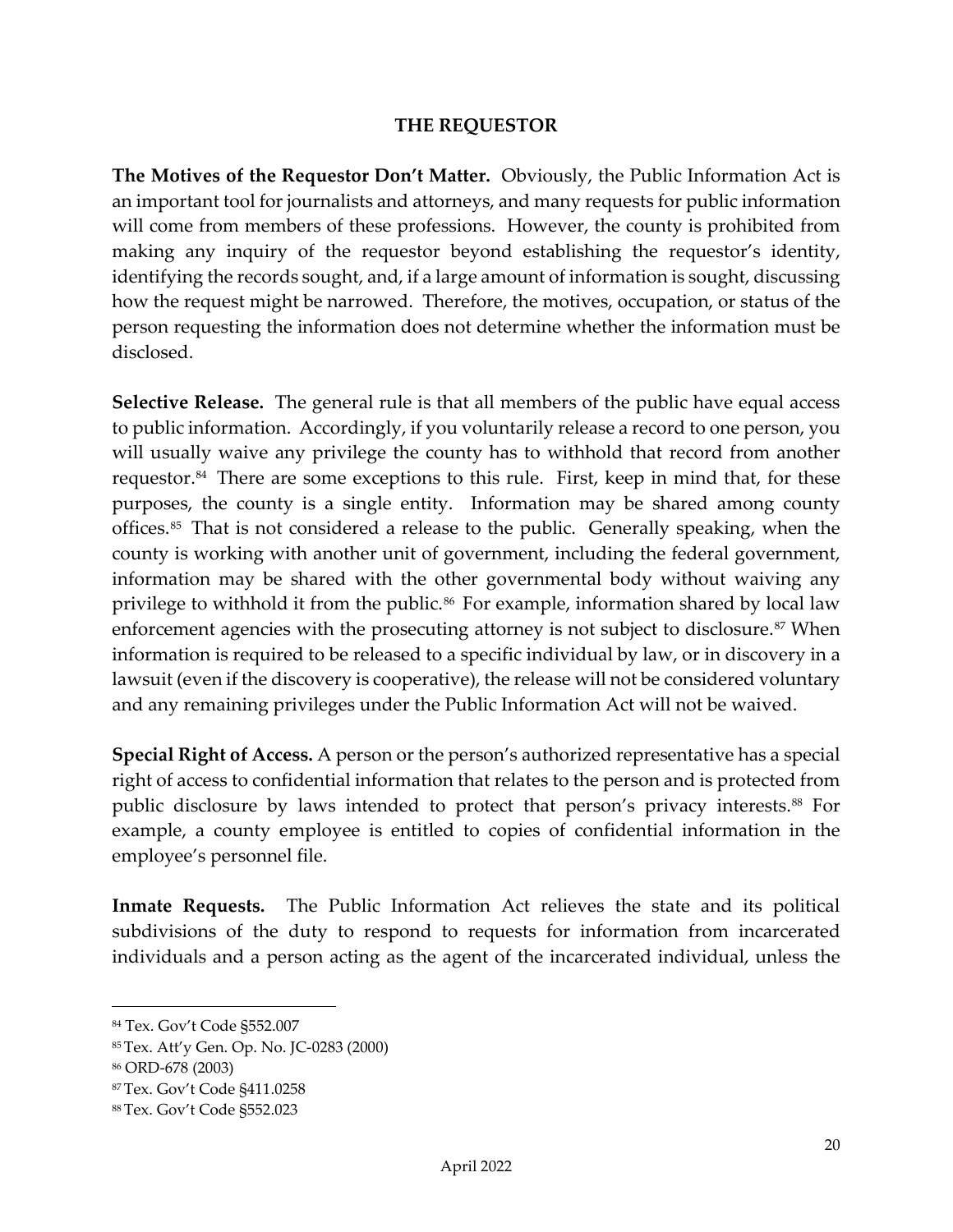## THE REQUESTOR

**The Motives of the Requestor Don't Matter.** Obviously, the Public Information Act is an important tool for journalists and attorneys, and many requests for public information will come from members of these professions. However, the county is prohibited from making any inquiry of the requestor beyond establishing the requestor's identity, identifying the records sought, and, if a large amount of information is sought, discussing how the request might be narrowed. Therefore, the motives, occupation, or status of the person requesting the information does not determine whether the information must be disclosed.

**Selective Release.** The general rule is that all members of the public have equal access to public information. Accordingly, if you voluntarily release a record to one person, you will usually waive any privilege the county has to withhold that record from another requestor.[84] There are some exceptions to this rule. First, keep in mind that, for these purposes, the county is a single entity. Information may be shared among county offices.[85] That is not considered a release to the public. Generally speaking, when the county is working with another unit of government, including the federal government, information may be shared with the other governmental body without waiving any privilege to withhold it from the public.[86] For example, information shared by local law enforcement agencies with the prosecuting attorney is not subject to disclosure.[87] When information is required to be released to a specific individual by law, or in discovery in a lawsuit (even if the discovery is cooperative), the release will not be considered voluntary and any remaining privileges under the Public Information Act will not be waived.

**Special Right of Access.** A person or the person's authorized representative has a special right of access to confidential information that relates to the person and is protected from public disclosure by laws intended to protect that person's privacy interests.[88] For example, a county employee is entitled to copies of confidential information in the employee's personnel file.

**Inmate Requests.** The Public Information Act relieves the state and its political subdivisions of the duty to respond to requests for information from incarcerated individuals and a person acting as the agent of the incarcerated individual, unless the

---

[84] Tex. Gov't Code §552.007

[85] Tex. Att'y Gen. Op. No. JC-0283 (2000)

[86] ORD-678 (2003)

[87] Tex. Gov't Code §411.0258

[88] Tex. Gov't Code §552.023

April 2022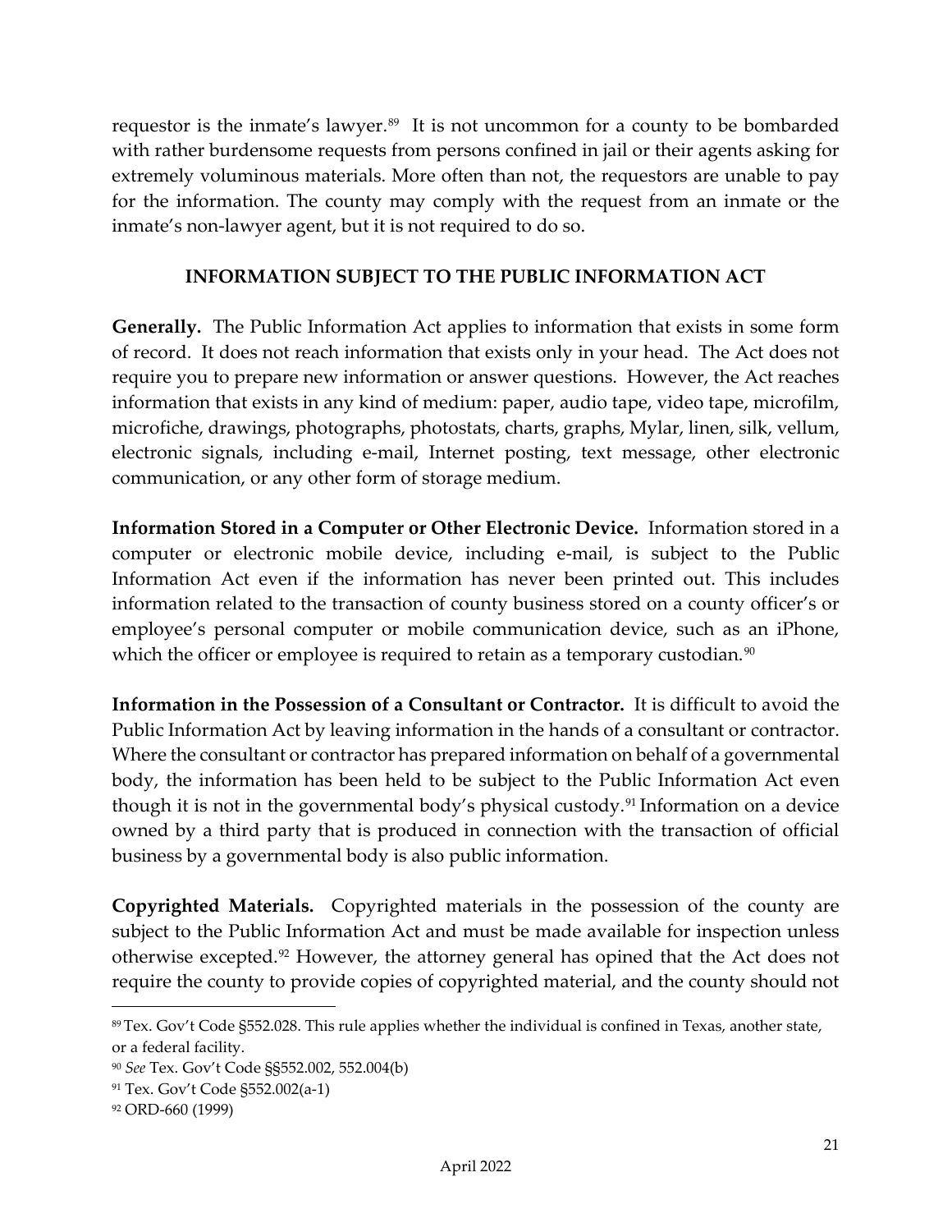requestor is the inmate's lawyer.[89] It is not uncommon for a county to be bombarded with rather burdensome requests from persons confined in jail or their agents asking for extremely voluminous materials. More often than not, the requestors are unable to pay for the information. The county may comply with the request from an inmate or the inmate's non-lawyer agent, but it is not required to do so.

## INFORMATION SUBJECT TO THE PUBLIC INFORMATION ACT

**Generally.** The Public Information Act applies to information that exists in some form of record. It does not reach information that exists only in your head. The Act does not require you to prepare new information or answer questions. However, the Act reaches information that exists in any kind of medium: paper, audio tape, video tape, microfilm, microfiche, drawings, photographs, photostats, charts, graphs, Mylar, linen, silk, vellum, electronic signals, including e-mail, Internet posting, text message, other electronic communication, or any other form of storage medium.

**Information Stored in a Computer or Other Electronic Device.** Information stored in a computer or electronic mobile device, including e-mail, is subject to the Public Information Act even if the information has never been printed out. This includes information related to the transaction of county business stored on a county officer's or employee's personal computer or mobile communication device, such as an iPhone, which the officer or employee is required to retain as a temporary custodian.[90]

**Information in the Possession of a Consultant or Contractor.** It is difficult to avoid the Public Information Act by leaving information in the hands of a consultant or contractor. Where the consultant or contractor has prepared information on behalf of a governmental body, the information has been held to be subject to the Public Information Act even though it is not in the governmental body's physical custody.[91] Information on a device owned by a third party that is produced in connection with the transaction of official business by a governmental body is also public information.

**Copyrighted Materials.** Copyrighted materials in the possession of the county are subject to the Public Information Act and must be made available for inspection unless otherwise excepted.[92] However, the attorney general has opined that the Act does not require the county to provide copies of copyrighted material, and the county should not

---

[89] Tex. Gov't Code §552.028. This rule applies whether the individual is confined in Texas, another state, or a federal facility.

[90] *See* Tex. Gov't Code §§552.002, 552.004(b)

[91] Tex. Gov't Code §552.002(a-1)

[92] ORD-660 (1999)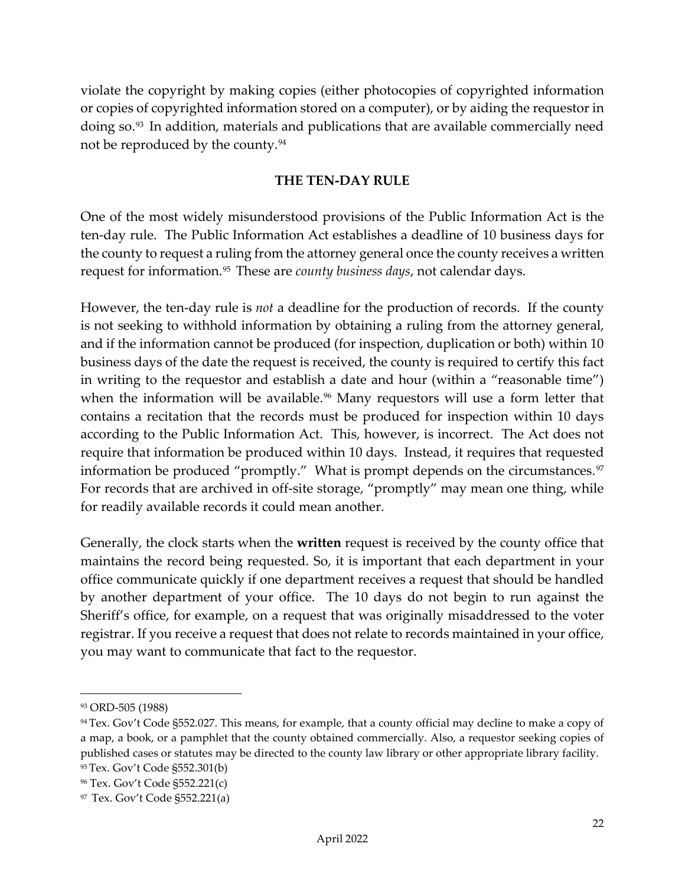violate the copyright by making copies (either photocopies of copyrighted information or copies of copyrighted information stored on a computer), or by aiding the requestor in doing so.[93] In addition, materials and publications that are available commercially need not be reproduced by the county.[94]

## THE TEN-DAY RULE

One of the most widely misunderstood provisions of the Public Information Act is the ten-day rule. The Public Information Act establishes a deadline of 10 business days for the county to request a ruling from the attorney general once the county receives a written request for information.[95] These are *county business days*, not calendar days.

However, the ten-day rule is *not* a deadline for the production of records. If the county is not seeking to withhold information by obtaining a ruling from the attorney general, and if the information cannot be produced (for inspection, duplication or both) within 10 business days of the date the request is received, the county is required to certify this fact in writing to the requestor and establish a date and hour (within a "reasonable time") when the information will be available.[96] Many requestors will use a form letter that contains a recitation that the records must be produced for inspection within 10 days according to the Public Information Act. This, however, is incorrect. The Act does not require that information be produced within 10 days. Instead, it requires that requested information be produced "promptly." What is prompt depends on the circumstances.[97] For records that are archived in off-site storage, "promptly" may mean one thing, while for readily available records it could mean another.

Generally, the clock starts when the **written** request is received by the county office that maintains the record being requested. So, it is important that each department in your office communicate quickly if one department receives a request that should be handled by another department of your office. The 10 days do not begin to run against the Sheriff's office, for example, on a request that was originally misaddressed to the voter registrar. If you receive a request that does not relate to records maintained in your office, you may want to communicate that fact to the requestor.

---

[93] ORD-505 (1988)

[94] Tex. Gov't Code §552.027. This means, for example, that a county official may decline to make a copy of a map, a book, or a pamphlet that the county obtained commercially. Also, a requestor seeking copies of published cases or statutes may be directed to the county law library or other appropriate library facility.

[95] Tex. Gov't Code §552.301(b)

[96] Tex. Gov't Code §552.221(c)

[97] Tex. Gov't Code §552.221(a)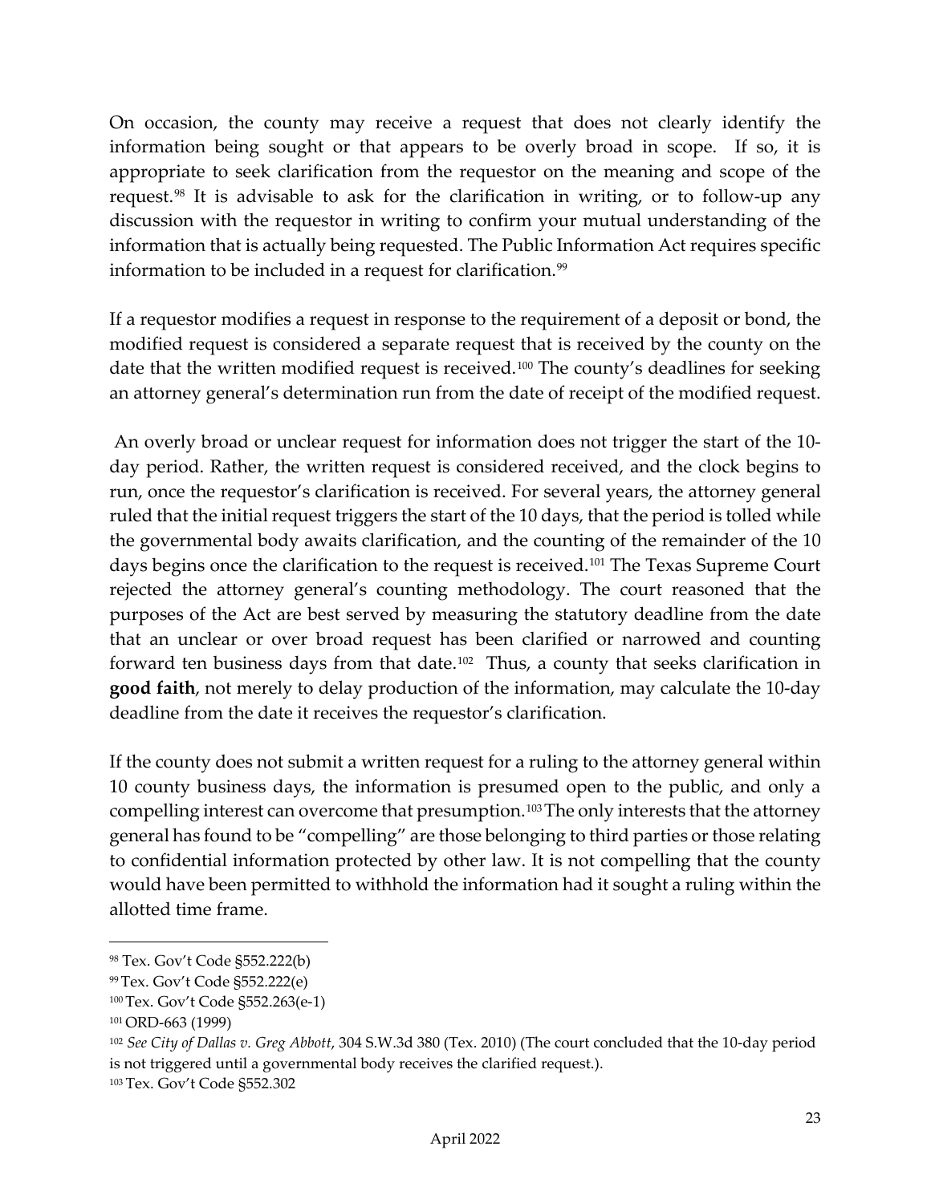On occasion, the county may receive a request that does not clearly identify the information being sought or that appears to be overly broad in scope. If so, it is appropriate to seek clarification from the requestor on the meaning and scope of the request.[98] It is advisable to ask for the clarification in writing, or to follow-up any discussion with the requestor in writing to confirm your mutual understanding of the information that is actually being requested. The Public Information Act requires specific information to be included in a request for clarification.[99]

If a requestor modifies a request in response to the requirement of a deposit or bond, the modified request is considered a separate request that is received by the county on the date that the written modified request is received.[100] The county's deadlines for seeking an attorney general's determination run from the date of receipt of the modified request.

An overly broad or unclear request for information does not trigger the start of the 10-day period. Rather, the written request is considered received, and the clock begins to run, once the requestor's clarification is received. For several years, the attorney general ruled that the initial request triggers the start of the 10 days, that the period is tolled while the governmental body awaits clarification, and the counting of the remainder of the 10 days begins once the clarification to the request is received.[101] The Texas Supreme Court rejected the attorney general's counting methodology. The court reasoned that the purposes of the Act are best served by measuring the statutory deadline from the date that an unclear or over broad request has been clarified or narrowed and counting forward ten business days from that date.[102] Thus, a county that seeks clarification in **good faith**, not merely to delay production of the information, may calculate the 10-day deadline from the date it receives the requestor's clarification.

If the county does not submit a written request for a ruling to the attorney general within 10 county business days, the information is presumed open to the public, and only a compelling interest can overcome that presumption.[103] The only interests that the attorney general has found to be "compelling" are those belonging to third parties or those relating to confidential information protected by other law. It is not compelling that the county would have been permitted to withhold the information had it sought a ruling within the allotted time frame.

---

[98] Tex. Gov't Code §552.222(b)

[99] Tex. Gov't Code §552.222(e)

[100] Tex. Gov't Code §552.263(e-1)

[101] ORD-663 (1999)

[102] *See City of Dallas v. Greg Abbott*, 304 S.W.3d 380 (Tex. 2010) (The court concluded that the 10-day period is not triggered until a governmental body receives the clarified request.).

[103] Tex. Gov't Code §552.302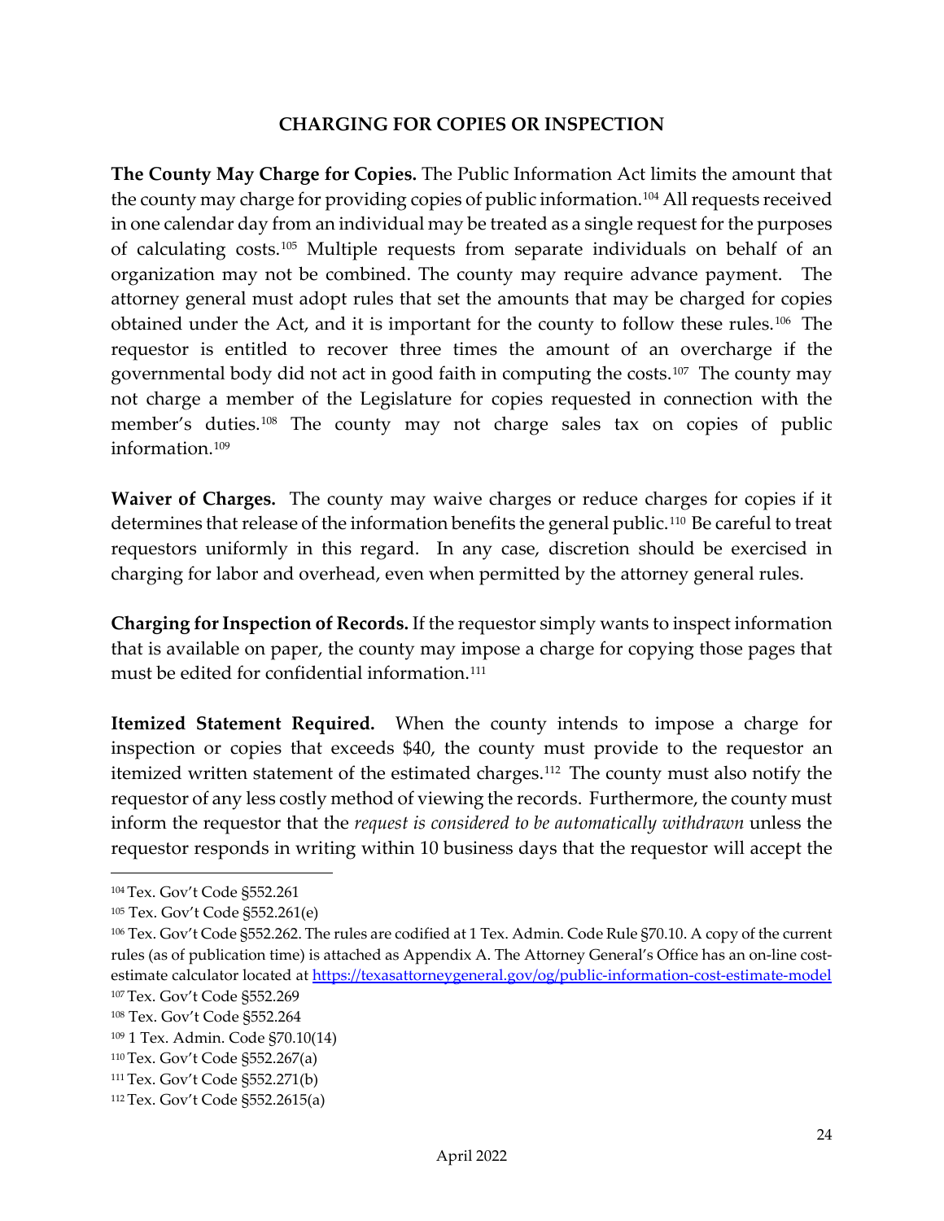## CHARGING FOR COPIES OR INSPECTION

**The County May Charge for Copies.** The Public Information Act limits the amount that the county may charge for providing copies of public information.[104] All requests received in one calendar day from an individual may be treated as a single request for the purposes of calculating costs.[105] Multiple requests from separate individuals on behalf of an organization may not be combined. The county may require advance payment. The attorney general must adopt rules that set the amounts that may be charged for copies obtained under the Act, and it is important for the county to follow these rules.[106] The requestor is entitled to recover three times the amount of an overcharge if the governmental body did not act in good faith in computing the costs.[107] The county may not charge a member of the Legislature for copies requested in connection with the member's duties.[108] The county may not charge sales tax on copies of public information.[109]

**Waiver of Charges.** The county may waive charges or reduce charges for copies if it determines that release of the information benefits the general public.[110] Be careful to treat requestors uniformly in this regard. In any case, discretion should be exercised in charging for labor and overhead, even when permitted by the attorney general rules.

**Charging for Inspection of Records.** If the requestor simply wants to inspect information that is available on paper, the county may impose a charge for copying those pages that must be edited for confidential information.[111]

**Itemized Statement Required.** When the county intends to impose a charge for inspection or copies that exceeds $40, the county must provide to the requestor an itemized written statement of the estimated charges.[112] The county must also notify the requestor of any less costly method of viewing the records. Furthermore, the county must inform the requestor that the *request is considered to be automatically withdrawn* unless the requestor responds in writing within 10 business days that the requestor will accept the

---

[104] Tex. Gov't Code §552.261

[105] Tex. Gov't Code §552.261(e)

[106] Tex. Gov't Code §552.262. The rules are codified at 1 Tex. Admin. Code Rule §70.10. A copy of the current rules (as of publication time) is attached as Appendix A. The Attorney General's Office has an on-line cost-estimate calculator located at https://texasattorneygeneral.gov/og/public-information-cost-estimate-model

[107] Tex. Gov't Code §552.269

[108] Tex. Gov't Code §552.264

[109] 1 Tex. Admin. Code §70.10(14)

[110] Tex. Gov't Code §552.267(a)

[111] Tex. Gov't Code §552.271(b)

[112] Tex. Gov't Code §552.2615(a)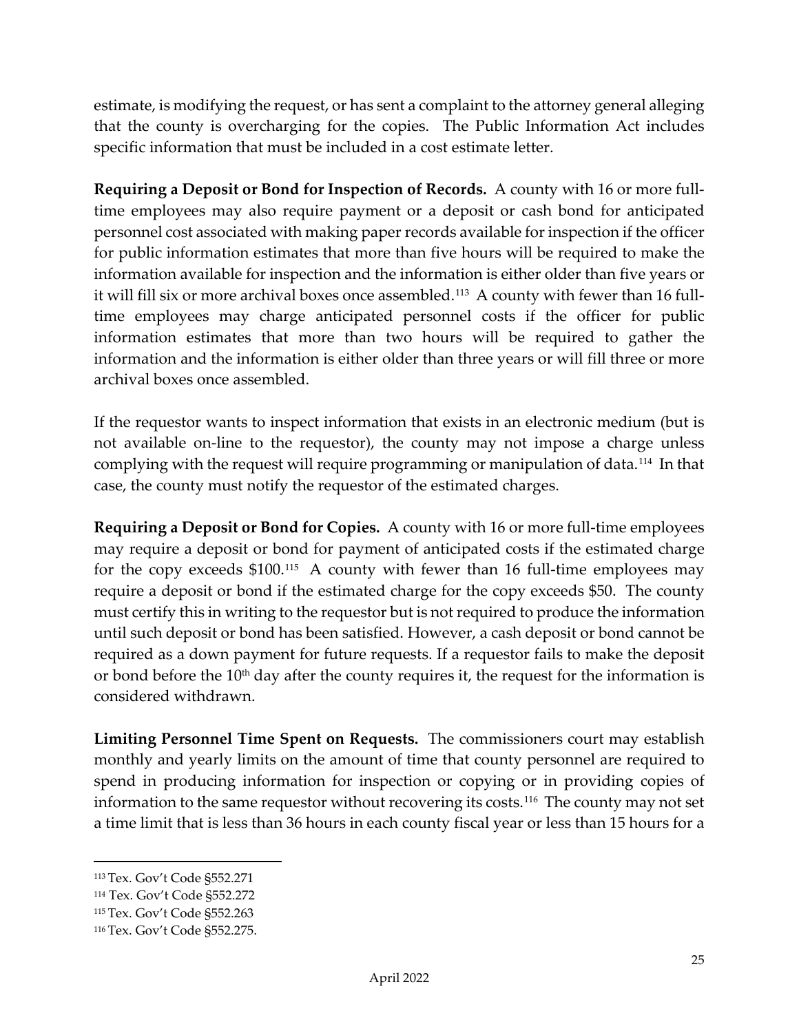estimate, is modifying the request, or has sent a complaint to the attorney general alleging that the county is overcharging for the copies. The Public Information Act includes specific information that must be included in a cost estimate letter.

**Requiring a Deposit or Bond for Inspection of Records.** A county with 16 or more full-time employees may also require payment or a deposit or cash bond for anticipated personnel cost associated with making paper records available for inspection if the officer for public information estimates that more than five hours will be required to make the information available for inspection and the information is either older than five years or it will fill six or more archival boxes once assembled.[113] A county with fewer than 16 full-time employees may charge anticipated personnel costs if the officer for public information estimates that more than two hours will be required to gather the information and the information is either older than three years or will fill three or more archival boxes once assembled.

If the requestor wants to inspect information that exists in an electronic medium (but is not available on-line to the requestor), the county may not impose a charge unless complying with the request will require programming or manipulation of data.[114] In that case, the county must notify the requestor of the estimated charges.

**Requiring a Deposit or Bond for Copies.** A county with 16 or more full-time employees may require a deposit or bond for payment of anticipated costs if the estimated charge for the copy exceeds $100.[115] A county with fewer than 16 full-time employees may require a deposit or bond if the estimated charge for the copy exceeds $50. The county must certify this in writing to the requestor but is not required to produce the information until such deposit or bond has been satisfied. However, a cash deposit or bond cannot be required as a down payment for future requests. If a requestor fails to make the deposit or bond before the 10th day after the county requires it, the request for the information is considered withdrawn.

**Limiting Personnel Time Spent on Requests.** The commissioners court may establish monthly and yearly limits on the amount of time that county personnel are required to spend in producing information for inspection or copying or in providing copies of information to the same requestor without recovering its costs.[116] The county may not set a time limit that is less than 36 hours in each county fiscal year or less than 15 hours for a

---

[113] Tex. Gov't Code §552.271

[114] Tex. Gov't Code §552.272

[115] Tex. Gov't Code §552.263

[116] Tex. Gov't Code §552.275.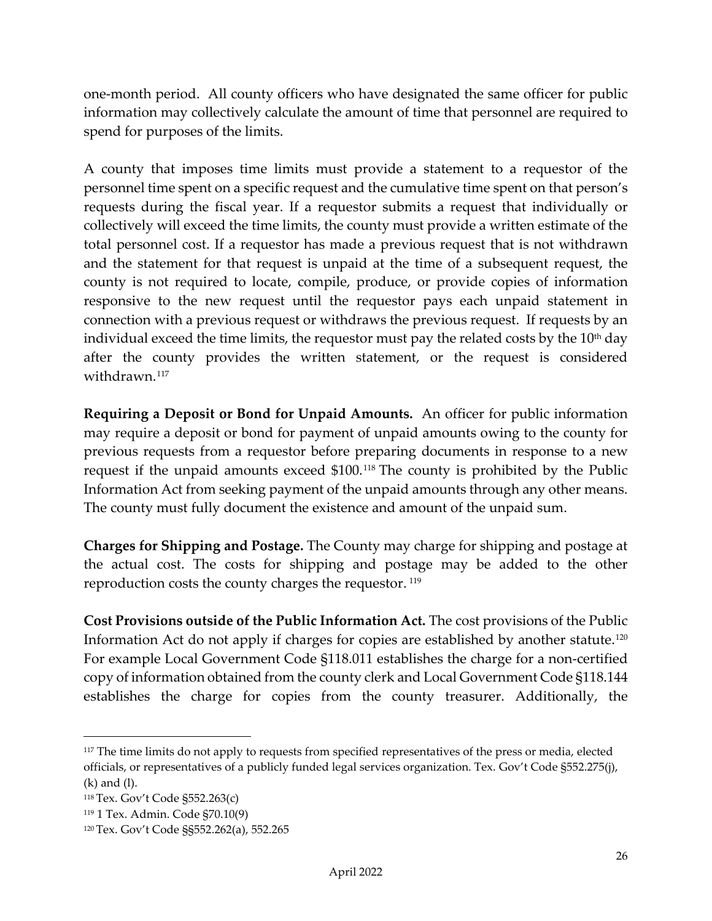one-month period. All county officers who have designated the same officer for public information may collectively calculate the amount of time that personnel are required to spend for purposes of the limits.

A county that imposes time limits must provide a statement to a requestor of the personnel time spent on a specific request and the cumulative time spent on that person's requests during the fiscal year. If a requestor submits a request that individually or collectively will exceed the time limits, the county must provide a written estimate of the total personnel cost. If a requestor has made a previous request that is not withdrawn and the statement for that request is unpaid at the time of a subsequent request, the county is not required to locate, compile, produce, or provide copies of information responsive to the new request until the requestor pays each unpaid statement in connection with a previous request or withdraws the previous request. If requests by an individual exceed the time limits, the requestor must pay the related costs by the 10th day after the county provides the written statement, or the request is considered withdrawn.[117]

**Requiring a Deposit or Bond for Unpaid Amounts.** An officer for public information may require a deposit or bond for payment of unpaid amounts owing to the county for previous requests from a requestor before preparing documents in response to a new request if the unpaid amounts exceed $100.[118] The county is prohibited by the Public Information Act from seeking payment of the unpaid amounts through any other means. The county must fully document the existence and amount of the unpaid sum.

**Charges for Shipping and Postage.** The County may charge for shipping and postage at the actual cost. The costs for shipping and postage may be added to the other reproduction costs the county charges the requestor. [119]

**Cost Provisions outside of the Public Information Act.** The cost provisions of the Public Information Act do not apply if charges for copies are established by another statute.[120] For example Local Government Code §118.011 establishes the charge for a non-certified copy of information obtained from the county clerk and Local Government Code §118.144 establishes the charge for copies from the county treasurer. Additionally, the

---

[117] The time limits do not apply to requests from specified representatives of the press or media, elected officials, or representatives of a publicly funded legal services organization. Tex. Gov't Code §552.275(j), (k) and (l).

[118] Tex. Gov't Code §552.263(c)

[119] 1 Tex. Admin. Code §70.10(9)

[120] Tex. Gov't Code §§552.262(a), 552.265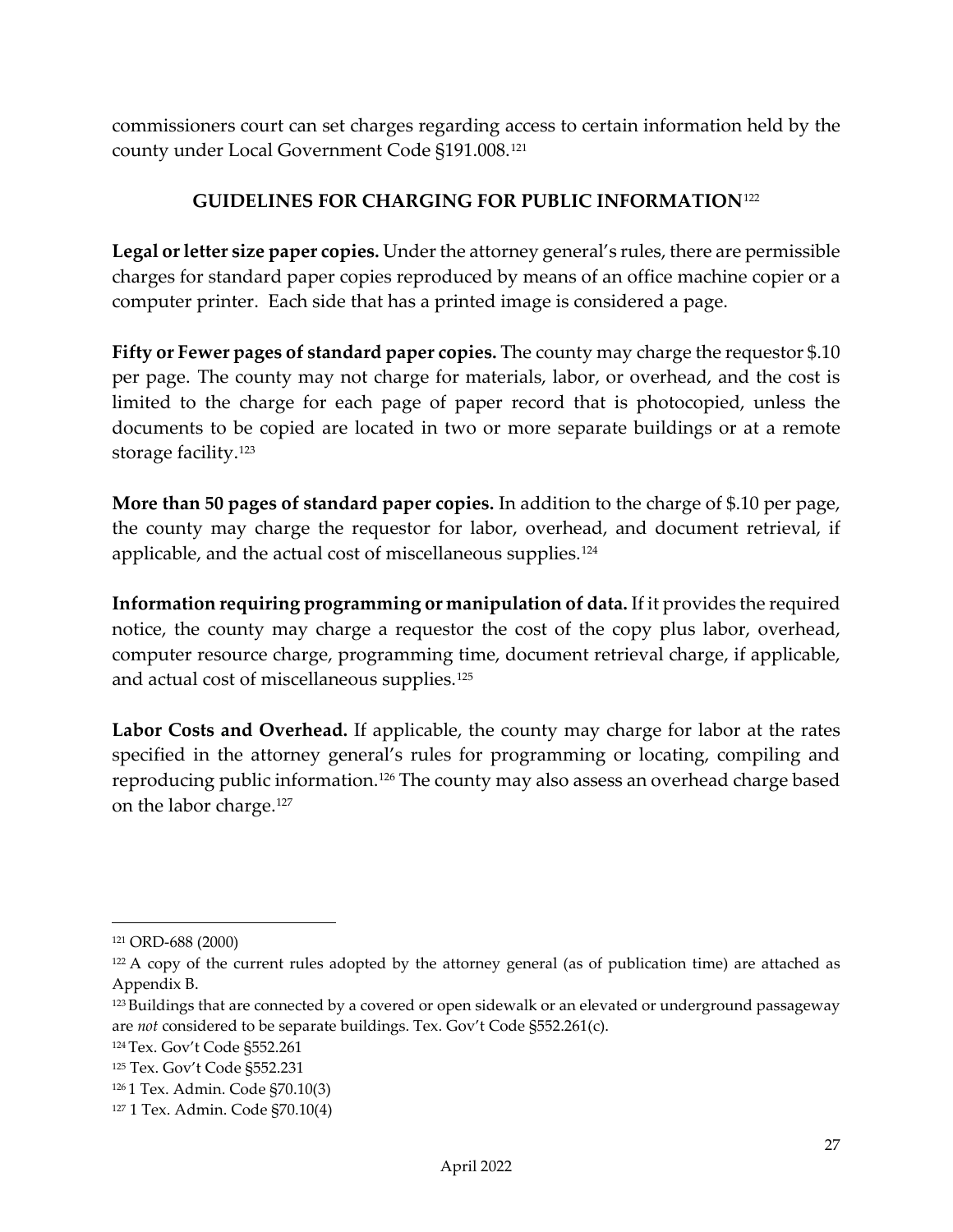commissioners court can set charges regarding access to certain information held by the county under Local Government Code §191.008.[121]

## GUIDELINES FOR CHARGING FOR PUBLIC INFORMATION[122]

**Legal or letter size paper copies.** Under the attorney general's rules, there are permissible charges for standard paper copies reproduced by means of an office machine copier or a computer printer. Each side that has a printed image is considered a page.

**Fifty or Fewer pages of standard paper copies.** The county may charge the requestor $.10 per page. The county may not charge for materials, labor, or overhead, and the cost is limited to the charge for each page of paper record that is photocopied, unless the documents to be copied are located in two or more separate buildings or at a remote storage facility.[123]

**More than 50 pages of standard paper copies.** In addition to the charge of $.10 per page, the county may charge the requestor for labor, overhead, and document retrieval, if applicable, and the actual cost of miscellaneous supplies.[124]

**Information requiring programming or manipulation of data.** If it provides the required notice, the county may charge a requestor the cost of the copy plus labor, overhead, computer resource charge, programming time, document retrieval charge, if applicable, and actual cost of miscellaneous supplies.[125]

**Labor Costs and Overhead.** If applicable, the county may charge for labor at the rates specified in the attorney general's rules for programming or locating, compiling and reproducing public information.[126] The county may also assess an overhead charge based on the labor charge.[127]

---

[121] ORD-688 (2000)

[122] A copy of the current rules adopted by the attorney general (as of publication time) are attached as Appendix B.

[123] Buildings that are connected by a covered or open sidewalk or an elevated or underground passageway are *not* considered to be separate buildings. Tex. Gov't Code §552.261(c).

[124] Tex. Gov't Code §552.261

[125] Tex. Gov't Code §552.231

[126] 1 Tex. Admin. Code §70.10(3)

[127] 1 Tex. Admin. Code §70.10(4)

April 2022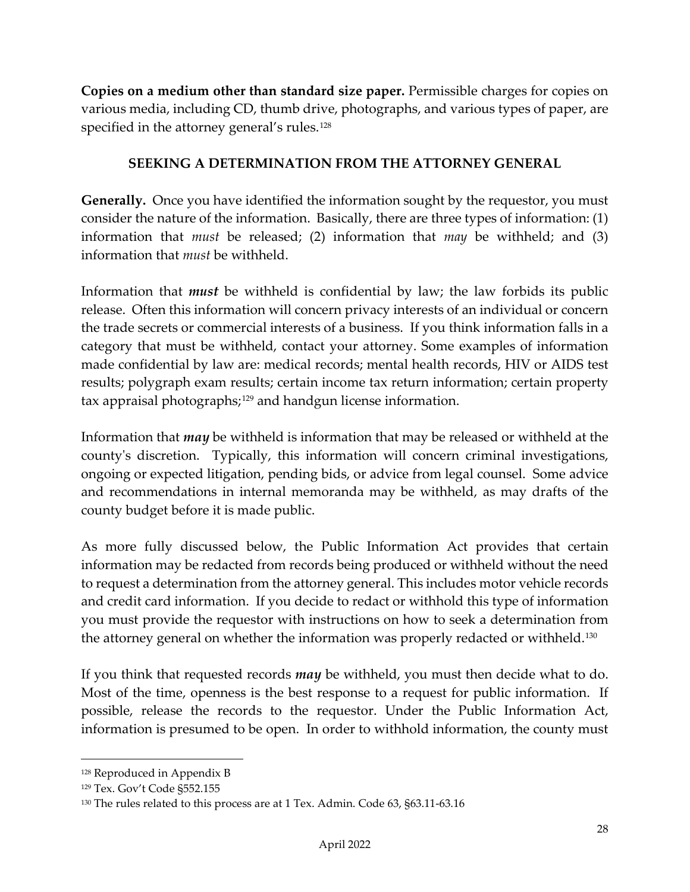**Copies on a medium other than standard size paper.** Permissible charges for copies on various media, including CD, thumb drive, photographs, and various types of paper, are specified in the attorney general's rules.[128]

## SEEKING A DETERMINATION FROM THE ATTORNEY GENERAL

**Generally.** Once you have identified the information sought by the requestor, you must consider the nature of the information. Basically, there are three types of information: (1) information that *must* be released; (2) information that *may* be withheld; and (3) information that *must* be withheld.

Information that ***must*** be withheld is confidential by law; the law forbids its public release. Often this information will concern privacy interests of an individual or concern the trade secrets or commercial interests of a business. If you think information falls in a category that must be withheld, contact your attorney. Some examples of information made confidential by law are: medical records; mental health records, HIV or AIDS test results; polygraph exam results; certain income tax return information; certain property tax appraisal photographs;[129] and handgun license information.

Information that ***may*** be withheld is information that may be released or withheld at the county's discretion. Typically, this information will concern criminal investigations, ongoing or expected litigation, pending bids, or advice from legal counsel. Some advice and recommendations in internal memoranda may be withheld, as may drafts of the county budget before it is made public.

As more fully discussed below, the Public Information Act provides that certain information may be redacted from records being produced or withheld without the need to request a determination from the attorney general. This includes motor vehicle records and credit card information. If you decide to redact or withhold this type of information you must provide the requestor with instructions on how to seek a determination from the attorney general on whether the information was properly redacted or withheld.[130]

If you think that requested records ***may*** be withheld, you must then decide what to do. Most of the time, openness is the best response to a request for public information. If possible, release the records to the requestor. Under the Public Information Act, information is presumed to be open. In order to withhold information, the county must

---

[128] Reproduced in Appendix B

[129] Tex. Gov't Code §552.155

[130] The rules related to this process are at 1 Tex. Admin. Code 63, §63.11-63.16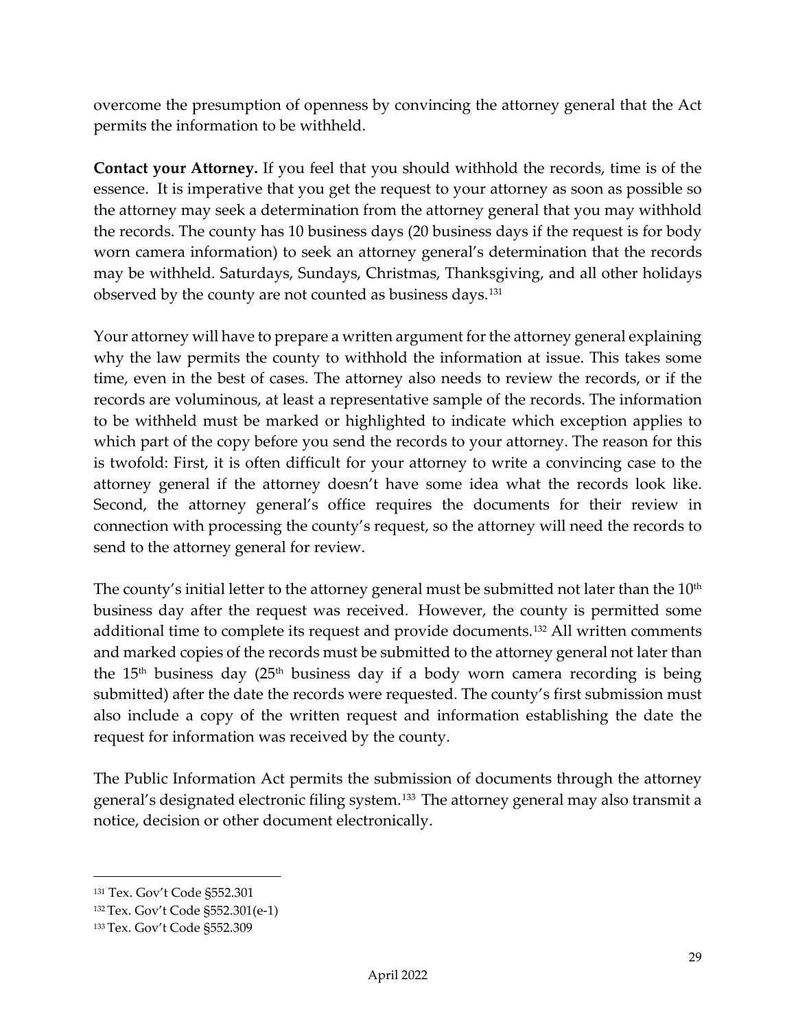overcome the presumption of openness by convincing the attorney general that the Act permits the information to be withheld.

**Contact your Attorney.** If you feel that you should withhold the records, time is of the essence. It is imperative that you get the request to your attorney as soon as possible so the attorney may seek a determination from the attorney general that you may withhold the records. The county has 10 business days (20 business days if the request is for body worn camera information) to seek an attorney general's determination that the records may be withheld. Saturdays, Sundays, Christmas, Thanksgiving, and all other holidays observed by the county are not counted as business days.[131]

Your attorney will have to prepare a written argument for the attorney general explaining why the law permits the county to withhold the information at issue. This takes some time, even in the best of cases. The attorney also needs to review the records, or if the records are voluminous, at least a representative sample of the records. The information to be withheld must be marked or highlighted to indicate which exception applies to which part of the copy before you send the records to your attorney. The reason for this is twofold: First, it is often difficult for your attorney to write a convincing case to the attorney general if the attorney doesn't have some idea what the records look like. Second, the attorney general's office requires the documents for their review in connection with processing the county's request, so the attorney will need the records to send to the attorney general for review.

The county's initial letter to the attorney general must be submitted not later than the 10th business day after the request was received. However, the county is permitted some additional time to complete its request and provide documents.[132] All written comments and marked copies of the records must be submitted to the attorney general not later than the 15th business day (25th business day if a body worn camera recording is being submitted) after the date the records were requested. The county's first submission must also include a copy of the written request and information establishing the date the request for information was received by the county.

The Public Information Act permits the submission of documents through the attorney general's designated electronic filing system.[133] The attorney general may also transmit a notice, decision or other document electronically.

---

[131] Tex. Gov't Code §552.301

[132] Tex. Gov't Code §552.301(e-1)

[133] Tex. Gov't Code §552.309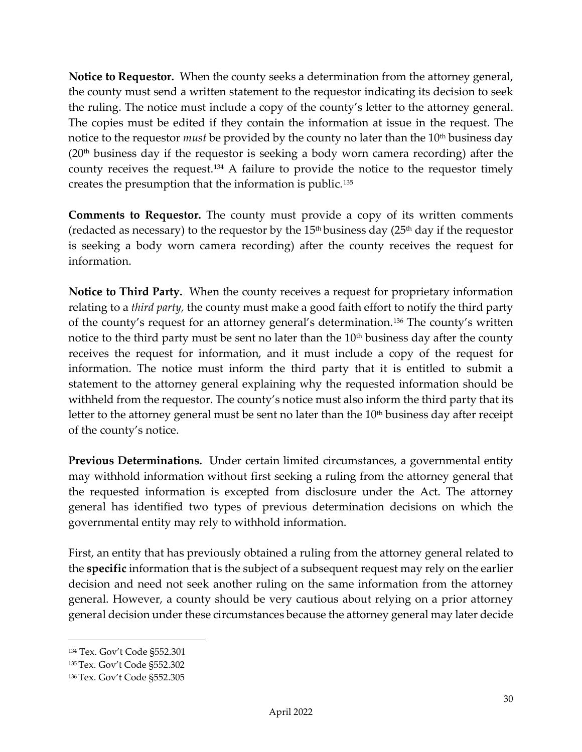**Notice to Requestor.** When the county seeks a determination from the attorney general, the county must send a written statement to the requestor indicating its decision to seek the ruling. The notice must include a copy of the county's letter to the attorney general. The copies must be edited if they contain the information at issue in the request. The notice to the requestor *must* be provided by the county no later than the 10th business day (20th business day if the requestor is seeking a body worn camera recording) after the county receives the request.[134] A failure to provide the notice to the requestor timely creates the presumption that the information is public.[135]

**Comments to Requestor.** The county must provide a copy of its written comments (redacted as necessary) to the requestor by the 15th business day (25th day if the requestor is seeking a body worn camera recording) after the county receives the request for information.

**Notice to Third Party.** When the county receives a request for proprietary information relating to a *third party*, the county must make a good faith effort to notify the third party of the county's request for an attorney general's determination.[136] The county's written notice to the third party must be sent no later than the 10th business day after the county receives the request for information, and it must include a copy of the request for information. The notice must inform the third party that it is entitled to submit a statement to the attorney general explaining why the requested information should be withheld from the requestor. The county's notice must also inform the third party that its letter to the attorney general must be sent no later than the 10th business day after receipt of the county's notice.

**Previous Determinations.** Under certain limited circumstances, a governmental entity may withhold information without first seeking a ruling from the attorney general that the requested information is excepted from disclosure under the Act. The attorney general has identified two types of previous determination decisions on which the governmental entity may rely to withhold information.

First, an entity that has previously obtained a ruling from the attorney general related to the **specific** information that is the subject of a subsequent request may rely on the earlier decision and need not seek another ruling on the same information from the attorney general. However, a county should be very cautious about relying on a prior attorney general decision under these circumstances because the attorney general may later decide

---

[134] Tex. Gov't Code §552.301

[135] Tex. Gov't Code §552.302

[136] Tex. Gov't Code §552.305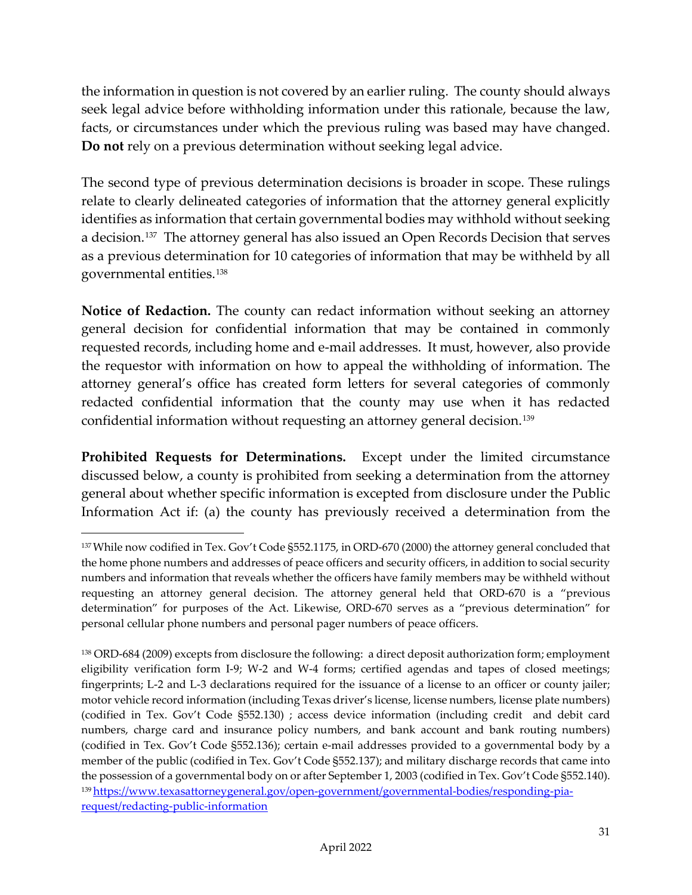the information in question is not covered by an earlier ruling. The county should always seek legal advice before withholding information under this rationale, because the law, facts, or circumstances under which the previous ruling was based may have changed. **Do not** rely on a previous determination without seeking legal advice.

The second type of previous determination decisions is broader in scope. These rulings relate to clearly delineated categories of information that the attorney general explicitly identifies as information that certain governmental bodies may withhold without seeking a decision.[137] The attorney general has also issued an Open Records Decision that serves as a previous determination for 10 categories of information that may be withheld by all governmental entities.[138]

**Notice of Redaction.** The county can redact information without seeking an attorney general decision for confidential information that may be contained in commonly requested records, including home and e-mail addresses. It must, however, also provide the requestor with information on how to appeal the withholding of information. The attorney general's office has created form letters for several categories of commonly redacted confidential information that the county may use when it has redacted confidential information without requesting an attorney general decision.[139]

**Prohibited Requests for Determinations.** Except under the limited circumstance discussed below, a county is prohibited from seeking a determination from the attorney general about whether specific information is excepted from disclosure under the Public Information Act if: (a) the county has previously received a determination from the

---

[137] While now codified in Tex. Gov't Code §552.1175, in ORD-670 (2000) the attorney general concluded that the home phone numbers and addresses of peace officers and security officers, in addition to social security numbers and information that reveals whether the officers have family members may be withheld without requesting an attorney general decision. The attorney general held that ORD-670 is a "previous determination" for purposes of the Act. Likewise, ORD-670 serves as a "previous determination" for personal cellular phone numbers and personal pager numbers of peace officers.

[138] ORD-684 (2009) excepts from disclosure the following: a direct deposit authorization form; employment eligibility verification form I-9; W-2 and W-4 forms; certified agendas and tapes of closed meetings; fingerprints; L-2 and L-3 declarations required for the issuance of a license to an officer or county jailer; motor vehicle record information (including Texas driver's license, license numbers, license plate numbers) (codified in Tex. Gov't Code §552.130) ; access device information (including credit and debit card numbers, charge card and insurance policy numbers, and bank account and bank routing numbers) (codified in Tex. Gov't Code §552.136); certain e-mail addresses provided to a governmental body by a member of the public (codified in Tex. Gov't Code §552.137); and military discharge records that came into the possession of a governmental body on or after September 1, 2003 (codified in Tex. Gov't Code §552.140).

[139] https://www.texasattorneygeneral.gov/open-government/governmental-bodies/responding-pia-request/redacting-public-information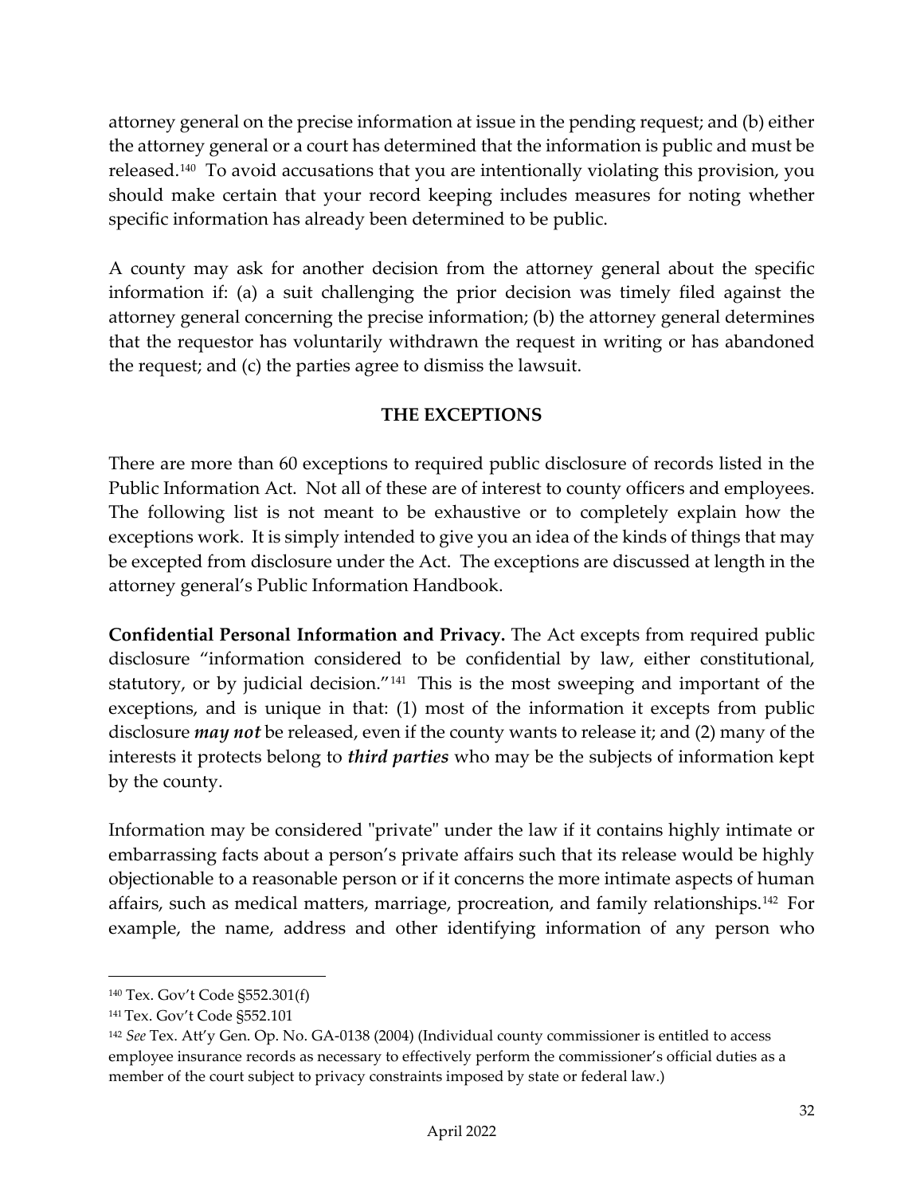attorney general on the precise information at issue in the pending request; and (b) either the attorney general or a court has determined that the information is public and must be released.[140] To avoid accusations that you are intentionally violating this provision, you should make certain that your record keeping includes measures for noting whether specific information has already been determined to be public.

A county may ask for another decision from the attorney general about the specific information if: (a) a suit challenging the prior decision was timely filed against the attorney general concerning the precise information; (b) the attorney general determines that the requestor has voluntarily withdrawn the request in writing or has abandoned the request; and (c) the parties agree to dismiss the lawsuit.

## THE EXCEPTIONS

There are more than 60 exceptions to required public disclosure of records listed in the Public Information Act. Not all of these are of interest to county officers and employees. The following list is not meant to be exhaustive or to completely explain how the exceptions work. It is simply intended to give you an idea of the kinds of things that may be excepted from disclosure under the Act. The exceptions are discussed at length in the attorney general's Public Information Handbook.

**Confidential Personal Information and Privacy.** The Act excepts from required public disclosure "information considered to be confidential by law, either constitutional, statutory, or by judicial decision."[141] This is the most sweeping and important of the exceptions, and is unique in that: (1) most of the information it excepts from public disclosure ***may not*** be released, even if the county wants to release it; and (2) many of the interests it protects belong to ***third parties*** who may be the subjects of information kept by the county.

Information may be considered "private" under the law if it contains highly intimate or embarrassing facts about a person's private affairs such that its release would be highly objectionable to a reasonable person or if it concerns the more intimate aspects of human affairs, such as medical matters, marriage, procreation, and family relationships.[142] For example, the name, address and other identifying information of any person who

---

[140] Tex. Gov't Code §552.301(f)

[141] Tex. Gov't Code §552.101

[142] *See* Tex. Att'y Gen. Op. No. GA-0138 (2004) (Individual county commissioner is entitled to access employee insurance records as necessary to effectively perform the commissioner's official duties as a member of the court subject to privacy constraints imposed by state or federal law.)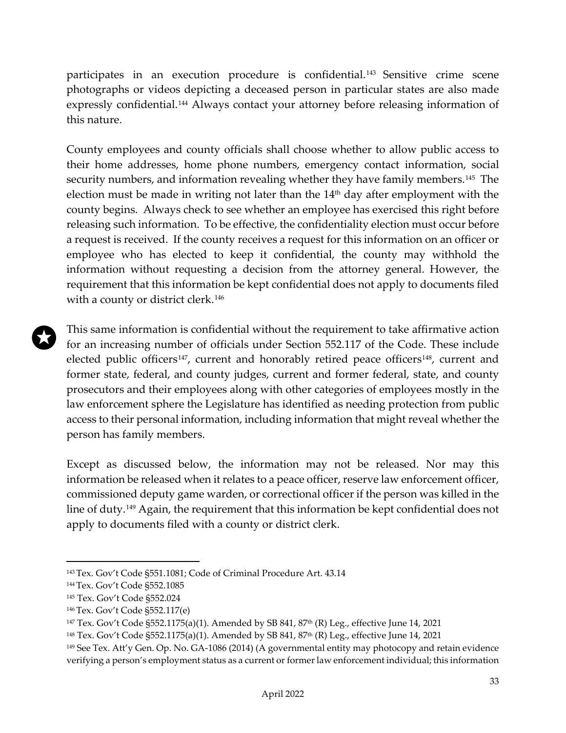participates in an execution procedure is confidential.[143] Sensitive crime scene photographs or videos depicting a deceased person in particular states are also made expressly confidential.[144] Always contact your attorney before releasing information of this nature.

County employees and county officials shall choose whether to allow public access to their home addresses, home phone numbers, emergency contact information, social security numbers, and information revealing whether they have family members.[145] The election must be made in writing not later than the 14th day after employment with the county begins. Always check to see whether an employee has exercised this right before releasing such information. To be effective, the confidentiality election must occur before a request is received. If the county receives a request for this information on an officer or employee who has elected to keep it confidential, the county may withhold the information without requesting a decision from the attorney general. However, the requirement that this information be kept confidential does not apply to documents filed with a county or district clerk.[146]

This same information is confidential without the requirement to take affirmative action for an increasing number of officials under Section 552.117 of the Code. These include elected public officers[147], current and honorably retired peace officers[148], current and former state, federal, and county judges, current and former federal, state, and county prosecutors and their employees along with other categories of employees mostly in the law enforcement sphere the Legislature has identified as needing protection from public access to their personal information, including information that might reveal whether the person has family members.

Except as discussed below, the information may not be released. Nor may this information be released when it relates to a peace officer, reserve law enforcement officer, commissioned deputy game warden, or correctional officer if the person was killed in the line of duty.[149] Again, the requirement that this information be kept confidential does not apply to documents filed with a county or district clerk.

---

[143] Tex. Gov't Code §551.1081; Code of Criminal Procedure Art. 43.14

[144] Tex. Gov't Code §552.1085

[145] Tex. Gov't Code §552.024

[146] Tex. Gov't Code §552.117(e)

[147] Tex. Gov't Code §552.1175(a)(1). Amended by SB 841, 87th (R) Leg., effective June 14, 2021

[148] Tex. Gov't Code §552.1175(a)(1). Amended by SB 841, 87th (R) Leg., effective June 14, 2021

[149] See Tex. Att'y Gen. Op. No. GA-1086 (2014) (A governmental entity may photocopy and retain evidence verifying a person's employment status as a current or former law enforcement individual; this information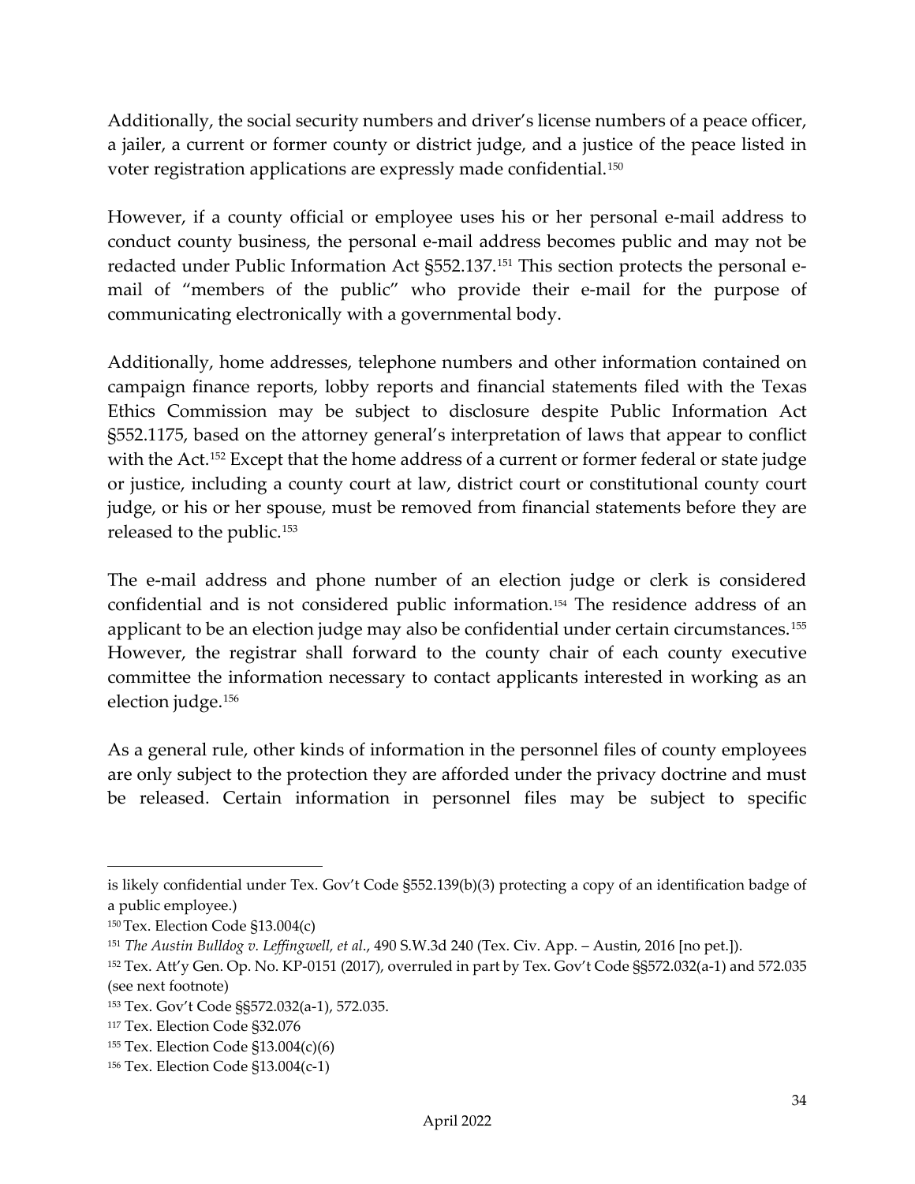Additionally, the social security numbers and driver's license numbers of a peace officer, a jailer, a current or former county or district judge, and a justice of the peace listed in voter registration applications are expressly made confidential.[150]

However, if a county official or employee uses his or her personal e-mail address to conduct county business, the personal e-mail address becomes public and may not be redacted under Public Information Act §552.137.[151] This section protects the personal e-mail of "members of the public" who provide their e-mail for the purpose of communicating electronically with a governmental body.

Additionally, home addresses, telephone numbers and other information contained on campaign finance reports, lobby reports and financial statements filed with the Texas Ethics Commission may be subject to disclosure despite Public Information Act §552.1175, based on the attorney general's interpretation of laws that appear to conflict with the Act.[152] Except that the home address of a current or former federal or state judge or justice, including a county court at law, district court or constitutional county court judge, or his or her spouse, must be removed from financial statements before they are released to the public.[153]

The e-mail address and phone number of an election judge or clerk is considered confidential and is not considered public information.[154] The residence address of an applicant to be an election judge may also be confidential under certain circumstances.[155] However, the registrar shall forward to the county chair of each county executive committee the information necessary to contact applicants interested in working as an election judge.[156]

As a general rule, other kinds of information in the personnel files of county employees are only subject to the protection they are afforded under the privacy doctrine and must be released. Certain information in personnel files may be subject to specific

---

is likely confidential under Tex. Gov't Code §552.139(b)(3) protecting a copy of an identification badge of a public employee.)

[150] Tex. Election Code §13.004(c)

[151] *The Austin Bulldog v. Leffingwell, et al.*, 490 S.W.3d 240 (Tex. Civ. App. – Austin, 2016 [no pet.]).

[152] Tex. Att'y Gen. Op. No. KP-0151 (2017), overruled in part by Tex. Gov't Code §§572.032(a-1) and 572.035 (see next footnote)

[153] Tex. Gov't Code §§572.032(a-1), 572.035.

[117] Tex. Election Code §32.076

[155] Tex. Election Code §13.004(c)(6)

[156] Tex. Election Code §13.004(c-1)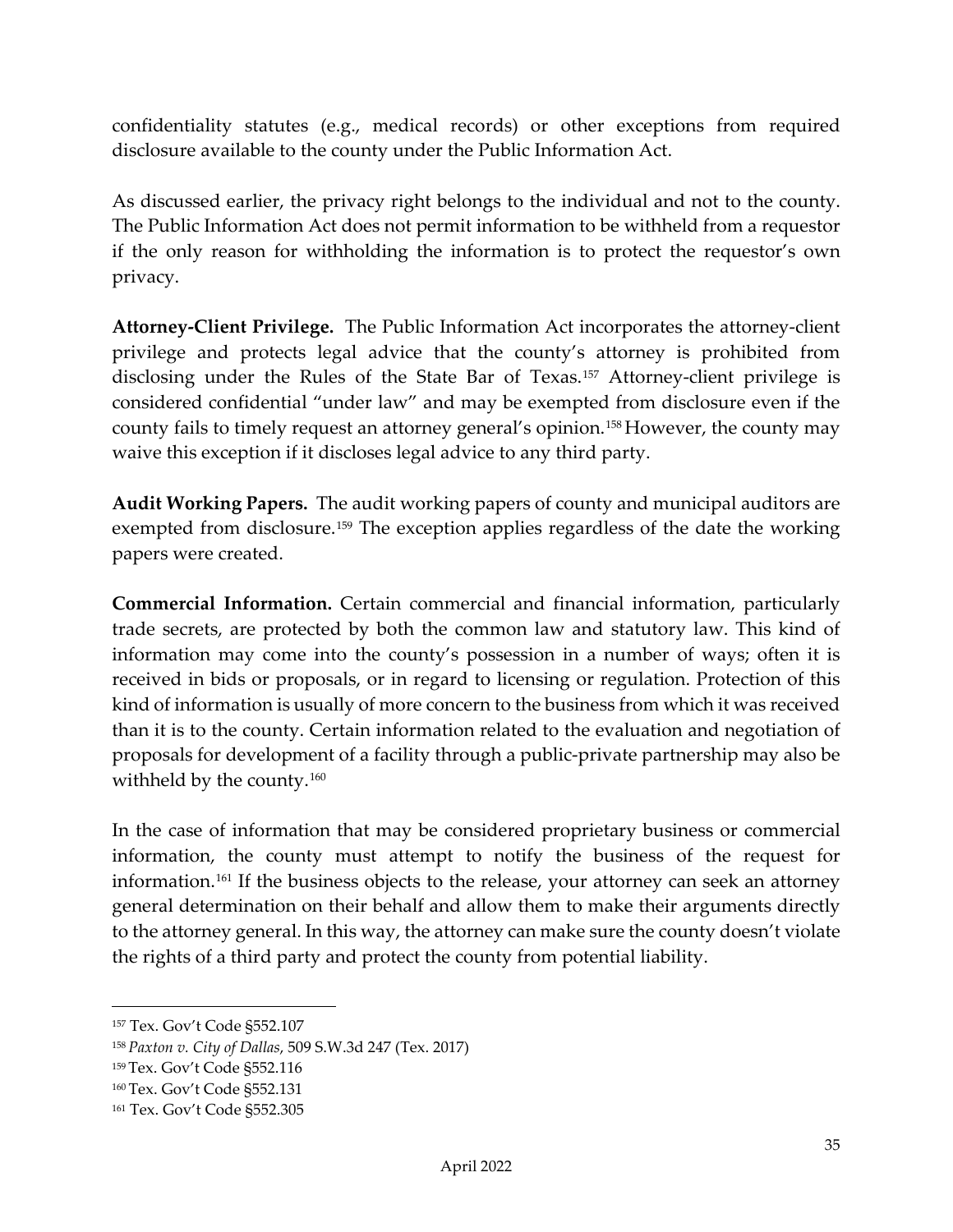confidentiality statutes (e.g., medical records) or other exceptions from required disclosure available to the county under the Public Information Act.

As discussed earlier, the privacy right belongs to the individual and not to the county. The Public Information Act does not permit information to be withheld from a requestor if the only reason for withholding the information is to protect the requestor's own privacy.

**Attorney-Client Privilege.** The Public Information Act incorporates the attorney-client privilege and protects legal advice that the county's attorney is prohibited from disclosing under the Rules of the State Bar of Texas.[157] Attorney-client privilege is considered confidential "under law" and may be exempted from disclosure even if the county fails to timely request an attorney general's opinion.[158] However, the county may waive this exception if it discloses legal advice to any third party.

**Audit Working Papers.** The audit working papers of county and municipal auditors are exempted from disclosure.[159] The exception applies regardless of the date the working papers were created.

**Commercial Information.** Certain commercial and financial information, particularly trade secrets, are protected by both the common law and statutory law. This kind of information may come into the county's possession in a number of ways; often it is received in bids or proposals, or in regard to licensing or regulation. Protection of this kind of information is usually of more concern to the business from which it was received than it is to the county. Certain information related to the evaluation and negotiation of proposals for development of a facility through a public-private partnership may also be withheld by the county.[160]

In the case of information that may be considered proprietary business or commercial information, the county must attempt to notify the business of the request for information.[161] If the business objects to the release, your attorney can seek an attorney general determination on their behalf and allow them to make their arguments directly to the attorney general. In this way, the attorney can make sure the county doesn't violate the rights of a third party and protect the county from potential liability.

---

[157] Tex. Gov't Code §552.107

[158] *Paxton v. City of Dallas*, 509 S.W.3d 247 (Tex. 2017)

[159] Tex. Gov't Code §552.116

[160] Tex. Gov't Code §552.131

[161] Tex. Gov't Code §552.305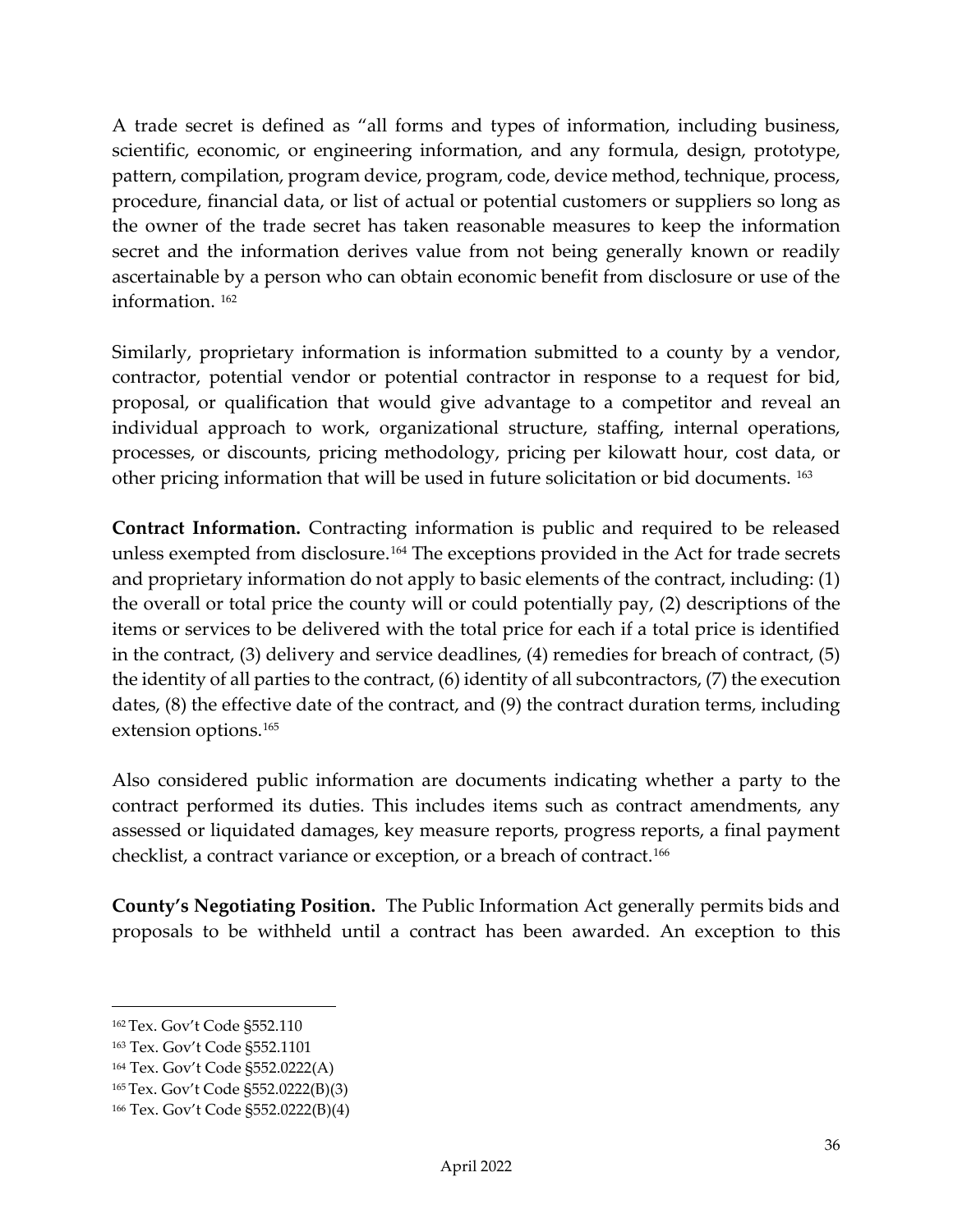A trade secret is defined as "all forms and types of information, including business, scientific, economic, or engineering information, and any formula, design, prototype, pattern, compilation, program device, program, code, device method, technique, process, procedure, financial data, or list of actual or potential customers or suppliers so long as the owner of the trade secret has taken reasonable measures to keep the information secret and the information derives value from not being generally known or readily ascertainable by a person who can obtain economic benefit from disclosure or use of the information. [162]

Similarly, proprietary information is information submitted to a county by a vendor, contractor, potential vendor or potential contractor in response to a request for bid, proposal, or qualification that would give advantage to a competitor and reveal an individual approach to work, organizational structure, staffing, internal operations, processes, or discounts, pricing methodology, pricing per kilowatt hour, cost data, or other pricing information that will be used in future solicitation or bid documents. [163]

**Contract Information.** Contracting information is public and required to be released unless exempted from disclosure.[164] The exceptions provided in the Act for trade secrets and proprietary information do not apply to basic elements of the contract, including: (1) the overall or total price the county will or could potentially pay, (2) descriptions of the items or services to be delivered with the total price for each if a total price is identified in the contract, (3) delivery and service deadlines, (4) remedies for breach of contract, (5) the identity of all parties to the contract, (6) identity of all subcontractors, (7) the execution dates, (8) the effective date of the contract, and (9) the contract duration terms, including extension options.[165]

Also considered public information are documents indicating whether a party to the contract performed its duties. This includes items such as contract amendments, any assessed or liquidated damages, key measure reports, progress reports, a final payment checklist, a contract variance or exception, or a breach of contract.[166]

**County's Negotiating Position.** The Public Information Act generally permits bids and proposals to be withheld until a contract has been awarded. An exception to this

---

[162] Tex. Gov't Code §552.110

[163] Tex. Gov't Code §552.1101

[164] Tex. Gov't Code §552.0222(A)

[165] Tex. Gov't Code §552.0222(B)(3)

[166] Tex. Gov't Code §552.0222(B)(4)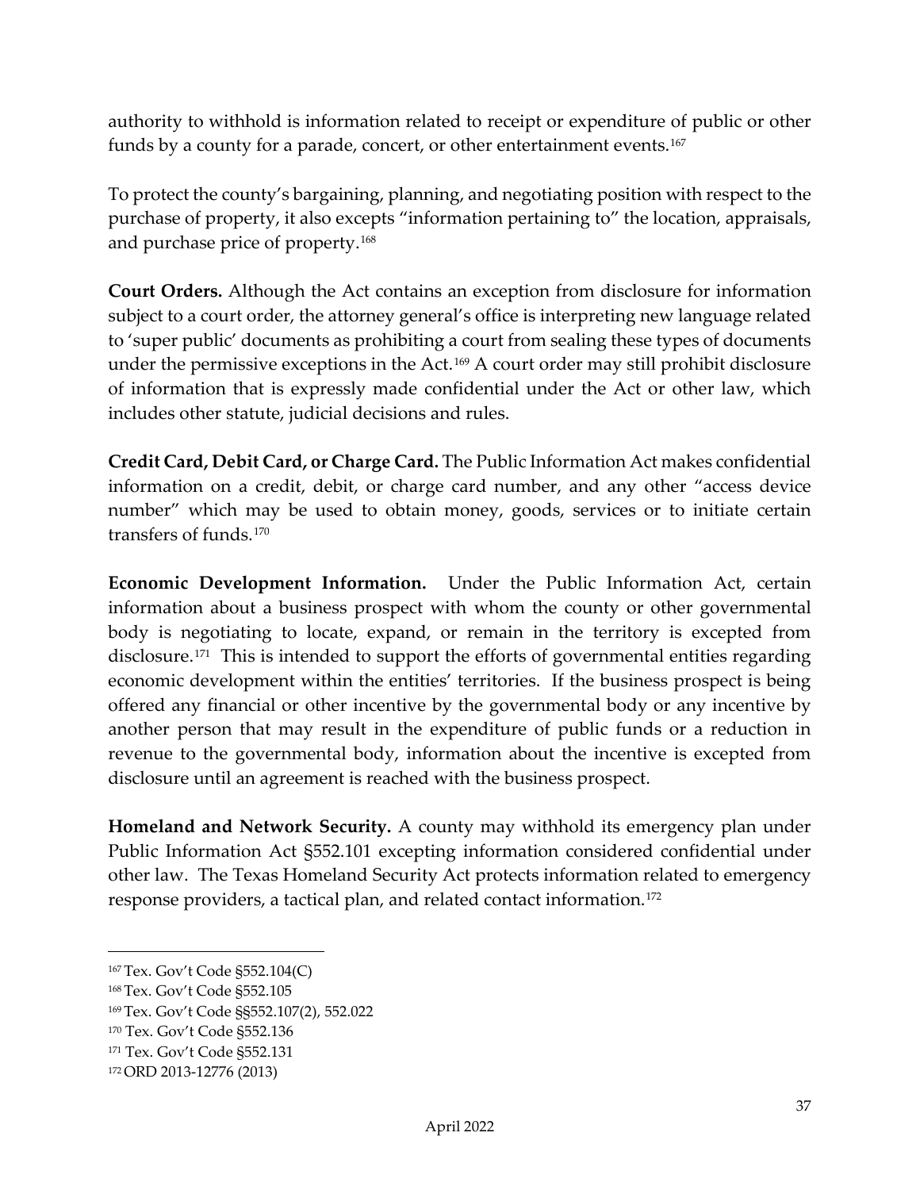authority to withhold is information related to receipt or expenditure of public or other funds by a county for a parade, concert, or other entertainment events.[167]

To protect the county's bargaining, planning, and negotiating position with respect to the purchase of property, it also excepts "information pertaining to" the location, appraisals, and purchase price of property.[168]

**Court Orders.** Although the Act contains an exception from disclosure for information subject to a court order, the attorney general's office is interpreting new language related to 'super public' documents as prohibiting a court from sealing these types of documents under the permissive exceptions in the Act.[169] A court order may still prohibit disclosure of information that is expressly made confidential under the Act or other law, which includes other statute, judicial decisions and rules.

**Credit Card, Debit Card, or Charge Card.** The Public Information Act makes confidential information on a credit, debit, or charge card number, and any other "access device number" which may be used to obtain money, goods, services or to initiate certain transfers of funds.[170]

**Economic Development Information.** Under the Public Information Act, certain information about a business prospect with whom the county or other governmental body is negotiating to locate, expand, or remain in the territory is excepted from disclosure.[171] This is intended to support the efforts of governmental entities regarding economic development within the entities' territories. If the business prospect is being offered any financial or other incentive by the governmental body or any incentive by another person that may result in the expenditure of public funds or a reduction in revenue to the governmental body, information about the incentive is excepted from disclosure until an agreement is reached with the business prospect.

**Homeland and Network Security.** A county may withhold its emergency plan under Public Information Act §552.101 excepting information considered confidential under other law. The Texas Homeland Security Act protects information related to emergency response providers, a tactical plan, and related contact information.[172]

---

[167] Tex. Gov't Code §552.104(C)

[168] Tex. Gov't Code §552.105

[169] Tex. Gov't Code §§552.107(2), 552.022

[170] Tex. Gov't Code §552.136

[171] Tex. Gov't Code §552.131

[172] ORD 2013-12776 (2013)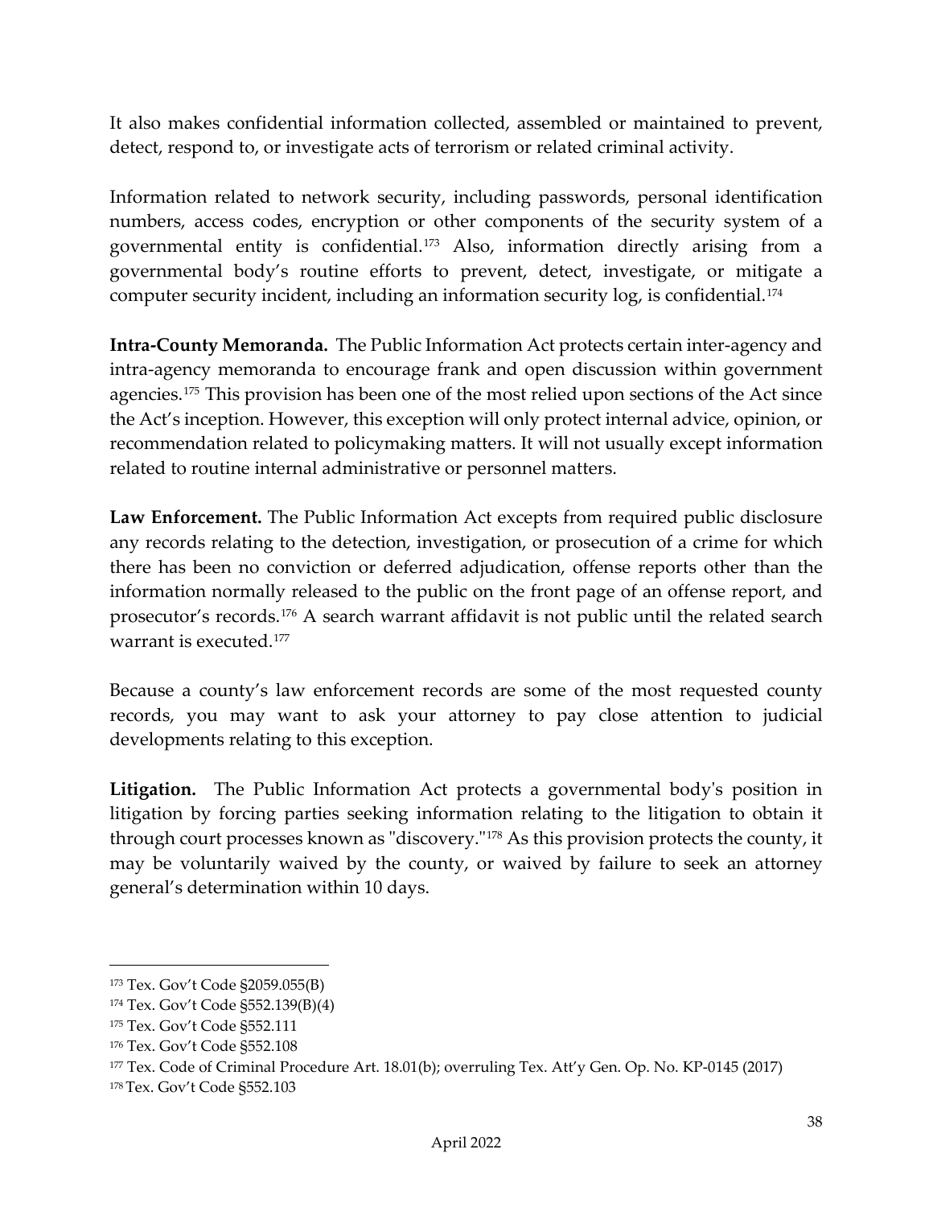It also makes confidential information collected, assembled or maintained to prevent, detect, respond to, or investigate acts of terrorism or related criminal activity.

Information related to network security, including passwords, personal identification numbers, access codes, encryption or other components of the security system of a governmental entity is confidential.[173] Also, information directly arising from a governmental body's routine efforts to prevent, detect, investigate, or mitigate a computer security incident, including an information security log, is confidential.[174]

**Intra-County Memoranda.** The Public Information Act protects certain inter-agency and intra-agency memoranda to encourage frank and open discussion within government agencies.[175] This provision has been one of the most relied upon sections of the Act since the Act's inception. However, this exception will only protect internal advice, opinion, or recommendation related to policymaking matters. It will not usually except information related to routine internal administrative or personnel matters.

**Law Enforcement.** The Public Information Act excepts from required public disclosure any records relating to the detection, investigation, or prosecution of a crime for which there has been no conviction or deferred adjudication, offense reports other than the information normally released to the public on the front page of an offense report, and prosecutor's records.[176] A search warrant affidavit is not public until the related search warrant is executed.[177]

Because a county's law enforcement records are some of the most requested county records, you may want to ask your attorney to pay close attention to judicial developments relating to this exception.

**Litigation.** The Public Information Act protects a governmental body's position in litigation by forcing parties seeking information relating to the litigation to obtain it through court processes known as "discovery."[178] As this provision protects the county, it may be voluntarily waived by the county, or waived by failure to seek an attorney general's determination within 10 days.

---

[173] Tex. Gov't Code §2059.055(B)

[174] Tex. Gov't Code §552.139(B)(4)

[175] Tex. Gov't Code §552.111

[176] Tex. Gov't Code §552.108

[177] Tex. Code of Criminal Procedure Art. 18.01(b); overruling Tex. Att'y Gen. Op. No. KP-0145 (2017)

[178] Tex. Gov't Code §552.103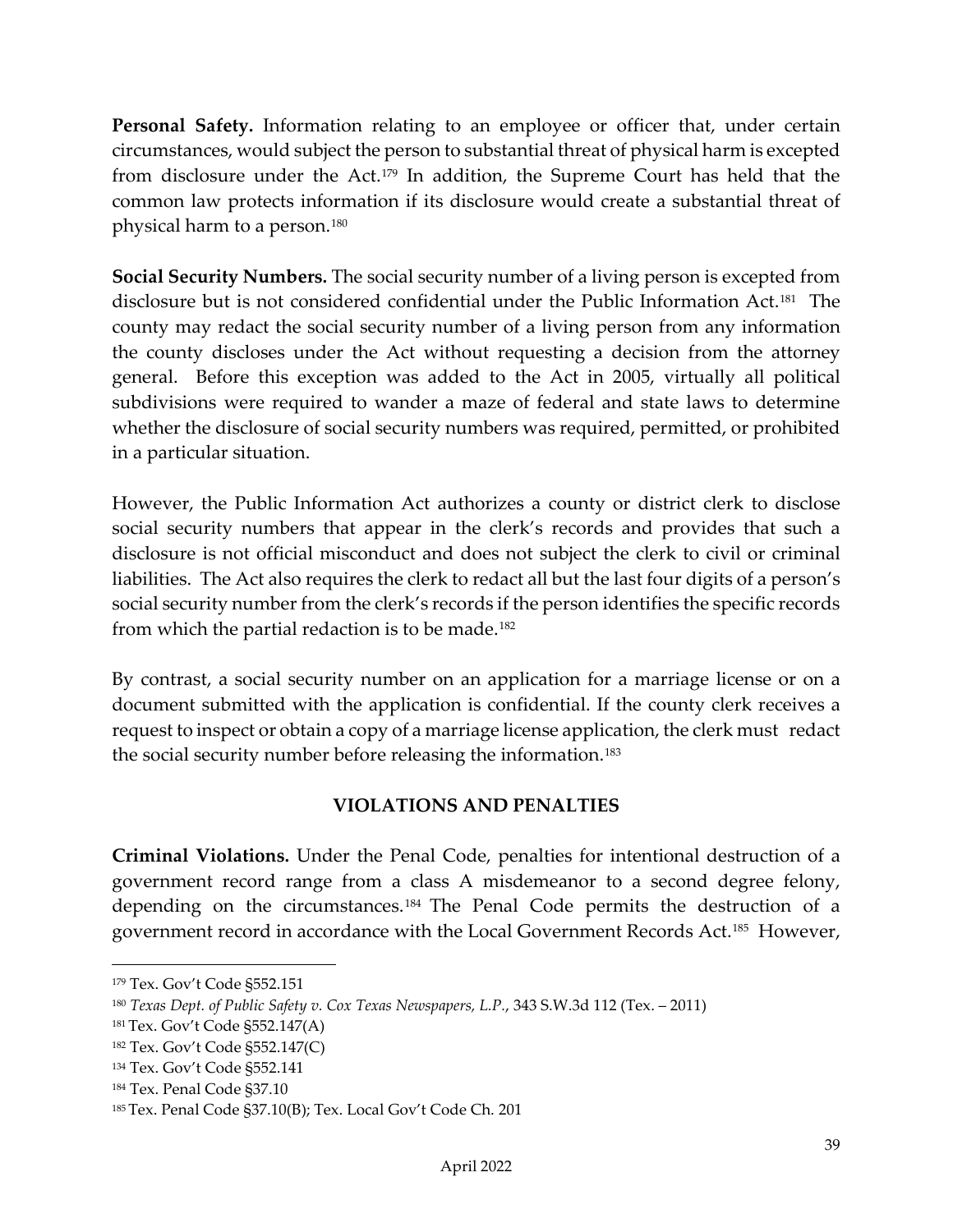**Personal Safety.** Information relating to an employee or officer that, under certain circumstances, would subject the person to substantial threat of physical harm is excepted from disclosure under the Act.[179] In addition, the Supreme Court has held that the common law protects information if its disclosure would create a substantial threat of physical harm to a person.[180]

**Social Security Numbers.** The social security number of a living person is excepted from disclosure but is not considered confidential under the Public Information Act.[181] The county may redact the social security number of a living person from any information the county discloses under the Act without requesting a decision from the attorney general. Before this exception was added to the Act in 2005, virtually all political subdivisions were required to wander a maze of federal and state laws to determine whether the disclosure of social security numbers was required, permitted, or prohibited in a particular situation.

However, the Public Information Act authorizes a county or district clerk to disclose social security numbers that appear in the clerk's records and provides that such a disclosure is not official misconduct and does not subject the clerk to civil or criminal liabilities. The Act also requires the clerk to redact all but the last four digits of a person's social security number from the clerk's records if the person identifies the specific records from which the partial redaction is to be made.[182]

By contrast, a social security number on an application for a marriage license or on a document submitted with the application is confidential. If the county clerk receives a request to inspect or obtain a copy of a marriage license application, the clerk must redact the social security number before releasing the information.[183]

## VIOLATIONS AND PENALTIES

**Criminal Violations.** Under the Penal Code, penalties for intentional destruction of a government record range from a class A misdemeanor to a second degree felony, depending on the circumstances.[184] The Penal Code permits the destruction of a government record in accordance with the Local Government Records Act.[185] However,

---

[179] Tex. Gov't Code §552.151

[180] *Texas Dept. of Public Safety v. Cox Texas Newspapers, L.P.*, 343 S.W.3d 112 (Tex. – 2011)

[181] Tex. Gov't Code §552.147(A)

[182] Tex. Gov't Code §552.147(C)

[134] Tex. Gov't Code §552.141

[184] Tex. Penal Code §37.10

[185] Tex. Penal Code §37.10(B); Tex. Local Gov't Code Ch. 201

April 2022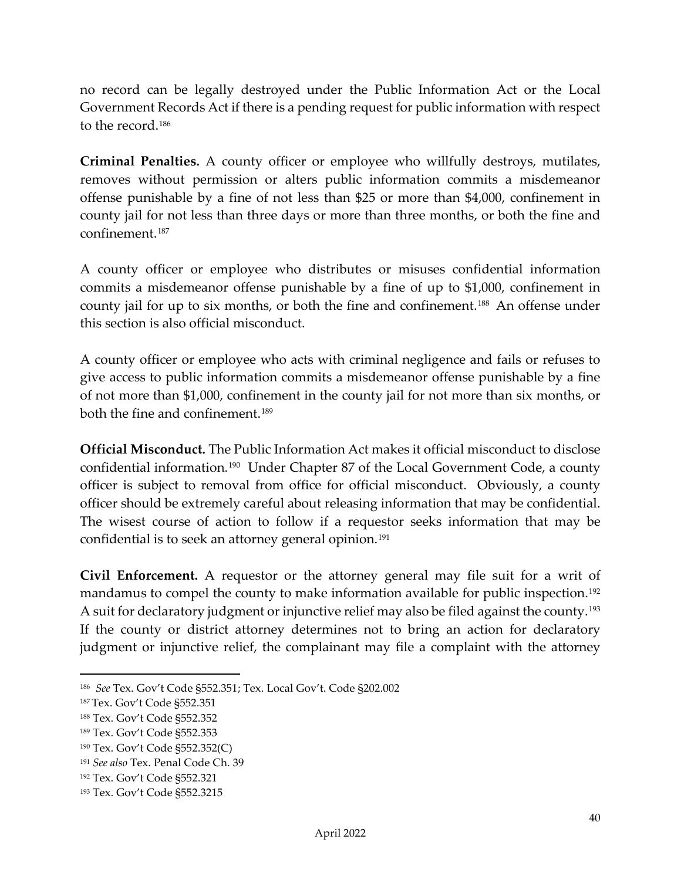no record can be legally destroyed under the Public Information Act or the Local Government Records Act if there is a pending request for public information with respect to the record.[186]

**Criminal Penalties.** A county officer or employee who willfully destroys, mutilates, removes without permission or alters public information commits a misdemeanor offense punishable by a fine of not less than $25 or more than $4,000, confinement in county jail for not less than three days or more than three months, or both the fine and confinement.[187]

A county officer or employee who distributes or misuses confidential information commits a misdemeanor offense punishable by a fine of up to $1,000, confinement in county jail for up to six months, or both the fine and confinement.[188] An offense under this section is also official misconduct.

A county officer or employee who acts with criminal negligence and fails or refuses to give access to public information commits a misdemeanor offense punishable by a fine of not more than $1,000, confinement in the county jail for not more than six months, or both the fine and confinement.[189]

**Official Misconduct.** The Public Information Act makes it official misconduct to disclose confidential information.[190] Under Chapter 87 of the Local Government Code, a county officer is subject to removal from office for official misconduct. Obviously, a county officer should be extremely careful about releasing information that may be confidential. The wisest course of action to follow if a requestor seeks information that may be confidential is to seek an attorney general opinion.[191]

**Civil Enforcement.** A requestor or the attorney general may file suit for a writ of mandamus to compel the county to make information available for public inspection.[192] A suit for declaratory judgment or injunctive relief may also be filed against the county.[193] If the county or district attorney determines not to bring an action for declaratory judgment or injunctive relief, the complainant may file a complaint with the attorney

---

[186] *See* Tex. Gov't Code §552.351; Tex. Local Gov't. Code §202.002

[187] Tex. Gov't Code §552.351

[188] Tex. Gov't Code §552.352

[189] Tex. Gov't Code §552.353

[190] Tex. Gov't Code §552.352(C)

[191] *See also* Tex. Penal Code Ch. 39

[192] Tex. Gov't Code §552.321

[193] Tex. Gov't Code §552.3215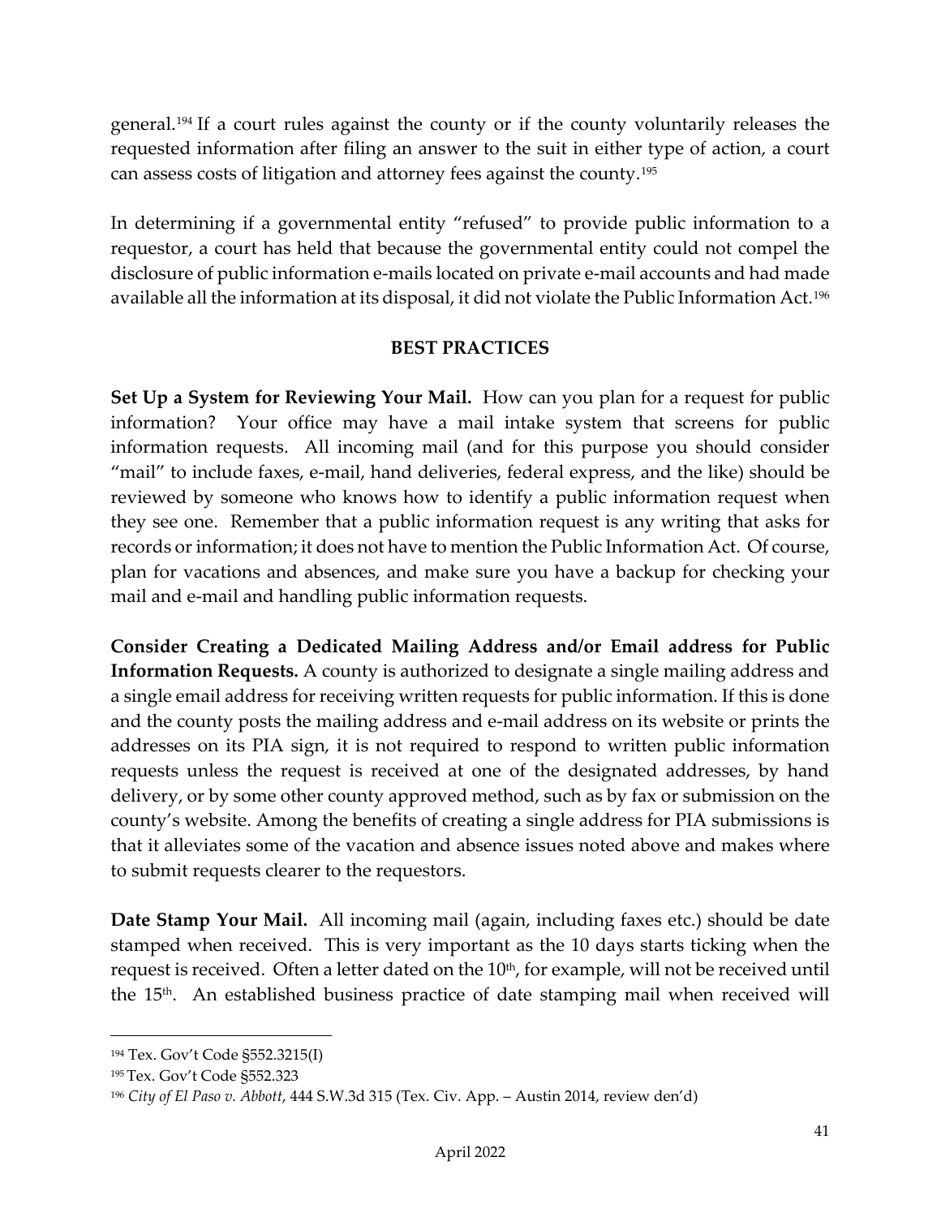general.[194] If a court rules against the county or if the county voluntarily releases the requested information after filing an answer to the suit in either type of action, a court can assess costs of litigation and attorney fees against the county.[195]

In determining if a governmental entity "refused" to provide public information to a requestor, a court has held that because the governmental entity could not compel the disclosure of public information e-mails located on private e-mail accounts and had made available all the information at its disposal, it did not violate the Public Information Act.[196]

## BEST PRACTICES

**Set Up a System for Reviewing Your Mail.** How can you plan for a request for public information? Your office may have a mail intake system that screens for public information requests. All incoming mail (and for this purpose you should consider "mail" to include faxes, e-mail, hand deliveries, federal express, and the like) should be reviewed by someone who knows how to identify a public information request when they see one. Remember that a public information request is any writing that asks for records or information; it does not have to mention the Public Information Act. Of course, plan for vacations and absences, and make sure you have a backup for checking your mail and e-mail and handling public information requests.

**Consider Creating a Dedicated Mailing Address and/or Email address for Public Information Requests.** A county is authorized to designate a single mailing address and a single email address for receiving written requests for public information. If this is done and the county posts the mailing address and e-mail address on its website or prints the addresses on its PIA sign, it is not required to respond to written public information requests unless the request is received at one of the designated addresses, by hand delivery, or by some other county approved method, such as by fax or submission on the county's website. Among the benefits of creating a single address for PIA submissions is that it alleviates some of the vacation and absence issues noted above and makes where to submit requests clearer to the requestors.

**Date Stamp Your Mail.** All incoming mail (again, including faxes etc.) should be date stamped when received. This is very important as the 10 days starts ticking when the request is received. Often a letter dated on the 10th, for example, will not be received until the 15th. An established business practice of date stamping mail when received will

---

[194] Tex. Gov't Code §552.3215(I)

[195] Tex. Gov't Code §552.323

[196] *City of El Paso v. Abbott*, 444 S.W.3d 315 (Tex. Civ. App. – Austin 2014, review den'd)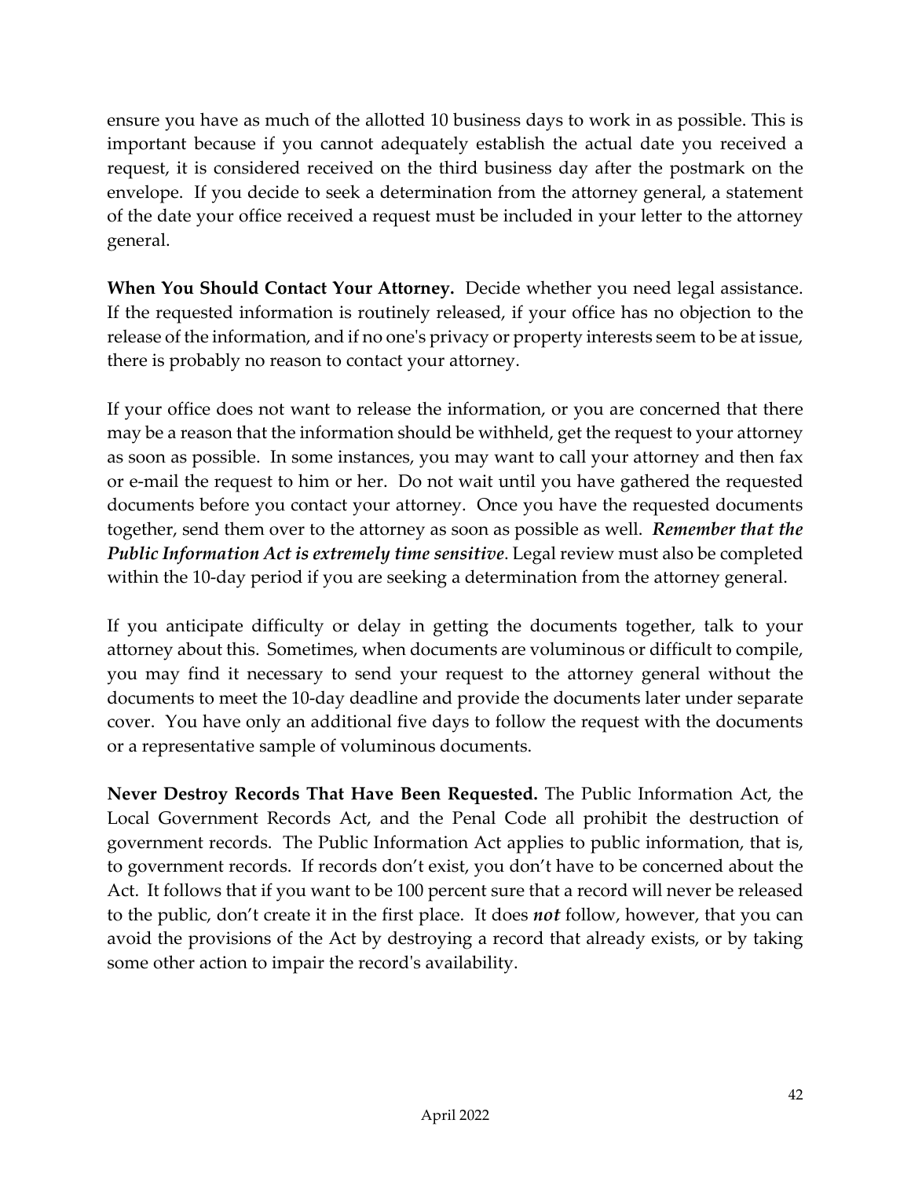ensure you have as much of the allotted 10 business days to work in as possible. This is important because if you cannot adequately establish the actual date you received a request, it is considered received on the third business day after the postmark on the envelope. If you decide to seek a determination from the attorney general, a statement of the date your office received a request must be included in your letter to the attorney general.

**When You Should Contact Your Attorney.** Decide whether you need legal assistance. If the requested information is routinely released, if your office has no objection to the release of the information, and if no one's privacy or property interests seem to be at issue, there is probably no reason to contact your attorney.

If your office does not want to release the information, or you are concerned that there may be a reason that the information should be withheld, get the request to your attorney as soon as possible. In some instances, you may want to call your attorney and then fax or e-mail the request to him or her. Do not wait until you have gathered the requested documents before you contact your attorney. Once you have the requested documents together, send them over to the attorney as soon as possible as well. ***Remember that the Public Information Act is extremely time sensitive***. Legal review must also be completed within the 10-day period if you are seeking a determination from the attorney general.

If you anticipate difficulty or delay in getting the documents together, talk to your attorney about this. Sometimes, when documents are voluminous or difficult to compile, you may find it necessary to send your request to the attorney general without the documents to meet the 10-day deadline and provide the documents later under separate cover. You have only an additional five days to follow the request with the documents or a representative sample of voluminous documents.

**Never Destroy Records That Have Been Requested.** The Public Information Act, the Local Government Records Act, and the Penal Code all prohibit the destruction of government records. The Public Information Act applies to public information, that is, to government records. If records don't exist, you don't have to be concerned about the Act. It follows that if you want to be 100 percent sure that a record will never be released to the public, don't create it in the first place. It does ***not*** follow, however, that you can avoid the provisions of the Act by destroying a record that already exists, or by taking some other action to impair the record's availability.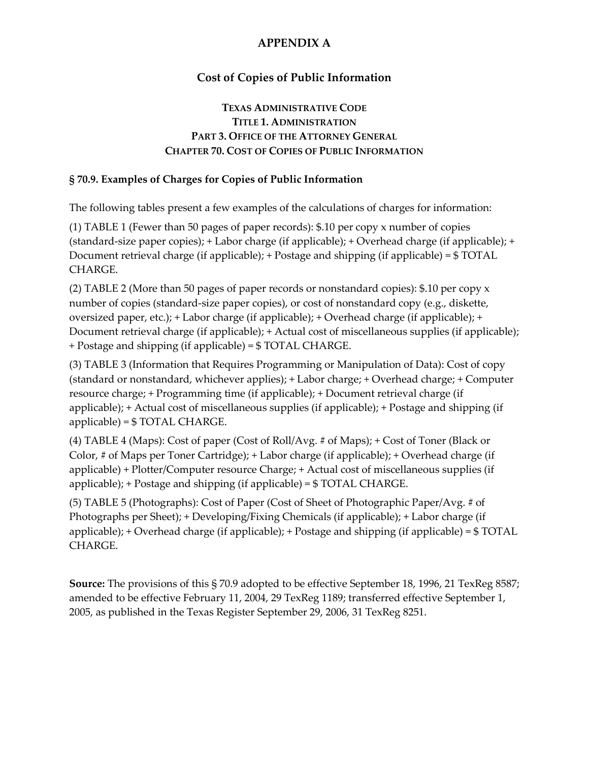# APPENDIX A

## Cost of Copies of Public Information

### TEXAS ADMINISTRATIVE CODE
### TITLE 1. ADMINISTRATION
### PART 3. OFFICE OF THE ATTORNEY GENERAL
### CHAPTER 70. COST OF COPIES OF PUBLIC INFORMATION

**§ 70.9. Examples of Charges for Copies of Public Information**

The following tables present a few examples of the calculations of charges for information:

(1) TABLE 1 (Fewer than 50 pages of paper records): $.10 per copy x number of copies (standard-size paper copies); + Labor charge (if applicable); + Overhead charge (if applicable); + Document retrieval charge (if applicable); + Postage and shipping (if applicable) = $ TOTAL CHARGE.

(2) TABLE 2 (More than 50 pages of paper records or nonstandard copies): $.10 per copy x number of copies (standard-size paper copies), or cost of nonstandard copy (e.g., diskette, oversized paper, etc.); + Labor charge (if applicable); + Overhead charge (if applicable); + Document retrieval charge (if applicable); + Actual cost of miscellaneous supplies (if applicable); + Postage and shipping (if applicable) = $ TOTAL CHARGE.

(3) TABLE 3 (Information that Requires Programming or Manipulation of Data): Cost of copy (standard or nonstandard, whichever applies); + Labor charge; + Overhead charge; + Computer resource charge; + Programming time (if applicable); + Document retrieval charge (if applicable); + Actual cost of miscellaneous supplies (if applicable); + Postage and shipping (if applicable) = $ TOTAL CHARGE.

(4) TABLE 4 (Maps): Cost of paper (Cost of Roll/Avg. # of Maps); + Cost of Toner (Black or Color, # of Maps per Toner Cartridge); + Labor charge (if applicable); + Overhead charge (if applicable) + Plotter/Computer resource Charge; + Actual cost of miscellaneous supplies (if applicable); + Postage and shipping (if applicable) = $ TOTAL CHARGE.

(5) TABLE 5 (Photographs): Cost of Paper (Cost of Sheet of Photographic Paper/Avg. # of Photographs per Sheet); + Developing/Fixing Chemicals (if applicable); + Labor charge (if applicable); + Overhead charge (if applicable); + Postage and shipping (if applicable) = $ TOTAL CHARGE.

**Source:** The provisions of this § 70.9 adopted to be effective September 18, 1996, 21 TexReg 8587; amended to be effective February 11, 2004, 29 TexReg 1189; transferred effective September 1, 2005, as published in the Texas Register September 29, 2006, 31 TexReg 8251.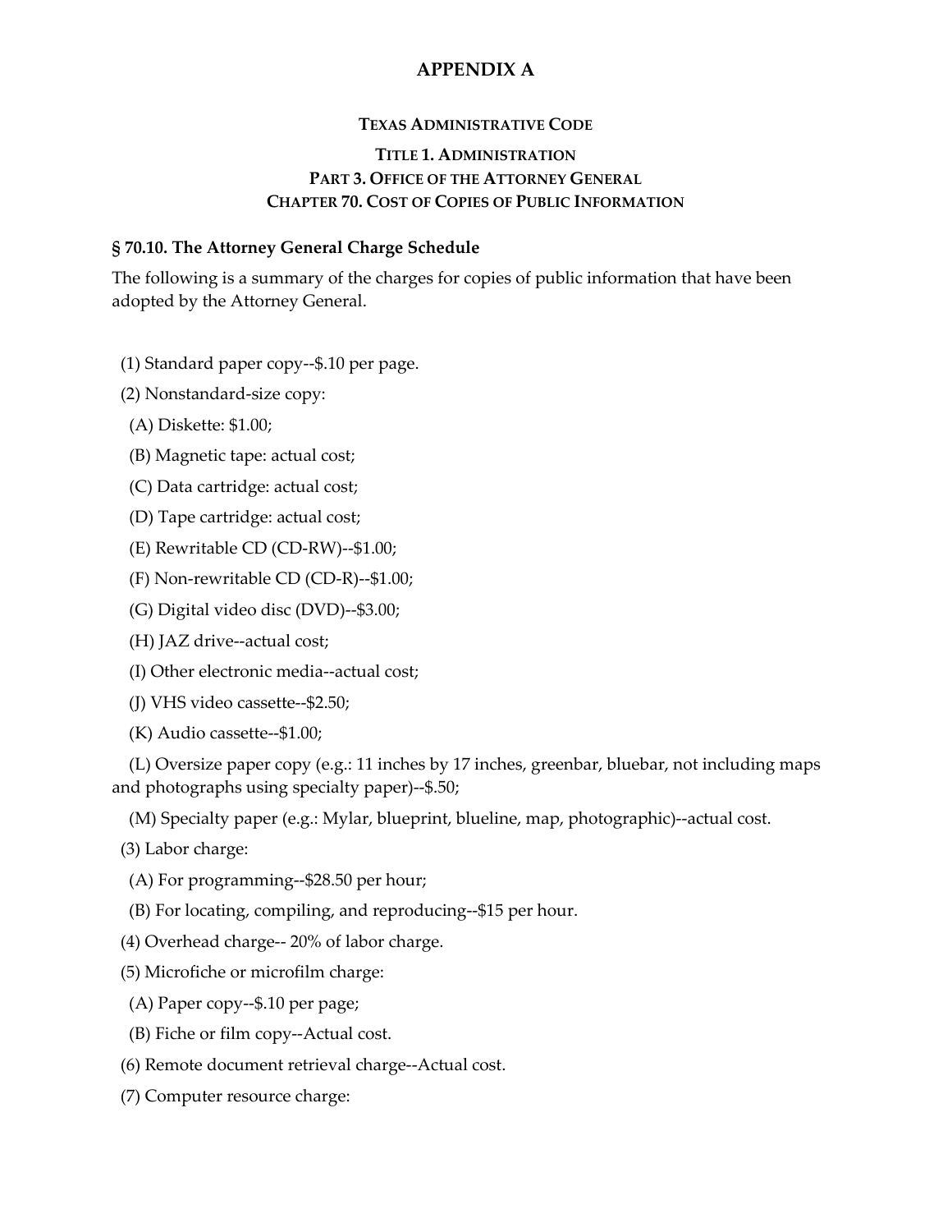# APPENDIX A

## TEXAS ADMINISTRATIVE CODE

### TITLE 1. ADMINISTRATION
### PART 3. OFFICE OF THE ATTORNEY GENERAL
### CHAPTER 70. COST OF COPIES OF PUBLIC INFORMATION

**§ 70.10. The Attorney General Charge Schedule**

The following is a summary of the charges for copies of public information that have been adopted by the Attorney General.

(1) Standard paper copy--$.10 per page.

(2) Nonstandard-size copy:

(A) Diskette: $1.00;

(B) Magnetic tape: actual cost;

(C) Data cartridge: actual cost;

(D) Tape cartridge: actual cost;

(E) Rewritable CD (CD-RW)--$1.00;

(F) Non-rewritable CD (CD-R)--$1.00;

(G) Digital video disc (DVD)--$3.00;

(H) JAZ drive--actual cost;

(I) Other electronic media--actual cost;

(J) VHS video cassette--$2.50;

(K) Audio cassette--$1.00;

(L) Oversize paper copy (e.g.: 11 inches by 17 inches, greenbar, bluebar, not including maps and photographs using specialty paper)--$.50;

(M) Specialty paper (e.g.: Mylar, blueprint, blueline, map, photographic)--actual cost.

(3) Labor charge:

(A) For programming--$28.50 per hour;

(B) For locating, compiling, and reproducing--$15 per hour.

(4) Overhead charge-- 20% of labor charge.

(5) Microfiche or microfilm charge:

(A) Paper copy--$.10 per page;

(B) Fiche or film copy--Actual cost.

(6) Remote document retrieval charge--Actual cost.

(7) Computer resource charge: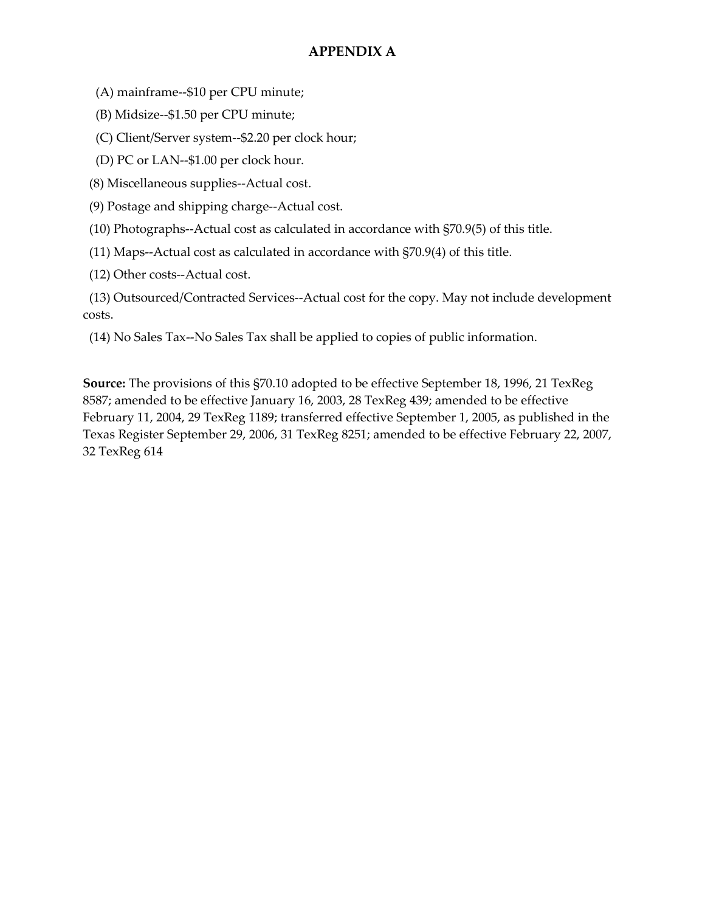## APPENDIX A

(A) mainframe--$10 per CPU minute;

(B) Midsize--$1.50 per CPU minute;

(C) Client/Server system--$2.20 per clock hour;

(D) PC or LAN--$1.00 per clock hour.

(8) Miscellaneous supplies--Actual cost.

(9) Postage and shipping charge--Actual cost.

(10) Photographs--Actual cost as calculated in accordance with §70.9(5) of this title.

(11) Maps--Actual cost as calculated in accordance with §70.9(4) of this title.

(12) Other costs--Actual cost.

(13) Outsourced/Contracted Services--Actual cost for the copy. May not include development costs.

(14) No Sales Tax--No Sales Tax shall be applied to copies of public information.

**Source:** The provisions of this §70.10 adopted to be effective September 18, 1996, 21 TexReg 8587; amended to be effective January 16, 2003, 28 TexReg 439; amended to be effective February 11, 2004, 29 TexReg 1189; transferred effective September 1, 2005, as published in the Texas Register September 29, 2006, 31 TexReg 8251; amended to be effective February 22, 2007, 32 TexReg 614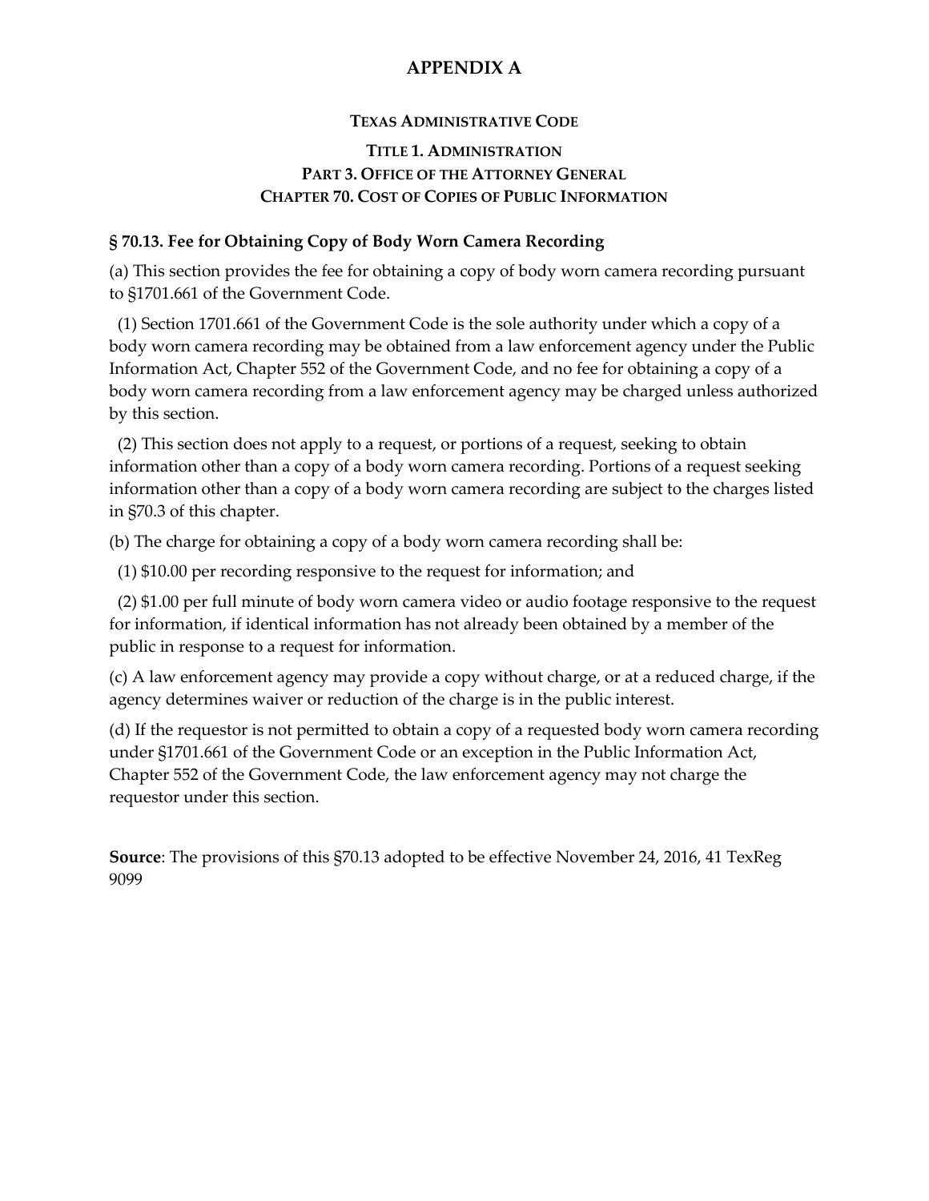# APPENDIX A

### Texas Administrative Code

### Title 1. Administration
### Part 3. Office of the Attorney General
### Chapter 70. Cost of Copies of Public Information

**§ 70.13. Fee for Obtaining Copy of Body Worn Camera Recording**

(a) This section provides the fee for obtaining a copy of body worn camera recording pursuant to §1701.661 of the Government Code.

(1) Section 1701.661 of the Government Code is the sole authority under which a copy of a body worn camera recording may be obtained from a law enforcement agency under the Public Information Act, Chapter 552 of the Government Code, and no fee for obtaining a copy of a body worn camera recording from a law enforcement agency may be charged unless authorized by this section.

(2) This section does not apply to a request, or portions of a request, seeking to obtain information other than a copy of a body worn camera recording. Portions of a request seeking information other than a copy of a body worn camera recording are subject to the charges listed in §70.3 of this chapter.

(b) The charge for obtaining a copy of a body worn camera recording shall be:

(1) $10.00 per recording responsive to the request for information; and

(2) $1.00 per full minute of body worn camera video or audio footage responsive to the request for information, if identical information has not already been obtained by a member of the public in response to a request for information.

(c) A law enforcement agency may provide a copy without charge, or at a reduced charge, if the agency determines waiver or reduction of the charge is in the public interest.

(d) If the requestor is not permitted to obtain a copy of a requested body worn camera recording under §1701.661 of the Government Code or an exception in the Public Information Act, Chapter 552 of the Government Code, the law enforcement agency may not charge the requestor under this section.

**Source**: The provisions of this §70.13 adopted to be effective November 24, 2016, 41 TexReg 9099